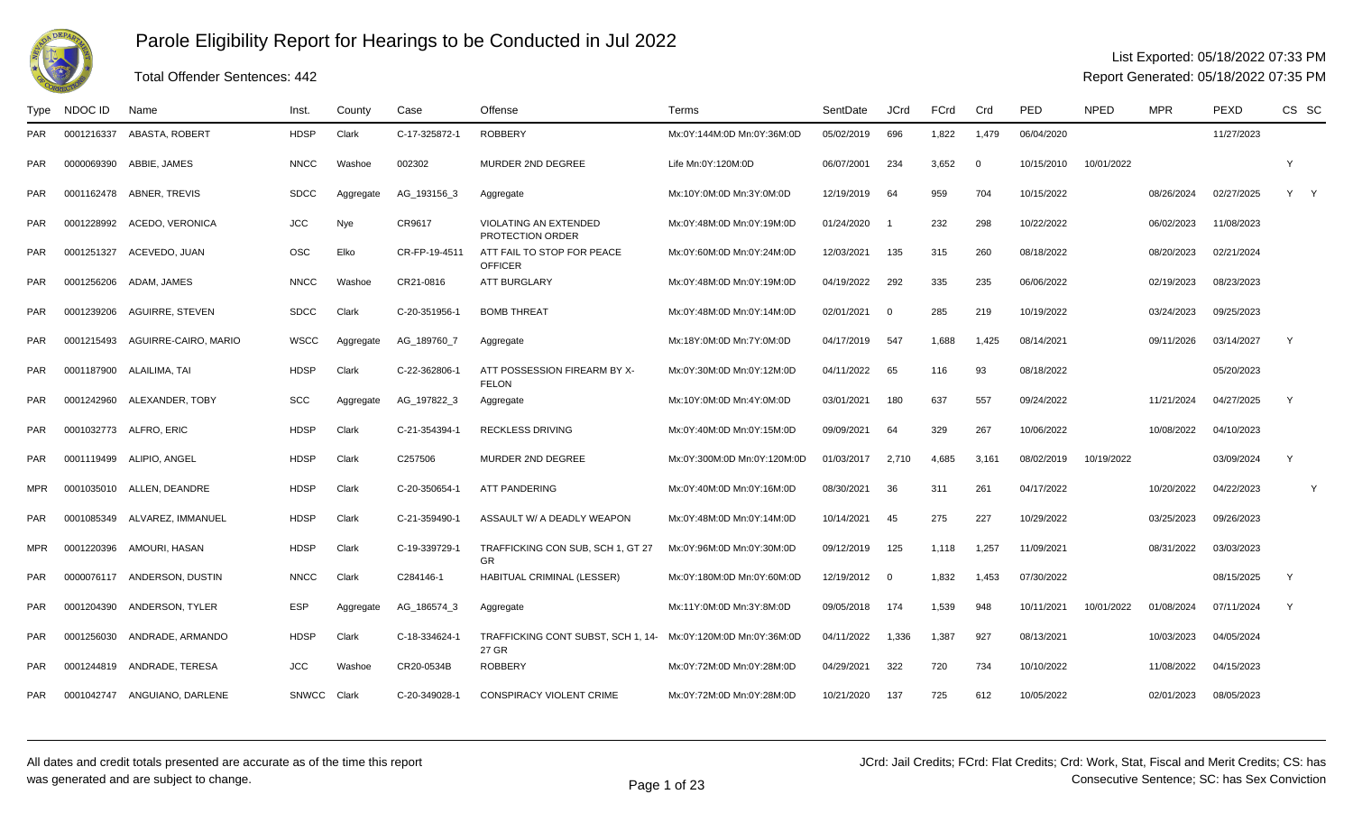# Parole Eligibility Report for Hearings to be Conducted in Jul 2022

Total Offender Sentences: 442

List Exported: 05/18/2022 07:33 PM
Report Generated: 05/18/2022 07:35 PM

| Type | NDOC ID | Name | Inst. | County | Case | Offense | Terms | SentDate | JCrd | FCrd | Crd | PED | NPED | MPR | PEXD | CS | SC |
|---|---|---|---|---|---|---|---|---|---|---|---|---|---|---|---|---|---|
| PAR | 0001216337 | ABASTA, ROBERT | HDSP | Clark | C-17-325872-1 | ROBBERY | Mx:0Y:144M:0D Mn:0Y:36M:0D | 05/02/2019 | 696 | 1,822 | 1,479 | 06/04/2020 | | | 11/27/2023 | | |
| PAR | 0000069390 | ABBIE, JAMES | NNCC | Washoe | 002302 | MURDER 2ND DEGREE | Life Mn:0Y:120M:0D | 06/07/2001 | 234 | 3,652 | 0 | 10/15/2010 | 10/01/2022 | | | Y | |
| PAR | 0001162478 | ABNER, TREVIS | SDCC | Aggregate | AG_193156_3 | Aggregate | Mx:10Y:0M:0D Mn:3Y:0M:0D | 12/19/2019 | 64 | 959 | 704 | 10/15/2022 | | 08/26/2024 | 02/27/2025 | Y | Y |
| PAR | 0001228992 | ACEDO, VERONICA | JCC | Nye | CR9617 | VIOLATING AN EXTENDED PROTECTION ORDER | Mx:0Y:48M:0D Mn:0Y:19M:0D | 01/24/2020 | 1 | 232 | 298 | 10/22/2022 | | 06/02/2023 | 11/08/2023 | | |
| PAR | 0001251327 | ACEVEDO, JUAN | OSC | Elko | CR-FP-19-4511 | ATT FAIL TO STOP FOR PEACE OFFICER | Mx:0Y:60M:0D Mn:0Y:24M:0D | 12/03/2021 | 135 | 315 | 260 | 08/18/2022 | | 08/20/2023 | 02/21/2024 | | |
| PAR | 0001256206 | ADAM, JAMES | NNCC | Washoe | CR21-0816 | ATT BURGLARY | Mx:0Y:48M:0D Mn:0Y:19M:0D | 04/19/2022 | 292 | 335 | 235 | 06/06/2022 | | 02/19/2023 | 08/23/2023 | | |
| PAR | 0001239206 | AGUIRRE, STEVEN | SDCC | Clark | C-20-351956-1 | BOMB THREAT | Mx:0Y:48M:0D Mn:0Y:14M:0D | 02/01/2021 | 0 | 285 | 219 | 10/19/2022 | | 03/24/2023 | 09/25/2023 | | |
| PAR | 0001215493 | AGUIRRE-CAIRO, MARIO | WSCC | Aggregate | AG_189760_7 | Aggregate | Mx:18Y:0M:0D Mn:7Y:0M:0D | 04/17/2019 | 547 | 1,688 | 1,425 | 08/14/2021 | | 09/11/2026 | 03/14/2027 | Y | |
| PAR | 0001187900 | ALAILIMA, TAI | HDSP | Clark | C-22-362806-1 | ATT POSSESSION FIREARM BY X-FELON | Mx:0Y:30M:0D Mn:0Y:12M:0D | 04/11/2022 | 65 | 116 | 93 | 08/18/2022 | | | 05/20/2023 | | |
| PAR | 0001242960 | ALEXANDER, TOBY | SCC | Aggregate | AG_197822_3 | Aggregate | Mx:10Y:0M:0D Mn:4Y:0M:0D | 03/01/2021 | 180 | 637 | 557 | 09/24/2022 | | 11/21/2024 | 04/27/2025 | Y | |
| PAR | 0001032773 | ALFRO, ERIC | HDSP | Clark | C-21-354394-1 | RECKLESS DRIVING | Mx:0Y:40M:0D Mn:0Y:15M:0D | 09/09/2021 | 64 | 329 | 267 | 10/06/2022 | | 10/08/2022 | 04/10/2023 | | |
| PAR | 0001119499 | ALIPIO, ANGEL | HDSP | Clark | C257506 | MURDER 2ND DEGREE | Mx:0Y:300M:0D Mn:0Y:120M:0D | 01/03/2017 | 2,710 | 4,685 | 3,161 | 08/02/2019 | 10/19/2022 | | 03/09/2024 | Y | |
| MPR | 0001035010 | ALLEN, DEANDRE | HDSP | Clark | C-20-350654-1 | ATT PANDERING | Mx:0Y:40M:0D Mn:0Y:16M:0D | 08/30/2021 | 36 | 311 | 261 | 04/17/2022 | | 10/20/2022 | 04/22/2023 | | Y |
| PAR | 0001085349 | ALVAREZ, IMMANUEL | HDSP | Clark | C-21-359490-1 | ASSAULT W/ A DEADLY WEAPON | Mx:0Y:48M:0D Mn:0Y:14M:0D | 10/14/2021 | 45 | 275 | 227 | 10/29/2022 | | 03/25/2023 | 09/26/2023 | | |
| MPR | 0001220396 | AMOURI, HASAN | HDSP | Clark | C-19-339729-1 | TRAFFICKING CON SUB, SCH 1, GT 27 GR | Mx:0Y:96M:0D Mn:0Y:30M:0D | 09/12/2019 | 125 | 1,118 | 1,257 | 11/09/2021 | | 08/31/2022 | 03/03/2023 | | |
| PAR | 0000076117 | ANDERSON, DUSTIN | NNCC | Clark | C284146-1 | HABITUAL CRIMINAL (LESSER) | Mx:0Y:180M:0D Mn:0Y:60M:0D | 12/19/2012 | 0 | 1,832 | 1,453 | 07/30/2022 | | | 08/15/2025 | Y | |
| PAR | 0001204390 | ANDERSON, TYLER | ESP | Aggregate | AG_186574_3 | Aggregate | Mx:11Y:0M:0D Mn:3Y:8M:0D | 09/05/2018 | 174 | 1,539 | 948 | 10/11/2021 | 10/01/2022 | 01/08/2024 | 07/11/2024 | Y | |
| PAR | 0001256030 | ANDRADE, ARMANDO | HDSP | Clark | C-18-334624-1 | TRAFFICKING CONT SUBST, SCH 1, 14-27 GR | Mx:0Y:120M:0D Mn:0Y:36M:0D | 04/11/2022 | 1,336 | 1,387 | 927 | 08/13/2021 | | 10/03/2023 | 04/05/2024 | | |
| PAR | 0001244819 | ANDRADE, TERESA | JCC | Washoe | CR20-0534B | ROBBERY | Mx:0Y:72M:0D Mn:0Y:28M:0D | 04/29/2021 | 322 | 720 | 734 | 10/10/2022 | | 11/08/2022 | 04/15/2023 | | |
| PAR | 0001042747 | ANGUIANO, DARLENE | SNWCC | Clark | C-20-349028-1 | CONSPIRACY VIOLENT CRIME | Mx:0Y:72M:0D Mn:0Y:28M:0D | 10/21/2020 | 137 | 725 | 612 | 10/05/2022 | | 02/01/2023 | 08/05/2023 | | |

All dates and credit totals presented are accurate as of the time this report was generated and are subject to change.

JCrd: Jail Credits; FCrd: Flat Credits; Crd: Work, Stat, Fiscal and Merit Credits; CS: has Consecutive Sentence; SC: has Sex Conviction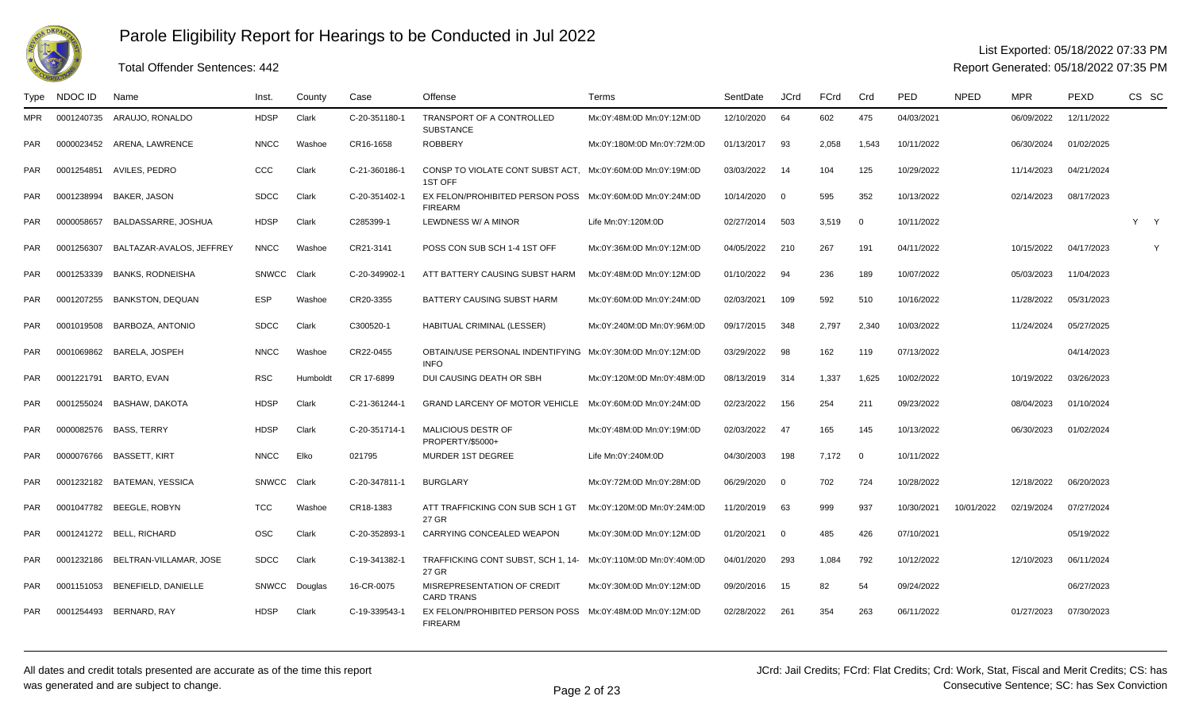# Parole Eligibility Report for Hearings to be Conducted in Jul 2022

Total Offender Sentences: 442

List Exported: 05/18/2022 07:33 PM
Report Generated: 05/18/2022 07:35 PM

| Type | NDOC ID | Name | Inst. | County | Case | Offense | Terms | SentDate | JCrd | FCrd | Crd | PED | NPED | MPR | PEXD | CS | SC |
|---|---|---|---|---|---|---|---|---|---|---|---|---|---|---|---|---|---|
| MPR | 0001240735 | ARAUJO, RONALDO | HDSP | Clark | C-20-351180-1 | TRANSPORT OF A CONTROLLED SUBSTANCE | Mx:0Y:48M:0D Mn:0Y:12M:0D | 12/10/2020 | 64 | 602 | 475 | 04/03/2021 | | 06/09/2022 | 12/11/2022 | | |
| PAR | 0000023452 | ARENA, LAWRENCE | NNCC | Washoe | CR16-1658 | ROBBERY | Mx:0Y:180M:0D Mn:0Y:72M:0D | 01/13/2017 | 93 | 2,058 | 1,543 | 10/11/2022 | | 06/30/2024 | 01/02/2025 | | |
| PAR | 0001254851 | AVILES, PEDRO | CCC | Clark | C-21-360186-1 | CONSP TO VIOLATE CONT SUBST ACT, 1ST OFF | Mx:0Y:60M:0D Mn:0Y:19M:0D | 03/03/2022 | 14 | 104 | 125 | 10/29/2022 | | 11/14/2023 | 04/21/2024 | | |
| PAR | 0001238994 | BAKER, JASON | SDCC | Clark | C-20-351402-1 | EX FELON/PROHIBITED PERSON POSS FIREARM | Mx:0Y:60M:0D Mn:0Y:24M:0D | 10/14/2020 | 0 | 595 | 352 | 10/13/2022 | | 02/14/2023 | 08/17/2023 | | |
| PAR | 0000058657 | BALDASSARRE, JOSHUA | HDSP | Clark | C285399-1 | LEWDNESS W/ A MINOR | Life Mn:0Y:120M:0D | 02/27/2014 | 503 | 3,519 | 0 | 10/11/2022 | | | | Y | Y |
| PAR | 0001256307 | BALTAZAR-AVALOS, JEFFREY | NNCC | Washoe | CR21-3141 | POSS CON SUB SCH 1-4 1ST OFF | Mx:0Y:36M:0D Mn:0Y:12M:0D | 04/05/2022 | 210 | 267 | 191 | 04/11/2022 | | 10/15/2022 | 04/17/2023 | | Y |
| PAR | 0001253339 | BANKS, RODNEISHA | SNWCC | Clark | C-20-349902-1 | ATT BATTERY CAUSING SUBST HARM | Mx:0Y:48M:0D Mn:0Y:12M:0D | 01/10/2022 | 94 | 236 | 189 | 10/07/2022 | | 05/03/2023 | 11/04/2023 | | |
| PAR | 0001207255 | BANKSTON, DEQUAN | ESP | Washoe | CR20-3355 | BATTERY CAUSING SUBST HARM | Mx:0Y:60M:0D Mn:0Y:24M:0D | 02/03/2021 | 109 | 592 | 510 | 10/16/2022 | | 11/28/2022 | 05/31/2023 | | |
| PAR | 0001019508 | BARBOZA, ANTONIO | SDCC | Clark | C300520-1 | HABITUAL CRIMINAL (LESSER) | Mx:0Y:240M:0D Mn:0Y:96M:0D | 09/17/2015 | 348 | 2,797 | 2,340 | 10/03/2022 | | 11/24/2024 | 05/27/2025 | | |
| PAR | 0001069862 | BARELA, JOSPEH | NNCC | Washoe | CR22-0455 | OBTAIN/USE PERSONAL INDENTIFYING INFO | Mx:0Y:30M:0D Mn:0Y:12M:0D | 03/29/2022 | 98 | 162 | 119 | 07/13/2022 | | | 04/14/2023 | | |
| PAR | 0001221791 | BARTO, EVAN | RSC | Humboldt | CR 17-6899 | DUI CAUSING DEATH OR SBH | Mx:0Y:120M:0D Mn:0Y:48M:0D | 08/13/2019 | 314 | 1,337 | 1,625 | 10/02/2022 | | 10/19/2022 | 03/26/2023 | | |
| PAR | 0001255024 | BASHAW, DAKOTA | HDSP | Clark | C-21-361244-1 | GRAND LARCENY OF MOTOR VEHICLE | Mx:0Y:60M:0D Mn:0Y:24M:0D | 02/23/2022 | 156 | 254 | 211 | 09/23/2022 | | 08/04/2023 | 01/10/2024 | | |
| PAR | 0000082576 | BASS, TERRY | HDSP | Clark | C-20-351714-1 | MALICIOUS DESTR OF PROPERTY/$5000+ | Mx:0Y:48M:0D Mn:0Y:19M:0D | 02/03/2022 | 47 | 165 | 145 | 10/13/2022 | | 06/30/2023 | 01/02/2024 | | |
| PAR | 0000076766 | BASSETT, KIRT | NNCC | Elko | 021795 | MURDER 1ST DEGREE | Life Mn:0Y:240M:0D | 04/30/2003 | 198 | 7,172 | 0 | 10/11/2022 | | | | | |
| PAR | 0001232182 | BATEMAN, YESSICA | SNWCC | Clark | C-20-347811-1 | BURGLARY | Mx:0Y:72M:0D Mn:0Y:28M:0D | 06/29/2020 | 0 | 702 | 724 | 10/28/2022 | | 12/18/2022 | 06/20/2023 | | |
| PAR | 0001047782 | BEEGLE, ROBYN | TCC | Washoe | CR18-1383 | ATT TRAFFICKING CON SUB SCH 1 GT 27 GR | Mx:0Y:120M:0D Mn:0Y:24M:0D | 11/20/2019 | 63 | 999 | 937 | 10/30/2021 | 10/01/2022 | 02/19/2024 | 07/27/2024 | | |
| PAR | 0001241272 | BELL, RICHARD | OSC | Clark | C-20-352893-1 | CARRYING CONCEALED WEAPON | Mx:0Y:30M:0D Mn:0Y:12M:0D | 01/20/2021 | 0 | 485 | 426 | 07/10/2021 | | | 05/19/2022 | | |
| PAR | 0001232186 | BELTRAN-VILLAMAR, JOSE | SDCC | Clark | C-19-341382-1 | TRAFFICKING CONT SUBST, SCH 1, 14-27 GR | Mx:0Y:110M:0D Mn:0Y:40M:0D | 04/01/2020 | 293 | 1,084 | 792 | 10/12/2022 | | 12/10/2023 | 06/11/2024 | | |
| PAR | 0001151053 | BENEFIELD, DANIELLE | SNWCC | Douglas | 16-CR-0075 | MISREPRESENTATION OF CREDIT CARD TRANS | Mx:0Y:30M:0D Mn:0Y:12M:0D | 09/20/2016 | 15 | 82 | 54 | 09/24/2022 | | | 06/27/2023 | | |
| PAR | 0001254493 | BERNARD, RAY | HDSP | Clark | C-19-339543-1 | EX FELON/PROHIBITED PERSON POSS FIREARM | Mx:0Y:48M:0D Mn:0Y:12M:0D | 02/28/2022 | 261 | 354 | 263 | 06/11/2022 | | 01/27/2023 | 07/30/2023 | | |

All dates and credit totals presented are accurate as of the time this report was generated and are subject to change.

JCrd: Jail Credits; FCrd: Flat Credits; Crd: Work, Stat, Fiscal and Merit Credits; CS: has Consecutive Sentence; SC: has Sex Conviction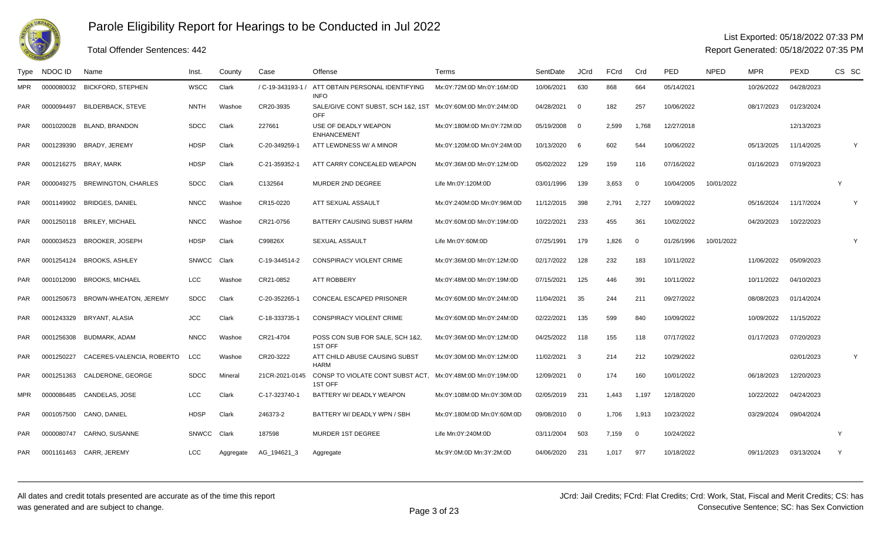# Parole Eligibility Report for Hearings to be Conducted in Jul 2022

Total Offender Sentences: 442

List Exported: 05/18/2022 07:33 PM
Report Generated: 05/18/2022 07:35 PM

| Type | NDOC ID | Name | Inst. | County | Case | Offense | Terms | SentDate | JCrd | FCrd | Crd | PED | NPED | MPR | PEXD | CS | SC |
|---|---|---|---|---|---|---|---|---|---|---|---|---|---|---|---|---|---|
| MPR | 0000080032 | BICKFORD, STEPHEN | WSCC | Clark | / C-19-343193-1 / | ATT OBTAIN PERSONAL IDENTIFYING INFO | Mx:0Y:72M:0D Mn:0Y:16M:0D | 10/06/2021 | 630 | 868 | 664 | 05/14/2021 | | 10/26/2022 | 04/28/2023 | | |
| PAR | 0000094497 | BILDERBACK, STEVE | NNTH | Washoe | CR20-3935 | SALE/GIVE CONT SUBST, SCH 1&2, 1ST OFF | Mx:0Y:60M:0D Mn:0Y:24M:0D | 04/28/2021 | 0 | 182 | 257 | 10/06/2022 | | 08/17/2023 | 01/23/2024 | | |
| PAR | 0001020028 | BLAND, BRANDON | SDCC | Clark | 227661 | USE OF DEADLY WEAPON ENHANCEMENT | Mx:0Y:180M:0D Mn:0Y:72M:0D | 05/19/2008 | 0 | 2,599 | 1,768 | 12/27/2018 | | | 12/13/2023 | | |
| PAR | 0001239390 | BRADY, JEREMY | HDSP | Clark | C-20-349259-1 | ATT LEWDNESS W/ A MINOR | Mx:0Y:120M:0D Mn:0Y:24M:0D | 10/13/2020 | 6 | 602 | 544 | 10/06/2022 | | 05/13/2025 | 11/14/2025 | | Y |
| PAR | 0001216275 | BRAY, MARK | HDSP | Clark | C-21-359352-1 | ATT CARRY CONCEALED WEAPON | Mx:0Y:36M:0D Mn:0Y:12M:0D | 05/02/2022 | 129 | 159 | 116 | 07/16/2022 | | 01/16/2023 | 07/19/2023 | | |
| PAR | 0000049275 | BREWINGTON, CHARLES | SDCC | Clark | C132564 | MURDER 2ND DEGREE | Life Mn:0Y:120M:0D | 03/01/1996 | 139 | 3,653 | 0 | 10/04/2005 | 10/01/2022 | | | Y | |
| PAR | 0001149902 | BRIDGES, DANIEL | NNCC | Washoe | CR15-0220 | ATT SEXUAL ASSAULT | Mx:0Y:240M:0D Mn:0Y:96M:0D | 11/12/2015 | 398 | 2,791 | 2,727 | 10/09/2022 | | 05/16/2024 | 11/17/2024 | | Y |
| PAR | 0001250118 | BRILEY, MICHAEL | NNCC | Washoe | CR21-0756 | BATTERY CAUSING SUBST HARM | Mx:0Y:60M:0D Mn:0Y:19M:0D | 10/22/2021 | 233 | 455 | 361 | 10/02/2022 | | 04/20/2023 | 10/22/2023 | | |
| PAR | 0000034523 | BROOKER, JOSEPH | HDSP | Clark | C99826X | SEXUAL ASSAULT | Life Mn:0Y:60M:0D | 07/25/1991 | 179 | 1,826 | 0 | 01/26/1996 | 10/01/2022 | | | | Y |
| PAR | 0001254124 | BROOKS, ASHLEY | SNWCC | Clark | C-19-344514-2 | CONSPIRACY VIOLENT CRIME | Mx:0Y:36M:0D Mn:0Y:12M:0D | 02/17/2022 | 128 | 232 | 183 | 10/11/2022 | | 11/06/2022 | 05/09/2023 | | |
| PAR | 0001012090 | BROOKS, MICHAEL | LCC | Washoe | CR21-0852 | ATT ROBBERY | Mx:0Y:48M:0D Mn:0Y:19M:0D | 07/15/2021 | 125 | 446 | 391 | 10/11/2022 | | 10/11/2022 | 04/10/2023 | | |
| PAR | 0001250673 | BROWN-WHEATON, JEREMY | SDCC | Clark | C-20-352265-1 | CONCEAL ESCAPED PRISONER | Mx:0Y:60M:0D Mn:0Y:24M:0D | 11/04/2021 | 35 | 244 | 211 | 09/27/2022 | | 08/08/2023 | 01/14/2024 | | |
| PAR | 0001243329 | BRYANT, ALASIA | JCC | Clark | C-18-333735-1 | CONSPIRACY VIOLENT CRIME | Mx:0Y:60M:0D Mn:0Y:24M:0D | 02/22/2021 | 135 | 599 | 840 | 10/09/2022 | | 10/09/2022 | 11/15/2022 | | |
| PAR | 0001256308 | BUDMARK, ADAM | NNCC | Washoe | CR21-4704 | POSS CON SUB FOR SALE, SCH 1&2, 1ST OFF | Mx:0Y:36M:0D Mn:0Y:12M:0D | 04/25/2022 | 118 | 155 | 118 | 07/17/2022 | | 01/17/2023 | 07/20/2023 | | |
| PAR | 0001250227 | CACERES-VALENCIA, ROBERTO | LCC | Washoe | CR20-3222 | ATT CHILD ABUSE CAUSING SUBST HARM | Mx:0Y:30M:0D Mn:0Y:12M:0D | 11/02/2021 | 3 | 214 | 212 | 10/29/2022 | | | 02/01/2023 | | Y |
| PAR | 0001251363 | CALDERONE, GEORGE | SDCC | Mineral | 21CR-2021-0145 | CONSP TO VIOLATE CONT SUBST ACT, 1ST OFF | Mx:0Y:48M:0D Mn:0Y:19M:0D | 12/09/2021 | 0 | 174 | 160 | 10/01/2022 | | 06/18/2023 | 12/20/2023 | | |
| MPR | 0000086485 | CANDELAS, JOSE | LCC | Clark | C-17-323740-1 | BATTERY W/ DEADLY WEAPON | Mx:0Y:108M:0D Mn:0Y:30M:0D | 02/05/2019 | 231 | 1,443 | 1,197 | 12/18/2020 | | 10/22/2022 | 04/24/2023 | | |
| PAR | 0001057500 | CANO, DANIEL | HDSP | Clark | 246373-2 | BATTERY W/ DEADLY WPN / SBH | Mx:0Y:180M:0D Mn:0Y:60M:0D | 09/08/2010 | 0 | 1,706 | 1,913 | 10/23/2022 | | 03/29/2024 | 09/04/2024 | | |
| PAR | 0000080747 | CARNO, SUSANNE | SNWCC | Clark | 187598 | MURDER 1ST DEGREE | Life Mn:0Y:240M:0D | 03/11/2004 | 503 | 7,159 | 0 | 10/24/2022 | | | | Y | |
| PAR | 0001161463 | CARR, JEREMY | LCC | Aggregate | AG_194621_3 | Aggregate | Mx:9Y:0M:0D Mn:3Y:2M:0D | 04/06/2020 | 231 | 1,017 | 977 | 10/18/2022 | | 09/11/2023 | 03/13/2024 | Y | |

All dates and credit totals presented are accurate as of the time this report was generated and are subject to change.

JCrd: Jail Credits; FCrd: Flat Credits; Crd: Work, Stat, Fiscal and Merit Credits; CS: has Consecutive Sentence; SC: has Sex Conviction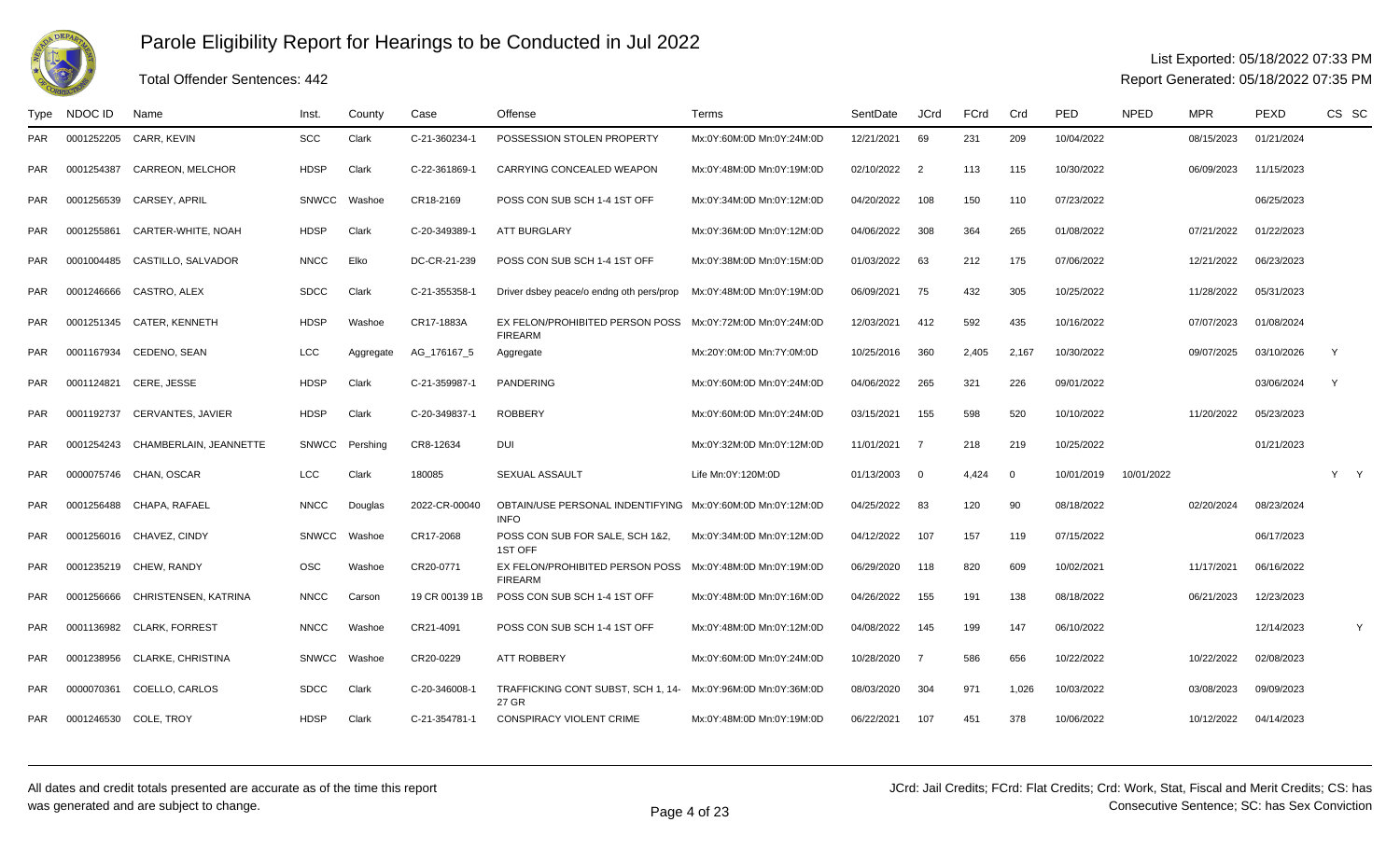# Parole Eligibility Report for Hearings to be Conducted in Jul 2022

Total Offender Sentences: 442

List Exported: 05/18/2022 07:33 PM
Report Generated: 05/18/2022 07:35 PM

| Type | NDOC ID | Name | Inst. | County | Case | Offense | Terms | SentDate | JCrd | FCrd | Crd | PED | NPED | MPR | PEXD | CS | SC |
|---|---|---|---|---|---|---|---|---|---|---|---|---|---|---|---|---|---|
| PAR | 0001252205 | CARR, KEVIN | SCC | Clark | C-21-360234-1 | POSSESSION STOLEN PROPERTY | Mx:0Y:60M:0D Mn:0Y:24M:0D | 12/21/2021 | 69 | 231 | 209 | 10/04/2022 | | 08/15/2023 | 01/21/2024 | | |
| PAR | 0001254387 | CARREON, MELCHOR | HDSP | Clark | C-22-361869-1 | CARRYING CONCEALED WEAPON | Mx:0Y:48M:0D Mn:0Y:19M:0D | 02/10/2022 | 2 | 113 | 115 | 10/30/2022 | | 06/09/2023 | 11/15/2023 | | |
| PAR | 0001256539 | CARSEY, APRIL | SNWCC | Washoe | CR18-2169 | POSS CON SUB SCH 1-4 1ST OFF | Mx:0Y:34M:0D Mn:0Y:12M:0D | 04/20/2022 | 108 | 150 | 110 | 07/23/2022 | | | 06/25/2023 | | |
| PAR | 0001255861 | CARTER-WHITE, NOAH | HDSP | Clark | C-20-349389-1 | ATT BURGLARY | Mx:0Y:36M:0D Mn:0Y:12M:0D | 04/06/2022 | 308 | 364 | 265 | 01/08/2022 | | 07/21/2022 | 01/22/2023 | | |
| PAR | 0001004485 | CASTILLO, SALVADOR | NNCC | Elko | DC-CR-21-239 | POSS CON SUB SCH 1-4 1ST OFF | Mx:0Y:38M:0D Mn:0Y:15M:0D | 01/03/2022 | 63 | 212 | 175 | 07/06/2022 | | 12/21/2022 | 06/23/2023 | | |
| PAR | 0001246666 | CASTRO, ALEX | SDCC | Clark | C-21-355358-1 | Driver dsbey peace/o endng oth pers/prop | Mx:0Y:48M:0D Mn:0Y:19M:0D | 06/09/2021 | 75 | 432 | 305 | 10/25/2022 | | 11/28/2022 | 05/31/2023 | | |
| PAR | 0001251345 | CATER, KENNETH | HDSP | Washoe | CR17-1883A | EX FELON/PROHIBITED PERSON POSS FIREARM | Mx:0Y:72M:0D Mn:0Y:24M:0D | 12/03/2021 | 412 | 592 | 435 | 10/16/2022 | | 07/07/2023 | 01/08/2024 | | |
| PAR | 0001167934 | CEDENO, SEAN | LCC | Aggregate | AG_176167_5 | Aggregate | Mx:20Y:0M:0D Mn:7Y:0M:0D | 10/25/2016 | 360 | 2,405 | 2,167 | 10/30/2022 | | 09/07/2025 | 03/10/2026 | Y | |
| PAR | 0001124821 | CERE, JESSE | HDSP | Clark | C-21-359987-1 | PANDERING | Mx:0Y:60M:0D Mn:0Y:24M:0D | 04/06/2022 | 265 | 321 | 226 | 09/01/2022 | | | 03/06/2024 | Y | |
| PAR | 0001192737 | CERVANTES, JAVIER | HDSP | Clark | C-20-349837-1 | ROBBERY | Mx:0Y:60M:0D Mn:0Y:24M:0D | 03/15/2021 | 155 | 598 | 520 | 10/10/2022 | | 11/20/2022 | 05/23/2023 | | |
| PAR | 0001254243 | CHAMBERLAIN, JEANNETTE | SNWCC | Pershing | CR8-12634 | DUI | Mx:0Y:32M:0D Mn:0Y:12M:0D | 11/01/2021 | 7 | 218 | 219 | 10/25/2022 | | | 01/21/2023 | | |
| PAR | 0000075746 | CHAN, OSCAR | LCC | Clark | 180085 | SEXUAL ASSAULT | Life Mn:0Y:120M:0D | 01/13/2003 | 0 | 4,424 | 0 | 10/01/2019 | 10/01/2022 | | | Y | Y |
| PAR | 0001256488 | CHAPA, RAFAEL | NNCC | Douglas | 2022-CR-00040 | OBTAIN/USE PERSONAL INDENTIFYING INFO | Mx:0Y:60M:0D Mn:0Y:12M:0D | 04/25/2022 | 83 | 120 | 90 | 08/18/2022 | | 02/20/2024 | 08/23/2024 | | |
| PAR | 0001256016 | CHAVEZ, CINDY | SNWCC | Washoe | CR17-2068 | POSS CON SUB FOR SALE, SCH 1&2, 1ST OFF | Mx:0Y:34M:0D Mn:0Y:12M:0D | 04/12/2022 | 107 | 157 | 119 | 07/15/2022 | | | 06/17/2023 | | |
| PAR | 0001235219 | CHEW, RANDY | OSC | Washoe | CR20-0771 | EX FELON/PROHIBITED PERSON POSS FIREARM | Mx:0Y:48M:0D Mn:0Y:19M:0D | 06/29/2020 | 118 | 820 | 609 | 10/02/2021 | | 11/17/2021 | 06/16/2022 | | |
| PAR | 0001256666 | CHRISTENSEN, KATRINA | NNCC | Carson | 19 CR 00139 1B | POSS CON SUB SCH 1-4 1ST OFF | Mx:0Y:48M:0D Mn:0Y:16M:0D | 04/26/2022 | 155 | 191 | 138 | 08/18/2022 | | 06/21/2023 | 12/23/2023 | | |
| PAR | 0001136982 | CLARK, FORREST | NNCC | Washoe | CR21-4091 | POSS CON SUB SCH 1-4 1ST OFF | Mx:0Y:48M:0D Mn:0Y:12M:0D | 04/08/2022 | 145 | 199 | 147 | 06/10/2022 | | | 12/14/2023 | | Y |
| PAR | 0001238956 | CLARKE, CHRISTINA | SNWCC | Washoe | CR20-0229 | ATT ROBBERY | Mx:0Y:60M:0D Mn:0Y:24M:0D | 10/28/2020 | 7 | 586 | 656 | 10/22/2022 | | 10/22/2022 | 02/08/2023 | | |
| PAR | 0000070361 | COELLO, CARLOS | SDCC | Clark | C-20-346008-1 | TRAFFICKING CONT SUBST, SCH 1, 14-27 GR | Mx:0Y:96M:0D Mn:0Y:36M:0D | 08/03/2020 | 304 | 971 | 1,026 | 10/03/2022 | | 03/08/2023 | 09/09/2023 | | |
| PAR | 0001246530 | COLE, TROY | HDSP | Clark | C-21-354781-1 | CONSPIRACY VIOLENT CRIME | Mx:0Y:48M:0D Mn:0Y:19M:0D | 06/22/2021 | 107 | 451 | 378 | 10/06/2022 | | 10/12/2022 | 04/14/2023 | | |

All dates and credit totals presented are accurate as of the time this report was generated and are subject to change.

JCrd: Jail Credits; FCrd: Flat Credits; Crd: Work, Stat, Fiscal and Merit Credits; CS: has Consecutive Sentence; SC: has Sex Conviction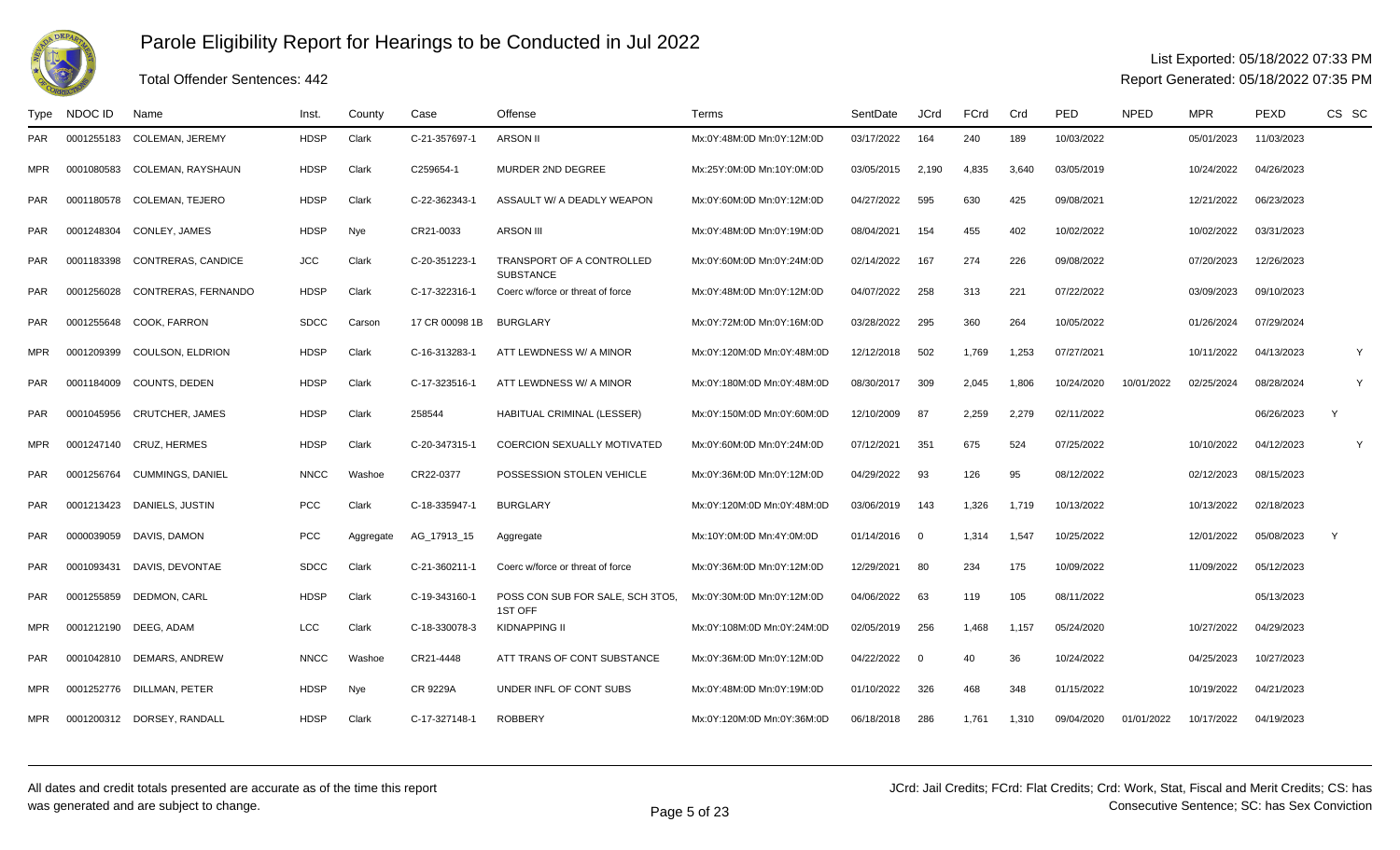# Parole Eligibility Report for Hearings to be Conducted in Jul 2022

Total Offender Sentences: 442

List Exported: 05/18/2022 07:33 PM
Report Generated: 05/18/2022 07:35 PM

| Type | NDOC ID | Name | Inst. | County | Case | Offense | Terms | SentDate | JCrd | FCrd | Crd | PED | NPED | MPR | PEXD | CS | SC |
|---|---|---|---|---|---|---|---|---|---|---|---|---|---|---|---|---|---|
| PAR | 0001255183 | COLEMAN, JEREMY | HDSP | Clark | C-21-357697-1 | ARSON II | Mx:0Y:48M:0D Mn:0Y:12M:0D | 03/17/2022 | 164 | 240 | 189 | 10/03/2022 | | 05/01/2023 | 11/03/2023 | | |
| MPR | 0001080583 | COLEMAN, RAYSHAUN | HDSP | Clark | C259654-1 | MURDER 2ND DEGREE | Mx:25Y:0M:0D Mn:10Y:0M:0D | 03/05/2015 | 2,190 | 4,835 | 3,640 | 03/05/2019 | | 10/24/2022 | 04/26/2023 | | |
| PAR | 0001180578 | COLEMAN, TEJERO | HDSP | Clark | C-22-362343-1 | ASSAULT W/ A DEADLY WEAPON | Mx:0Y:60M:0D Mn:0Y:12M:0D | 04/27/2022 | 595 | 630 | 425 | 09/08/2021 | | 12/21/2022 | 06/23/2023 | | |
| PAR | 0001248304 | CONLEY, JAMES | HDSP | Nye | CR21-0033 | ARSON III | Mx:0Y:48M:0D Mn:0Y:19M:0D | 08/04/2021 | 154 | 455 | 402 | 10/02/2022 | | 10/02/2022 | 03/31/2023 | | |
| PAR | 0001183398 | CONTRERAS, CANDICE | JCC | Clark | C-20-351223-1 | TRANSPORT OF A CONTROLLED SUBSTANCE | Mx:0Y:60M:0D Mn:0Y:24M:0D | 02/14/2022 | 167 | 274 | 226 | 09/08/2022 | | 07/20/2023 | 12/26/2023 | | |
| PAR | 0001256028 | CONTRERAS, FERNANDO | HDSP | Clark | C-17-322316-1 | Coerc w/force or threat of force | Mx:0Y:48M:0D Mn:0Y:12M:0D | 04/07/2022 | 258 | 313 | 221 | 07/22/2022 | | 03/09/2023 | 09/10/2023 | | |
| PAR | 0001255648 | COOK, FARRON | SDCC | Carson | 17 CR 00098 1B | BURGLARY | Mx:0Y:72M:0D Mn:0Y:16M:0D | 03/28/2022 | 295 | 360 | 264 | 10/05/2022 | | 01/26/2024 | 07/29/2024 | | |
| MPR | 0001209399 | COULSON, ELDRION | HDSP | Clark | C-16-313283-1 | ATT LEWDNESS W/ A MINOR | Mx:0Y:120M:0D Mn:0Y:48M:0D | 12/12/2018 | 502 | 1,769 | 1,253 | 07/27/2021 | | 10/11/2022 | 04/13/2023 | | Y |
| PAR | 0001184009 | COUNTS, DEDEN | HDSP | Clark | C-17-323516-1 | ATT LEWDNESS W/ A MINOR | Mx:0Y:180M:0D Mn:0Y:48M:0D | 08/30/2017 | 309 | 2,045 | 1,806 | 10/24/2020 | 10/01/2022 | 02/25/2024 | 08/28/2024 | | Y |
| PAR | 0001045956 | CRUTCHER, JAMES | HDSP | Clark | 258544 | HABITUAL CRIMINAL (LESSER) | Mx:0Y:150M:0D Mn:0Y:60M:0D | 12/10/2009 | 87 | 2,259 | 2,279 | 02/11/2022 | | | 06/26/2023 | Y | |
| MPR | 0001247140 | CRUZ, HERMES | HDSP | Clark | C-20-347315-1 | COERCION SEXUALLY MOTIVATED | Mx:0Y:60M:0D Mn:0Y:24M:0D | 07/12/2021 | 351 | 675 | 524 | 07/25/2022 | | 10/10/2022 | 04/12/2023 | | Y |
| PAR | 0001256764 | CUMMINGS, DANIEL | NNCC | Washoe | CR22-0377 | POSSESSION STOLEN VEHICLE | Mx:0Y:36M:0D Mn:0Y:12M:0D | 04/29/2022 | 93 | 126 | 95 | 08/12/2022 | | 02/12/2023 | 08/15/2023 | | |
| PAR | 0001213423 | DANIELS, JUSTIN | PCC | Clark | C-18-335947-1 | BURGLARY | Mx:0Y:120M:0D Mn:0Y:48M:0D | 03/06/2019 | 143 | 1,326 | 1,719 | 10/13/2022 | | 10/13/2022 | 02/18/2023 | | |
| PAR | 0000039059 | DAVIS, DAMON | PCC | Aggregate | AG_17913_15 | Aggregate | Mx:10Y:0M:0D Mn:4Y:0M:0D | 01/14/2016 | 0 | 1,314 | 1,547 | 10/25/2022 | | 12/01/2022 | 05/08/2023 | Y | |
| PAR | 0001093431 | DAVIS, DEVONTAE | SDCC | Clark | C-21-360211-1 | Coerc w/force or threat of force | Mx:0Y:36M:0D Mn:0Y:12M:0D | 12/29/2021 | 80 | 234 | 175 | 10/09/2022 | | 11/09/2022 | 05/12/2023 | | |
| PAR | 0001255859 | DEDMON, CARL | HDSP | Clark | C-19-343160-1 | POSS CON SUB FOR SALE, SCH 3TO5, 1ST OFF | Mx:0Y:30M:0D Mn:0Y:12M:0D | 04/06/2022 | 63 | 119 | 105 | 08/11/2022 | | | 05/13/2023 | | |
| MPR | 0001212190 | DEEG, ADAM | LCC | Clark | C-18-330078-3 | KIDNAPPING II | Mx:0Y:108M:0D Mn:0Y:24M:0D | 02/05/2019 | 256 | 1,468 | 1,157 | 05/24/2020 | | 10/27/2022 | 04/29/2023 | | |
| PAR | 0001042810 | DEMARS, ANDREW | NNCC | Washoe | CR21-4448 | ATT TRANS OF CONT SUBSTANCE | Mx:0Y:36M:0D Mn:0Y:12M:0D | 04/22/2022 | 0 | 40 | 36 | 10/24/2022 | | 04/25/2023 | 10/27/2023 | | |
| MPR | 0001252776 | DILLMAN, PETER | HDSP | Nye | CR 9229A | UNDER INFL OF CONT SUBS | Mx:0Y:48M:0D Mn:0Y:19M:0D | 01/10/2022 | 326 | 468 | 348 | 01/15/2022 | | 10/19/2022 | 04/21/2023 | | |
| MPR | 0001200312 | DORSEY, RANDALL | HDSP | Clark | C-17-327148-1 | ROBBERY | Mx:0Y:120M:0D Mn:0Y:36M:0D | 06/18/2018 | 286 | 1,761 | 1,310 | 09/04/2020 | 01/01/2022 | 10/17/2022 | 04/19/2023 | | |

All dates and credit totals presented are accurate as of the time this report was generated and are subject to change.

JCrd: Jail Credits; FCrd: Flat Credits; Crd: Work, Stat, Fiscal and Merit Credits; CS: has Consecutive Sentence; SC: has Sex Conviction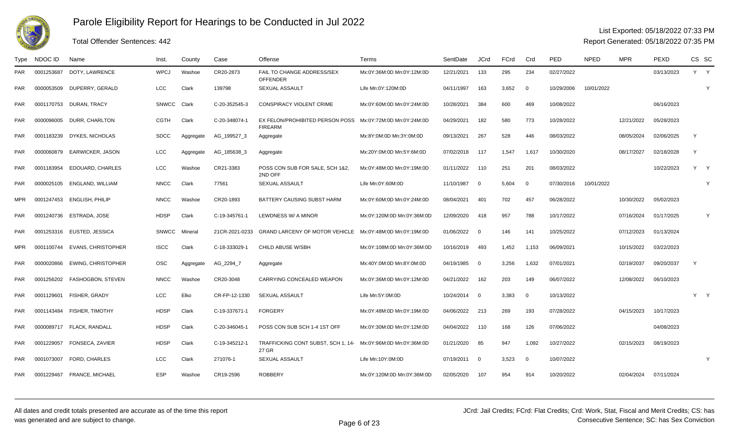# Parole Eligibility Report for Hearings to be Conducted in Jul 2022

Total Offender Sentences: 442

List Exported: 05/18/2022 07:33 PM
Report Generated: 05/18/2022 07:35 PM

| Type | NDOC ID | Name | Inst. | County | Case | Offense | Terms | SentDate | JCrd | FCrd | Crd | PED | NPED | MPR | PEXD | CS | SC |
|---|---|---|---|---|---|---|---|---|---|---|---|---|---|---|---|---|---|
| PAR | 0001253687 | DOTY, LAWRENCE | WPCJ | Washoe | CR20-2873 | FAIL TO CHANGE ADDRESS/SEX OFFENDER | Mx:0Y:36M:0D Mn:0Y:12M:0D | 12/21/2021 | 133 | 295 | 234 | 02/27/2022 | | | 03/13/2023 | Y | Y |
| PAR | 0000053509 | DUPERRY, GERALD | LCC | Clark | 139798 | SEXUAL ASSAULT | Life Mn:0Y:120M:0D | 04/11/1997 | 163 | 3,652 | 0 | 10/29/2006 | 10/01/2022 | | | | Y |
| PAR | 0001170753 | DURAN, TRACY | SNWCC | Clark | C-20-352545-3 | CONSPIRACY VIOLENT CRIME | Mx:0Y:60M:0D Mn:0Y:24M:0D | 10/28/2021 | 384 | 600 | 469 | 10/08/2022 | | | 06/16/2023 | | |
| PAR | 0000096005 | DURR, CHARLTON | CGTH | Clark | C-20-348074-1 | EX FELON/PROHIBITED PERSON POSS FIREARM | Mx:0Y:72M:0D Mn:0Y:24M:0D | 04/29/2021 | 182 | 580 | 773 | 10/28/2022 | | 12/21/2022 | 05/28/2023 | | |
| PAR | 0001183239 | DYKES, NICHOLAS | SDCC | Aggregate | AG_199527_3 | Aggregate | Mx:8Y:0M:0D Mn:3Y:0M:0D | 09/13/2021 | 267 | 528 | 446 | 08/03/2022 | | 08/05/2024 | 02/06/2025 | Y | |
| PAR | 0000060879 | EARWICKER, JASON | LCC | Aggregate | AG_185638_3 | Aggregate | Mx:20Y:0M:0D Mn:5Y:6M:0D | 07/02/2018 | 117 | 1,547 | 1,617 | 10/30/2020 | | 08/17/2027 | 02/18/2028 | Y | |
| PAR | 0001183954 | EDOUARD, CHARLES | LCC | Washoe | CR21-3383 | POSS CON SUB FOR SALE, SCH 1&2, 2ND OFF | Mx:0Y:48M:0D Mn:0Y:19M:0D | 01/11/2022 | 110 | 251 | 201 | 08/03/2022 | | | 10/22/2023 | Y | Y |
| PAR | 0000025105 | ENGLAND, WILLIAM | NNCC | Clark | 77561 | SEXUAL ASSAULT | Life Mn:0Y:60M:0D | 11/10/1987 | 0 | 5,604 | 0 | 07/30/2016 | 10/01/2022 | | | | Y |
| MPR | 0001247453 | ENGLISH, PHILIP | NNCC | Washoe | CR20-1893 | BATTERY CAUSING SUBST HARM | Mx:0Y:60M:0D Mn:0Y:24M:0D | 08/04/2021 | 401 | 702 | 457 | 06/28/2022 | | 10/30/2022 | 05/02/2023 | | |
| PAR | 0001240736 | ESTRADA, JOSE | HDSP | Clark | C-19-345761-1 | LEWDNESS W/ A MINOR | Mx:0Y:120M:0D Mn:0Y:36M:0D | 12/09/2020 | 418 | 957 | 788 | 10/17/2022 | | 07/16/2024 | 01/17/2025 | | Y |
| PAR | 0001253316 | EUSTED, JESSICA | SNWCC | Mineral | 21CR-2021-0233 | GRAND LARCENY OF MOTOR VEHICLE | Mx:0Y:48M:0D Mn:0Y:19M:0D | 01/06/2022 | 0 | 146 | 141 | 10/25/2022 | | 07/12/2023 | 01/13/2024 | | |
| MPR | 0001100744 | EVANS, CHRISTOPHER | ISCC | Clark | C-18-333029-1 | CHILD ABUSE W/SBH | Mx:0Y:108M:0D Mn:0Y:36M:0D | 10/16/2019 | 493 | 1,452 | 1,153 | 06/09/2021 | | 10/15/2022 | 03/22/2023 | | |
| PAR | 0000020866 | EWING, CHRISTOPHER | OSC | Aggregate | AG_2294_7 | Aggregate | Mx:40Y:0M:0D Mn:8Y:0M:0D | 04/19/1985 | 0 | 3,256 | 1,632 | 07/01/2021 | | 02/19/2037 | 09/20/2037 | Y | |
| PAR | 0001256202 | FASHOGBON, STEVEN | NNCC | Washoe | CR20-3048 | CARRYING CONCEALED WEAPON | Mx:0Y:36M:0D Mn:0Y:12M:0D | 04/21/2022 | 162 | 203 | 149 | 06/07/2022 | | 12/08/2022 | 06/10/2023 | | |
| PAR | 0001129601 | FISHER, GRADY | LCC | Elko | CR-FP-12-1330 | SEXUAL ASSAULT | Life Mn:5Y:0M:0D | 10/24/2014 | 0 | 3,383 | 0 | 10/13/2022 | | | | Y | Y |
| PAR | 0001143484 | FISHER, TIMOTHY | HDSP | Clark | C-19-337671-1 | FORGERY | Mx:0Y:48M:0D Mn:0Y:19M:0D | 04/06/2022 | 213 | 269 | 193 | 07/28/2022 | | 04/15/2023 | 10/17/2023 | | |
| PAR | 0000089717 | FLACK, RANDALL | HDSP | Clark | C-20-346045-1 | POSS CON SUB SCH 1-4 1ST OFF | Mx:0Y:30M:0D Mn:0Y:12M:0D | 04/04/2022 | 110 | 168 | 126 | 07/06/2022 | | | 04/08/2023 | | |
| PAR | 0001229057 | FONSECA, ZAVIER | HDSP | Clark | C-19-345212-1 | TRAFFICKING CONT SUBST, SCH 1, 14-27 GR | Mx:0Y:96M:0D Mn:0Y:36M:0D | 01/21/2020 | 85 | 947 | 1,092 | 10/27/2022 | | 02/15/2023 | 08/19/2023 | | |
| PAR | 0001073007 | FORD, CHARLES | LCC | Clark | 271076-1 | SEXUAL ASSAULT | Life Mn:10Y:0M:0D | 07/19/2011 | 0 | 3,523 | 0 | 10/07/2022 | | | | | Y |
| PAR | 0001229467 | FRANCE, MICHAEL | ESP | Washoe | CR19-2596 | ROBBERY | Mx:0Y:120M:0D Mn:0Y:36M:0D | 02/05/2020 | 107 | 954 | 914 | 10/20/2022 | | 02/04/2024 | 07/11/2024 | | |

All dates and credit totals presented are accurate as of the time this report was generated and are subject to change.

JCrd: Jail Credits; FCrd: Flat Credits; Crd: Work, Stat, Fiscal and Merit Credits; CS: has Consecutive Sentence; SC: has Sex Conviction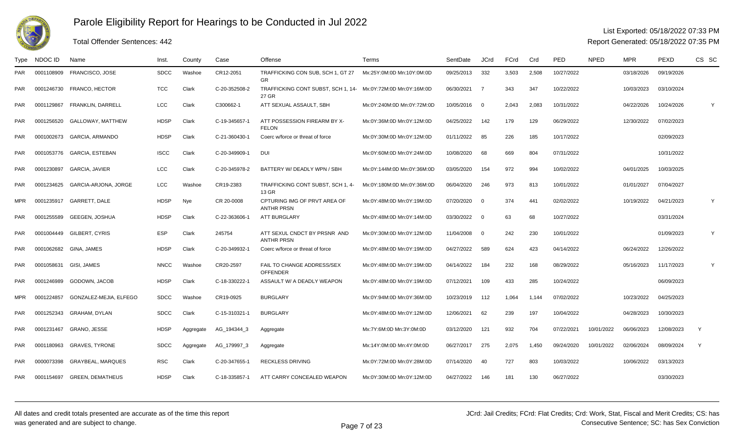# Parole Eligibility Report for Hearings to be Conducted in Jul 2022

Total Offender Sentences: 442

List Exported: 05/18/2022 07:33 PM
Report Generated: 05/18/2022 07:35 PM

| Type | NDOC ID | Name | Inst. | County | Case | Offense | Terms | SentDate | JCrd | FCrd | Crd | PED | NPED | MPR | PEXD | CS | SC |
|---|---|---|---|---|---|---|---|---|---|---|---|---|---|---|---|---|---|
| PAR | 0001108909 | FRANCISCO, JOSE | SDCC | Washoe | CR12-2051 | TRAFFICKING CON SUB, SCH 1, GT 27 GR | Mx:25Y:0M:0D Mn:10Y:0M:0D | 09/25/2013 | 332 | 3,503 | 2,508 | 10/27/2022 | | 03/18/2026 | 09/19/2026 | | |
| PAR | 0001246730 | FRANCO, HECTOR | TCC | Clark | C-20-352508-2 | TRAFFICKING CONT SUBST, SCH 1, 14-27 GR | Mx:0Y:72M:0D Mn:0Y:16M:0D | 06/30/2021 | 7 | 343 | 347 | 10/22/2022 | | 10/03/2023 | 03/10/2024 | | |
| PAR | 0001129867 | FRANKLIN, DARRELL | LCC | Clark | C300662-1 | ATT SEXUAL ASSAULT, SBH | Mx:0Y:240M:0D Mn:0Y:72M:0D | 10/05/2016 | 0 | 2,043 | 2,083 | 10/31/2022 | | 04/22/2026 | 10/24/2026 | | Y |
| PAR | 0001256520 | GALLOWAY, MATTHEW | HDSP | Clark | C-19-345657-1 | ATT POSSESSION FIREARM BY X-FELON | Mx:0Y:36M:0D Mn:0Y:12M:0D | 04/25/2022 | 142 | 179 | 129 | 06/29/2022 | | 12/30/2022 | 07/02/2023 | | |
| PAR | 0001002673 | GARCIA, ARMANDO | HDSP | Clark | C-21-360430-1 | Coerc w/force or threat of force | Mx:0Y:30M:0D Mn:0Y:12M:0D | 01/11/2022 | 85 | 226 | 185 | 10/17/2022 | | | 02/09/2023 | | |
| PAR | 0001053776 | GARCIA, ESTEBAN | ISCC | Clark | C-20-349909-1 | DUI | Mx:0Y:60M:0D Mn:0Y:24M:0D | 10/08/2020 | 68 | 669 | 804 | 07/31/2022 | | | 10/31/2022 | | |
| PAR | 0001230897 | GARCIA, JAVIER | LCC | Clark | C-20-345978-2 | BATTERY W/ DEADLY WPN / SBH | Mx:0Y:144M:0D Mn:0Y:36M:0D | 03/05/2020 | 154 | 972 | 994 | 10/02/2022 | | 04/01/2025 | 10/03/2025 | | |
| PAR | 0001234625 | GARCIA-ARJONA, JORGE | LCC | Washoe | CR19-2383 | TRAFFICKING CONT SUBST, SCH 1, 4-13 GR | Mx:0Y:180M:0D Mn:0Y:36M:0D | 06/04/2020 | 246 | 973 | 813 | 10/01/2022 | | 01/01/2027 | 07/04/2027 | | |
| MPR | 0001235917 | GARRETT, DALE | HDSP | Nye | CR 20-0008 | CPTURING IMG OF PRVT AREA OF ANTHR PRSN | Mx:0Y:48M:0D Mn:0Y:19M:0D | 07/20/2020 | 0 | 374 | 441 | 02/02/2022 | | 10/19/2022 | 04/21/2023 | | Y |
| PAR | 0001255589 | GEEGEN, JOSHUA | HDSP | Clark | C-22-363606-1 | ATT BURGLARY | Mx:0Y:48M:0D Mn:0Y:14M:0D | 03/30/2022 | 0 | 63 | 68 | 10/27/2022 | | | 03/31/2024 | | |
| PAR | 0001004449 | GILBERT, CYRIS | ESP | Clark | 245754 | ATT SEXUL CNDCT BY PRSNR AND ANTHR PRSN | Mx:0Y:30M:0D Mn:0Y:12M:0D | 11/04/2008 | 0 | 242 | 230 | 10/01/2022 | | | 01/09/2023 | | Y |
| PAR | 0001062682 | GINA, JAMES | HDSP | Clark | C-20-349932-1 | Coerc w/force or threat of force | Mx:0Y:48M:0D Mn:0Y:19M:0D | 04/27/2022 | 589 | 624 | 423 | 04/14/2022 | | 06/24/2022 | 12/26/2022 | | |
| PAR | 0001058631 | GISI, JAMES | NNCC | Washoe | CR20-2597 | FAIL TO CHANGE ADDRESS/SEX OFFENDER | Mx:0Y:48M:0D Mn:0Y:19M:0D | 04/14/2022 | 184 | 232 | 168 | 08/29/2022 | | 05/16/2023 | 11/17/2023 | | Y |
| PAR | 0001246989 | GODOWN, JACOB | HDSP | Clark | C-18-330222-1 | ASSAULT W/ A DEADLY WEAPON | Mx:0Y:48M:0D Mn:0Y:19M:0D | 07/12/2021 | 109 | 433 | 285 | 10/24/2022 | | | 06/09/2023 | | |
| MPR | 0001224857 | GONZALEZ-MEJIA, ELFEGO | SDCC | Washoe | CR19-0925 | BURGLARY | Mx:0Y:94M:0D Mn:0Y:36M:0D | 10/23/2019 | 112 | 1,064 | 1,144 | 07/02/2022 | | 10/23/2022 | 04/25/2023 | | |
| PAR | 0001252343 | GRAHAM, DYLAN | SDCC | Clark | C-15-310321-1 | BURGLARY | Mx:0Y:48M:0D Mn:0Y:12M:0D | 12/06/2021 | 62 | 239 | 197 | 10/04/2022 | | 04/28/2023 | 10/30/2023 | | |
| PAR | 0001231467 | GRANO, JESSE | HDSP | Aggregate | AG_194344_3 | Aggregate | Mx:7Y:6M:0D Mn:3Y:0M:0D | 03/12/2020 | 121 | 932 | 704 | 07/22/2021 | 10/01/2022 | 06/06/2023 | 12/08/2023 | Y | |
| PAR | 0001180963 | GRAVES, TYRONE | SDCC | Aggregate | AG_179997_3 | Aggregate | Mx:14Y:0M:0D Mn:4Y:0M:0D | 06/27/2017 | 275 | 2,075 | 1,450 | 09/24/2020 | 10/01/2022 | 02/06/2024 | 08/09/2024 | Y | |
| PAR | 0000073398 | GRAYBEAL, MARQUES | RSC | Clark | C-20-347655-1 | RECKLESS DRIVING | Mx:0Y:72M:0D Mn:0Y:28M:0D | 07/14/2020 | 40 | 727 | 803 | 10/03/2022 | | 10/06/2022 | 03/13/2023 | | |
| PAR | 0001154697 | GREEN, DEMATHEUS | HDSP | Clark | C-18-335857-1 | ATT CARRY CONCEALED WEAPON | Mx:0Y:30M:0D Mn:0Y:12M:0D | 04/27/2022 | 146 | 181 | 130 | 06/27/2022 | | | 03/30/2023 | | |

All dates and credit totals presented are accurate as of the time this report was generated and are subject to change.

JCrd: Jail Credits; FCrd: Flat Credits; Crd: Work, Stat, Fiscal and Merit Credits; CS: has Consecutive Sentence; SC: has Sex Conviction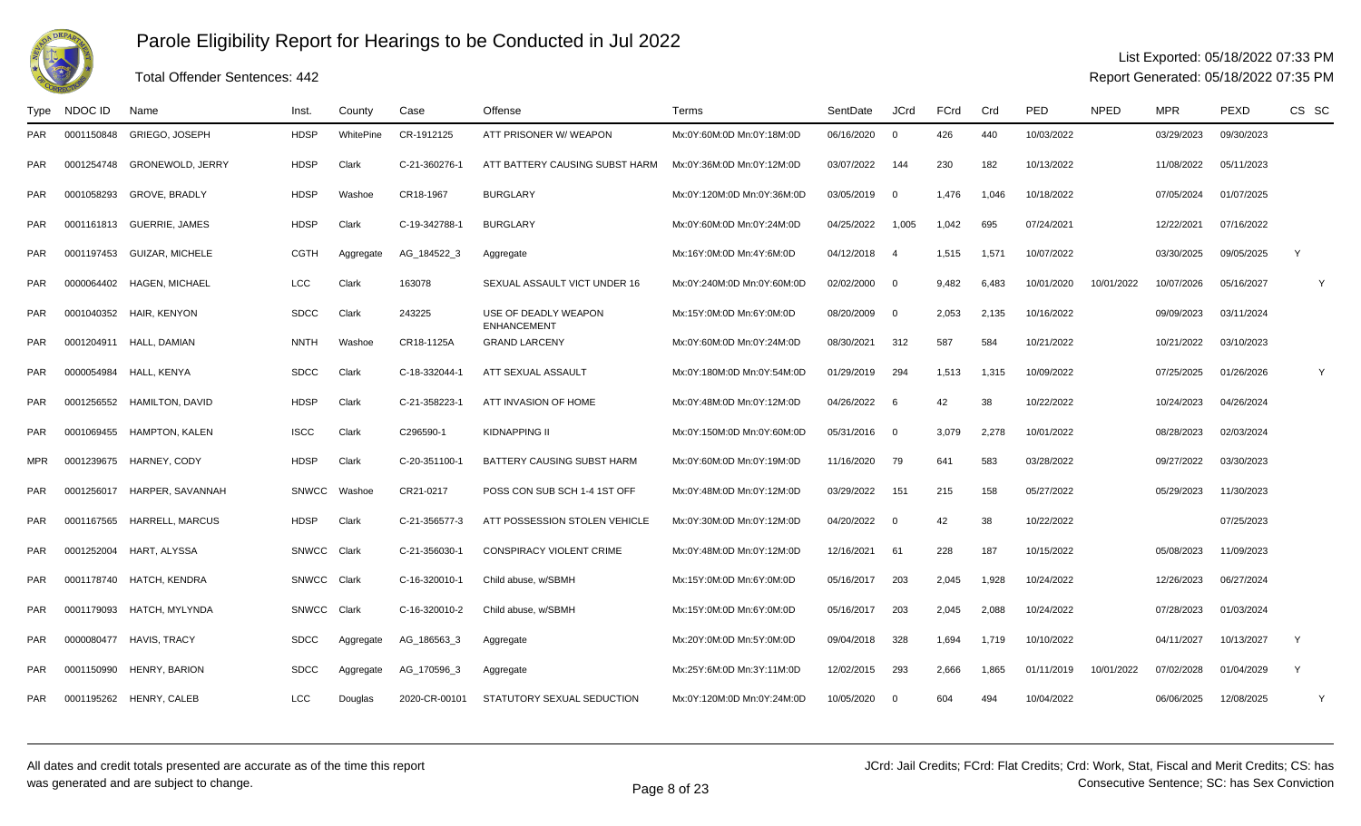# Parole Eligibility Report for Hearings to be Conducted in Jul 2022

Total Offender Sentences: 442

List Exported: 05/18/2022 07:33 PM

Report Generated: 05/18/2022 07:35 PM

| Type | NDOC ID | Name | Inst. | County | Case | Offense | Terms | SentDate | JCrd | FCrd | Crd | PED | NPED | MPR | PEXD | CS | SC |
|---|---|---|---|---|---|---|---|---|---|---|---|---|---|---|---|---|---|
| PAR | 0001150848 | GRIEGO, JOSEPH | HDSP | WhitePine | CR-1912125 | ATT PRISONER W/ WEAPON | Mx:0Y:60M:0D Mn:0Y:18M:0D | 06/16/2020 | 0 | 426 | 440 | 10/03/2022 | | 03/29/2023 | 09/30/2023 | | |
| PAR | 0001254748 | GRONEWOLD, JERRY | HDSP | Clark | C-21-360276-1 | ATT BATTERY CAUSING SUBST HARM | Mx:0Y:36M:0D Mn:0Y:12M:0D | 03/07/2022 | 144 | 230 | 182 | 10/13/2022 | | 11/08/2022 | 05/11/2023 | | |
| PAR | 0001058293 | GROVE, BRADLY | HDSP | Washoe | CR18-1967 | BURGLARY | Mx:0Y:120M:0D Mn:0Y:36M:0D | 03/05/2019 | 0 | 1,476 | 1,046 | 10/18/2022 | | 07/05/2024 | 01/07/2025 | | |
| PAR | 0001161813 | GUERRIE, JAMES | HDSP | Clark | C-19-342788-1 | BURGLARY | Mx:0Y:60M:0D Mn:0Y:24M:0D | 04/25/2022 | 1,005 | 1,042 | 695 | 07/24/2021 | | 12/22/2021 | 07/16/2022 | | |
| PAR | 0001197453 | GUIZAR, MICHELE | CGTH | Aggregate | AG_184522_3 | Aggregate | Mx:16Y:0M:0D Mn:4Y:6M:0D | 04/12/2018 | 4 | 1,515 | 1,571 | 10/07/2022 | | 03/30/2025 | 09/05/2025 | Y | |
| PAR | 0000064402 | HAGEN, MICHAEL | LCC | Clark | 163078 | SEXUAL ASSAULT VICT UNDER 16 | Mx:0Y:240M:0D Mn:0Y:60M:0D | 02/02/2000 | 0 | 9,482 | 6,483 | 10/01/2020 | 10/01/2022 | 10/07/2026 | 05/16/2027 | | Y |
| PAR | 0001040352 | HAIR, KENYON | SDCC | Clark | 243225 | USE OF DEADLY WEAPON ENHANCEMENT | Mx:15Y:0M:0D Mn:6Y:0M:0D | 08/20/2009 | 0 | 2,053 | 2,135 | 10/16/2022 | | 09/09/2023 | 03/11/2024 | | |
| PAR | 0001204911 | HALL, DAMIAN | NNTH | Washoe | CR18-1125A | GRAND LARCENY | Mx:0Y:60M:0D Mn:0Y:24M:0D | 08/30/2021 | 312 | 587 | 584 | 10/21/2022 | | 10/21/2022 | 03/10/2023 | | |
| PAR | 0000054984 | HALL, KENYA | SDCC | Clark | C-18-332044-1 | ATT SEXUAL ASSAULT | Mx:0Y:180M:0D Mn:0Y:54M:0D | 01/29/2019 | 294 | 1,513 | 1,315 | 10/09/2022 | | 07/25/2025 | 01/26/2026 | | Y |
| PAR | 0001256552 | HAMILTON, DAVID | HDSP | Clark | C-21-358223-1 | ATT INVASION OF HOME | Mx:0Y:48M:0D Mn:0Y:12M:0D | 04/26/2022 | 6 | 42 | 38 | 10/22/2022 | | 10/24/2023 | 04/26/2024 | | |
| PAR | 0001069455 | HAMPTON, KALEN | ISCC | Clark | C296590-1 | KIDNAPPING II | Mx:0Y:150M:0D Mn:0Y:60M:0D | 05/31/2016 | 0 | 3,079 | 2,278 | 10/01/2022 | | 08/28/2023 | 02/03/2024 | | |
| MPR | 0001239675 | HARNEY, CODY | HDSP | Clark | C-20-351100-1 | BATTERY CAUSING SUBST HARM | Mx:0Y:60M:0D Mn:0Y:19M:0D | 11/16/2020 | 79 | 641 | 583 | 03/28/2022 | | 09/27/2022 | 03/30/2023 | | |
| PAR | 0001256017 | HARPER, SAVANNAH | SNWCC | Washoe | CR21-0217 | POSS CON SUB SCH 1-4 1ST OFF | Mx:0Y:48M:0D Mn:0Y:12M:0D | 03/29/2022 | 151 | 215 | 158 | 05/27/2022 | | 05/29/2023 | 11/30/2023 | | |
| PAR | 0001167565 | HARRELL, MARCUS | HDSP | Clark | C-21-356577-3 | ATT POSSESSION STOLEN VEHICLE | Mx:0Y:30M:0D Mn:0Y:12M:0D | 04/20/2022 | 0 | 42 | 38 | 10/22/2022 | | | 07/25/2023 | | |
| PAR | 0001252004 | HART, ALYSSA | SNWCC | Clark | C-21-356030-1 | CONSPIRACY VIOLENT CRIME | Mx:0Y:48M:0D Mn:0Y:12M:0D | 12/16/2021 | 61 | 228 | 187 | 10/15/2022 | | 05/08/2023 | 11/09/2023 | | |
| PAR | 0001178740 | HATCH, KENDRA | SNWCC | Clark | C-16-320010-1 | Child abuse, w/SBMH | Mx:15Y:0M:0D Mn:6Y:0M:0D | 05/16/2017 | 203 | 2,045 | 1,928 | 10/24/2022 | | 12/26/2023 | 06/27/2024 | | |
| PAR | 0001179093 | HATCH, MYLYNDA | SNWCC | Clark | C-16-320010-2 | Child abuse, w/SBMH | Mx:15Y:0M:0D Mn:6Y:0M:0D | 05/16/2017 | 203 | 2,045 | 2,088 | 10/24/2022 | | 07/28/2023 | 01/03/2024 | | |
| PAR | 0000080477 | HAVIS, TRACY | SDCC | Aggregate | AG_186563_3 | Aggregate | Mx:20Y:0M:0D Mn:5Y:0M:0D | 09/04/2018 | 328 | 1,694 | 1,719 | 10/10/2022 | | 04/11/2027 | 10/13/2027 | Y | |
| PAR | 0001150990 | HENRY, BARION | SDCC | Aggregate | AG_170596_3 | Aggregate | Mx:25Y:6M:0D Mn:3Y:11M:0D | 12/02/2015 | 293 | 2,666 | 1,865 | 01/11/2019 | 10/01/2022 | 07/02/2028 | 01/04/2029 | Y | |
| PAR | 0001195262 | HENRY, CALEB | LCC | Douglas | 2020-CR-00101 | STATUTORY SEXUAL SEDUCTION | Mx:0Y:120M:0D Mn:0Y:24M:0D | 10/05/2020 | 0 | 604 | 494 | 10/04/2022 | | 06/06/2025 | 12/08/2025 | | Y |

All dates and credit totals presented are accurate as of the time this report was generated and are subject to change.

JCrd: Jail Credits; FCrd: Flat Credits; Crd: Work, Stat, Fiscal and Merit Credits; CS: has Consecutive Sentence; SC: has Sex Conviction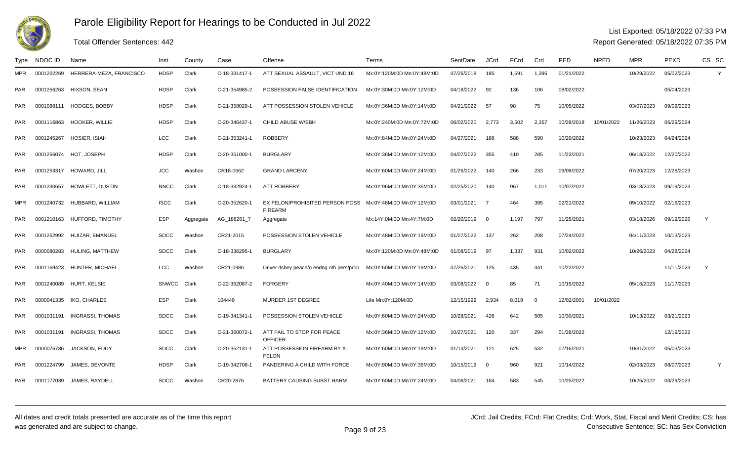# Parole Eligibility Report for Hearings to be Conducted in Jul 2022

Total Offender Sentences: 442

List Exported: 05/18/2022 07:33 PM
Report Generated: 05/18/2022 07:35 PM

| Type | NDOC ID | Name | Inst. | County | Case | Offense | Terms | SentDate | JCrd | FCrd | Crd | PED | NPED | MPR | PEXD | CS | SC |
|---|---|---|---|---|---|---|---|---|---|---|---|---|---|---|---|---|---|
| MPR | 0001202269 | HERRERA-MEZA, FRANCISCO | HDSP | Clark | C-18-331417-1 | ATT SEXUAL ASSAULT, VICT UND 16 | Mx:0Y:120M:0D Mn:0Y:48M:0D | 07/26/2018 | 185 | 1,591 | 1,395 | 01/21/2022 | | 10/29/2022 | 05/02/2023 | | Y |
| PAR | 0001256263 | HIXSON, SEAN | HDSP | Clark | C-21-354985-2 | POSSESSION FALSE IDENTIFICATION | Mx:0Y:30M:0D Mn:0Y:12M:0D | 04/18/2022 | 92 | 136 | 106 | 08/02/2022 | | | 05/04/2023 | | |
| PAR | 0001088111 | HODGES, BOBBY | HDSP | Clark | C-21-358029-1 | ATT POSSESSION STOLEN VEHICLE | Mx:0Y:36M:0D Mn:0Y:14M:0D | 04/21/2022 | 57 | 98 | 75 | 10/05/2022 | | 03/07/2023 | 09/09/2023 | | |
| PAR | 0001116863 | HOOKER, WILLIE | HDSP | Clark | C-20-346437-1 | CHILD ABUSE W/SBH | Mx:0Y:240M:0D Mn:0Y:72M:0D | 06/02/2020 | 2,773 | 3,502 | 2,357 | 10/28/2018 | 10/01/2022 | 11/26/2023 | 05/29/2024 | | |
| PAR | 0001245267 | HOSIER, ISIAH | LCC | Clark | C-21-353241-1 | ROBBERY | Mx:0Y:84M:0D Mn:0Y:24M:0D | 04/27/2021 | 188 | 588 | 590 | 10/20/2022 | | 10/23/2023 | 04/24/2024 | | |
| PAR | 0001256074 | HOT, JOSEPH | HDSP | Clark | C-20-351000-1 | BURGLARY | Mx:0Y:36M:0D Mn:0Y:12M:0D | 04/07/2022 | 355 | 410 | 285 | 11/23/2021 | | 06/18/2022 | 12/20/2022 | | |
| PAR | 0001253317 | HOWARD, JILL | JCC | Washoe | CR18-0662 | GRAND LARCENY | Mx:0Y:60M:0D Mn:0Y:24M:0D | 01/26/2022 | 140 | 266 | 233 | 09/09/2022 | | 07/20/2023 | 12/26/2023 | | |
| PAR | 0001230657 | HOWLETT, DUSTIN | NNCC | Clark | C-18-332924-1 | ATT ROBBERY | Mx:0Y:96M:0D Mn:0Y:36M:0D | 02/25/2020 | 140 | 967 | 1,011 | 10/07/2022 | | 03/18/2023 | 09/19/2023 | | |
| MPR | 0001240732 | HUBBARD, WILLIAM | ISCC | Clark | C-20-352620-1 | EX FELON/PROHIBITED PERSON POSS FIREARM | Mx:0Y:48M:0D Mn:0Y:12M:0D | 03/01/2021 | 7 | 464 | 395 | 02/21/2022 | | 09/10/2022 | 02/16/2023 | | |
| PAR | 0001210163 | HUFFORD, TIMOTHY | ESP | Aggregate | AG_188261_7 | Aggregate | Mx:14Y:0M:0D Mn:4Y:7M:0D | 02/20/2019 | 0 | 1,197 | 797 | 11/25/2021 | | 03/18/2026 | 09/19/2026 | Y | |
| PAR | 0001252992 | HUIZAR, EMANUEL | SDCC | Washoe | CR21-2015 | POSSESSION STOLEN VEHICLE | Mx:0Y:48M:0D Mn:0Y:19M:0D | 01/27/2022 | 137 | 262 | 208 | 07/24/2022 | | 04/11/2023 | 10/13/2023 | | |
| PAR | 0000080283 | HULING, MATTHEW | SDCC | Clark | C-18-336295-1 | BURGLARY | Mx:0Y:120M:0D Mn:0Y:48M:0D | 01/08/2019 | 97 | 1,337 | 931 | 10/02/2022 | | 10/26/2023 | 04/28/2024 | | |
| PAR | 0001169423 | HUNTER, MICHAEL | LCC | Washoe | CR21-0986 | Driver dsbey peace/o endng oth pers/prop | Mx:0Y:60M:0D Mn:0Y:19M:0D | 07/26/2021 | 125 | 435 | 341 | 10/22/2022 | | | 11/11/2023 | Y | |
| PAR | 0001240089 | HURT, KELSIE | SNWCC | Clark | C-22-362087-2 | FORGERY | Mx:0Y:40M:0D Mn:0Y:14M:0D | 03/08/2022 | 0 | 85 | 71 | 10/15/2022 | | 05/16/2023 | 11/17/2023 | | |
| PAR | 0000041335 | IKO, CHARLES | ESP | Clark | 104449 | MURDER 1ST DEGREE | Life Mn:0Y:120M:0D | 12/15/1999 | 2,934 | 8,019 | 0 | 12/02/2001 | 10/01/2022 | | | | |
| PAR | 0001031191 | INGRASSI, THOMAS | SDCC | Clark | C-19-341341-1 | POSSESSION STOLEN VEHICLE | Mx:0Y:60M:0D Mn:0Y:24M:0D | 10/28/2021 | 426 | 642 | 505 | 10/30/2021 | | 10/13/2022 | 03/21/2023 | | |
| PAR | 0001031191 | INGRASSI, THOMAS | SDCC | Clark | C-21-360072-1 | ATT FAIL TO STOP FOR PEACE OFFICER | Mx:0Y:36M:0D Mn:0Y:12M:0D | 10/27/2021 | 120 | 337 | 294 | 01/28/2022 | | | 12/19/2022 | | |
| MPR | 0000076786 | JACKSON, EDDY | SDCC | Clark | C-20-352131-1 | ATT POSSESSION FIREARM BY X-FELON | Mx:0Y:60M:0D Mn:0Y:19M:0D | 01/13/2021 | 121 | 625 | 532 | 07/16/2021 | | 10/31/2022 | 05/03/2023 | | |
| PAR | 0001224799 | JAMES, DEVONTE | HDSP | Clark | C-19-342708-1 | PANDERING A CHILD WITH FORCE | Mx:0Y:90M:0D Mn:0Y:36M:0D | 10/15/2019 | 0 | 960 | 921 | 10/14/2022 | | 02/03/2023 | 08/07/2023 | | Y |
| PAR | 0001177039 | JAMES, RAYDELL | SDCC | Washoe | CR20-2876 | BATTERY CAUSING SUBST HARM | Mx:0Y:60M:0D Mn:0Y:24M:0D | 04/08/2021 | 164 | 583 | 545 | 10/25/2022 | | 10/25/2022 | 03/29/2023 | | |

All dates and credit totals presented are accurate as of the time this report was generated and are subject to change.

JCrd: Jail Credits; FCrd: Flat Credits; Crd: Work, Stat, Fiscal and Merit Credits; CS: has Consecutive Sentence; SC: has Sex Conviction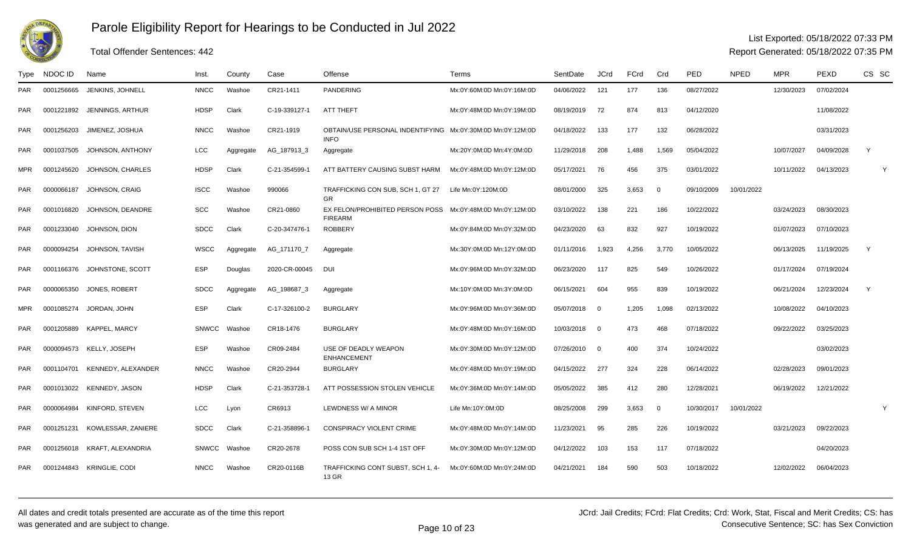# Parole Eligibility Report for Hearings to be Conducted in Jul 2022

Total Offender Sentences: 442

List Exported: 05/18/2022 07:33 PM
Report Generated: 05/18/2022 07:35 PM

| Type | NDOC ID | Name | Inst. | County | Case | Offense | Terms | SentDate | JCrd | FCrd | Crd | PED | NPED | MPR | PEXD | CS | SC |
|---|---|---|---|---|---|---|---|---|---|---|---|---|---|---|---|---|---|
| PAR | 0001256665 | JENKINS, JOHNELL | NNCC | Washoe | CR21-1411 | PANDERING | Mx:0Y:60M:0D Mn:0Y:16M:0D | 04/06/2022 | 121 | 177 | 136 | 08/27/2022 | | 12/30/2023 | 07/02/2024 | | |
| PAR | 0001221892 | JENNINGS, ARTHUR | HDSP | Clark | C-19-339127-1 | ATT THEFT | Mx:0Y:48M:0D Mn:0Y:19M:0D | 08/19/2019 | 72 | 874 | 813 | 04/12/2020 | | | 11/08/2022 | | |
| PAR | 0001256203 | JIMENEZ, JOSHUA | NNCC | Washoe | CR21-1919 | OBTAIN/USE PERSONAL INDENTIFYING INFO | Mx:0Y:30M:0D Mn:0Y:12M:0D | 04/18/2022 | 133 | 177 | 132 | 06/28/2022 | | | 03/31/2023 | | |
| PAR | 0001037505 | JOHNSON, ANTHONY | LCC | Aggregate | AG_187913_3 | Aggregate | Mx:20Y:0M:0D Mn:4Y:0M:0D | 11/29/2018 | 208 | 1,488 | 1,569 | 05/04/2022 | | 10/07/2027 | 04/09/2028 | Y | |
| MPR | 0001245620 | JOHNSON, CHARLES | HDSP | Clark | C-21-354599-1 | ATT BATTERY CAUSING SUBST HARM | Mx:0Y:48M:0D Mn:0Y:12M:0D | 05/17/2021 | 76 | 456 | 375 | 03/01/2022 | | 10/11/2022 | 04/13/2023 | | Y |
| PAR | 0000066187 | JOHNSON, CRAIG | ISCC | Washoe | 990066 | TRAFFICKING CON SUB, SCH 1, GT 27 GR | Life Mn:0Y:120M:0D | 08/01/2000 | 325 | 3,653 | 0 | 09/10/2009 | 10/01/2022 | | | | |
| PAR | 0001016820 | JOHNSON, DEANDRE | SCC | Washoe | CR21-0860 | EX FELON/PROHIBITED PERSON POSS FIREARM | Mx:0Y:48M:0D Mn:0Y:12M:0D | 03/10/2022 | 138 | 221 | 186 | 10/22/2022 | | 03/24/2023 | 08/30/2023 | | |
| PAR | 0001233040 | JOHNSON, DION | SDCC | Clark | C-20-347476-1 | ROBBERY | Mx:0Y:84M:0D Mn:0Y:32M:0D | 04/23/2020 | 63 | 832 | 927 | 10/19/2022 | | 01/07/2023 | 07/10/2023 | | |
| PAR | 0000094254 | JOHNSON, TAVISH | WSCC | Aggregate | AG_171170_7 | Aggregate | Mx:30Y:0M:0D Mn:12Y:0M:0D | 01/11/2016 | 1,923 | 4,256 | 3,770 | 10/05/2022 | | 06/13/2025 | 11/19/2025 | Y | |
| PAR | 0001166376 | JOHNSTONE, SCOTT | ESP | Douglas | 2020-CR-00045 | DUI | Mx:0Y:96M:0D Mn:0Y:32M:0D | 06/23/2020 | 117 | 825 | 549 | 10/26/2022 | | 01/17/2024 | 07/19/2024 | | |
| PAR | 0000065350 | JONES, ROBERT | SDCC | Aggregate | AG_198687_3 | Aggregate | Mx:10Y:0M:0D Mn:3Y:0M:0D | 06/15/2021 | 604 | 955 | 839 | 10/19/2022 | | 06/21/2024 | 12/23/2024 | Y | |
| MPR | 0001085274 | JORDAN, JOHN | ESP | Clark | C-17-326100-2 | BURGLARY | Mx:0Y:96M:0D Mn:0Y:36M:0D | 05/07/2018 | 0 | 1,205 | 1,098 | 02/13/2022 | | 10/08/2022 | 04/10/2023 | | |
| PAR | 0001205889 | KAPPEL, MARCY | SNWCC | Washoe | CR18-1476 | BURGLARY | Mx:0Y:48M:0D Mn:0Y:16M:0D | 10/03/2018 | 0 | 473 | 468 | 07/18/2022 | | 09/22/2022 | 03/25/2023 | | |
| PAR | 0000094573 | KELLY, JOSEPH | ESP | Washoe | CR09-2484 | USE OF DEADLY WEAPON ENHANCEMENT | Mx:0Y:30M:0D Mn:0Y:12M:0D | 07/26/2010 | 0 | 400 | 374 | 10/24/2022 | | | 03/02/2023 | | |
| PAR | 0001104701 | KENNEDY, ALEXANDER | NNCC | Washoe | CR20-2944 | BURGLARY | Mx:0Y:48M:0D Mn:0Y:19M:0D | 04/15/2022 | 277 | 324 | 228 | 06/14/2022 | | 02/28/2023 | 09/01/2023 | | |
| PAR | 0001013022 | KENNEDY, JASON | HDSP | Clark | C-21-353728-1 | ATT POSSESSION STOLEN VEHICLE | Mx:0Y:36M:0D Mn:0Y:14M:0D | 05/05/2022 | 385 | 412 | 280 | 12/28/2021 | | 06/19/2022 | 12/21/2022 | | |
| PAR | 0000064984 | KINFORD, STEVEN | LCC | Lyon | CR6913 | LEWDNESS W/ A MINOR | Life Mn:10Y:0M:0D | 08/25/2008 | 299 | 3,653 | 0 | 10/30/2017 | 10/01/2022 | | | | Y |
| PAR | 0001251231 | KOWLESSAR, ZANIERE | SDCC | Clark | C-21-358896-1 | CONSPIRACY VIOLENT CRIME | Mx:0Y:48M:0D Mn:0Y:14M:0D | 11/23/2021 | 95 | 285 | 226 | 10/19/2022 | | 03/21/2023 | 09/22/2023 | | |
| PAR | 0001256018 | KRAFT, ALEXANDRIA | SNWCC | Washoe | CR20-2678 | POSS CON SUB SCH 1-4 1ST OFF | Mx:0Y:30M:0D Mn:0Y:12M:0D | 04/12/2022 | 103 | 153 | 117 | 07/18/2022 | | | 04/20/2023 | | |
| PAR | 0001244843 | KRINGLIE, CODI | NNCC | Washoe | CR20-0116B | TRAFFICKING CONT SUBST, SCH 1, 4-13 GR | Mx:0Y:60M:0D Mn:0Y:24M:0D | 04/21/2021 | 184 | 590 | 503 | 10/18/2022 | | 12/02/2022 | 06/04/2023 | | |

All dates and credit totals presented are accurate as of the time this report was generated and are subject to change.

JCrd: Jail Credits; FCrd: Flat Credits; Crd: Work, Stat, Fiscal and Merit Credits; CS: has Consecutive Sentence; SC: has Sex Conviction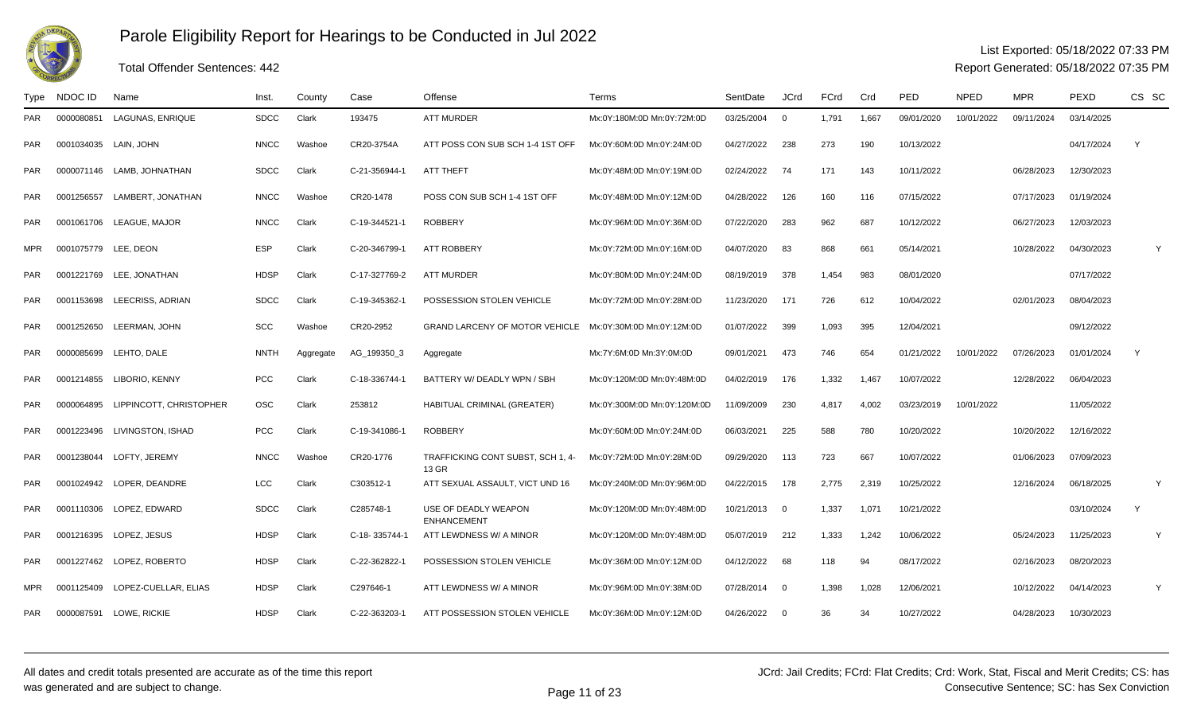# Parole Eligibility Report for Hearings to be Conducted in Jul 2022

Total Offender Sentences: 442

List Exported: 05/18/2022 07:33 PM
Report Generated: 05/18/2022 07:35 PM

| Type | NDOC ID | Name | Inst. | County | Case | Offense | Terms | SentDate | JCrd | FCrd | Crd | PED | NPED | MPR | PEXD | CS | SC |
|---|---|---|---|---|---|---|---|---|---|---|---|---|---|---|---|---|---|
| PAR | 0000080851 | LAGUNAS, ENRIQUE | SDCC | Clark | 193475 | ATT MURDER | Mx:0Y:180M:0D Mn:0Y:72M:0D | 03/25/2004 | 0 | 1,791 | 1,667 | 09/01/2020 | 10/01/2022 | 09/11/2024 | 03/14/2025 | | |
| PAR | 0001034035 | LAIN, JOHN | NNCC | Washoe | CR20-3754A | ATT POSS CON SUB SCH 1-4 1ST OFF | Mx:0Y:60M:0D Mn:0Y:24M:0D | 04/27/2022 | 238 | 273 | 190 | 10/13/2022 | | | 04/17/2024 | Y | |
| PAR | 0000071146 | LAMB, JOHNATHAN | SDCC | Clark | C-21-356944-1 | ATT THEFT | Mx:0Y:48M:0D Mn:0Y:19M:0D | 02/24/2022 | 74 | 171 | 143 | 10/11/2022 | | 06/28/2023 | 12/30/2023 | | |
| PAR | 0001256557 | LAMBERT, JONATHAN | NNCC | Washoe | CR20-1478 | POSS CON SUB SCH 1-4 1ST OFF | Mx:0Y:48M:0D Mn:0Y:12M:0D | 04/28/2022 | 126 | 160 | 116 | 07/15/2022 | | 07/17/2023 | 01/19/2024 | | |
| PAR | 0001061706 | LEAGUE, MAJOR | NNCC | Clark | C-19-344521-1 | ROBBERY | Mx:0Y:96M:0D Mn:0Y:36M:0D | 07/22/2020 | 283 | 962 | 687 | 10/12/2022 | | 06/27/2023 | 12/03/2023 | | |
| MPR | 0001075779 | LEE, DEON | ESP | Clark | C-20-346799-1 | ATT ROBBERY | Mx:0Y:72M:0D Mn:0Y:16M:0D | 04/07/2020 | 83 | 868 | 661 | 05/14/2021 | | 10/28/2022 | 04/30/2023 | | Y |
| PAR | 0001221769 | LEE, JONATHAN | HDSP | Clark | C-17-327769-2 | ATT MURDER | Mx:0Y:80M:0D Mn:0Y:24M:0D | 08/19/2019 | 378 | 1,454 | 983 | 08/01/2020 | | | 07/17/2022 | | |
| PAR | 0001153698 | LEECRISS, ADRIAN | SDCC | Clark | C-19-345362-1 | POSSESSION STOLEN VEHICLE | Mx:0Y:72M:0D Mn:0Y:28M:0D | 11/23/2020 | 171 | 726 | 612 | 10/04/2022 | | 02/01/2023 | 08/04/2023 | | |
| PAR | 0001252650 | LEERMAN, JOHN | SCC | Washoe | CR20-2952 | GRAND LARCENY OF MOTOR VEHICLE | Mx:0Y:30M:0D Mn:0Y:12M:0D | 01/07/2022 | 399 | 1,093 | 395 | 12/04/2021 | | | 09/12/2022 | | |
| PAR | 0000085699 | LEHTO, DALE | NNTH | Aggregate | AG_199350_3 | Aggregate | Mx:7Y:6M:0D Mn:3Y:0M:0D | 09/01/2021 | 473 | 746 | 654 | 01/21/2022 | 10/01/2022 | 07/26/2023 | 01/01/2024 | Y | |
| PAR | 0001214855 | LIBORIO, KENNY | PCC | Clark | C-18-336744-1 | BATTERY W/ DEADLY WPN / SBH | Mx:0Y:120M:0D Mn:0Y:48M:0D | 04/02/2019 | 176 | 1,332 | 1,467 | 10/07/2022 | | 12/28/2022 | 06/04/2023 | | |
| PAR | 0000064895 | LIPPINCOTT, CHRISTOPHER | OSC | Clark | 253812 | HABITUAL CRIMINAL (GREATER) | Mx:0Y:300M:0D Mn:0Y:120M:0D | 11/09/2009 | 230 | 4,817 | 4,002 | 03/23/2019 | 10/01/2022 | | 11/05/2022 | | |
| PAR | 0001223496 | LIVINGSTON, ISHAD | PCC | Clark | C-19-341086-1 | ROBBERY | Mx:0Y:60M:0D Mn:0Y:24M:0D | 06/03/2021 | 225 | 588 | 780 | 10/20/2022 | | 10/20/2022 | 12/16/2022 | | |
| PAR | 0001238044 | LOFTY, JEREMY | NNCC | Washoe | CR20-1776 | TRAFFICKING CONT SUBST, SCH 1, 4-13 GR | Mx:0Y:72M:0D Mn:0Y:28M:0D | 09/29/2020 | 113 | 723 | 667 | 10/07/2022 | | 01/06/2023 | 07/09/2023 | | |
| PAR | 0001024942 | LOPER, DEANDRE | LCC | Clark | C303512-1 | ATT SEXUAL ASSAULT, VICT UND 16 | Mx:0Y:240M:0D Mn:0Y:96M:0D | 04/22/2015 | 178 | 2,775 | 2,319 | 10/25/2022 | | 12/16/2024 | 06/18/2025 | | Y |
| PAR | 0001110306 | LOPEZ, EDWARD | SDCC | Clark | C285748-1 | USE OF DEADLY WEAPON ENHANCEMENT | Mx:0Y:120M:0D Mn:0Y:48M:0D | 10/21/2013 | 0 | 1,337 | 1,071 | 10/21/2022 | | | 03/10/2024 | Y | |
| PAR | 0001216395 | LOPEZ, JESUS | HDSP | Clark | C-18- 335744-1 | ATT LEWDNESS W/ A MINOR | Mx:0Y:120M:0D Mn:0Y:48M:0D | 05/07/2019 | 212 | 1,333 | 1,242 | 10/06/2022 | | 05/24/2023 | 11/25/2023 | | Y |
| PAR | 0001227462 | LOPEZ, ROBERTO | HDSP | Clark | C-22-362822-1 | POSSESSION STOLEN VEHICLE | Mx:0Y:36M:0D Mn:0Y:12M:0D | 04/12/2022 | 68 | 118 | 94 | 08/17/2022 | | 02/16/2023 | 08/20/2023 | | |
| MPR | 0001125409 | LOPEZ-CUELLAR, ELIAS | HDSP | Clark | C297646-1 | ATT LEWDNESS W/ A MINOR | Mx:0Y:96M:0D Mn:0Y:38M:0D | 07/28/2014 | 0 | 1,398 | 1,028 | 12/06/2021 | | 10/12/2022 | 04/14/2023 | | Y |
| PAR | 0000087591 | LOWE, RICKIE | HDSP | Clark | C-22-363203-1 | ATT POSSESSION STOLEN VEHICLE | Mx:0Y:36M:0D Mn:0Y:12M:0D | 04/26/2022 | 0 | 36 | 34 | 10/27/2022 | | 04/28/2023 | 10/30/2023 | | |

All dates and credit totals presented are accurate as of the time this report was generated and are subject to change.

JCrd: Jail Credits; FCrd: Flat Credits; Crd: Work, Stat, Fiscal and Merit Credits; CS: has Consecutive Sentence; SC: has Sex Conviction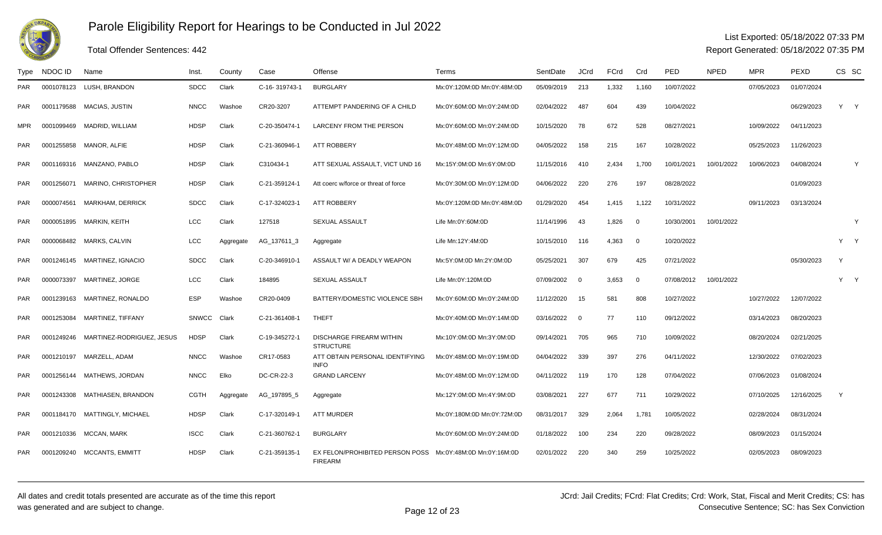# Parole Eligibility Report for Hearings to be Conducted in Jul 2022

Total Offender Sentences: 442

List Exported: 05/18/2022 07:33 PM
Report Generated: 05/18/2022 07:35 PM

| Type | NDOC ID | Name | Inst. | County | Case | Offense | Terms | SentDate | JCrd | FCrd | Crd | PED | NPED | MPR | PEXD | CS | SC |
|---|---|---|---|---|---|---|---|---|---|---|---|---|---|---|---|---|---|
| PAR | 0001078123 | LUSH, BRANDON | SDCC | Clark | C-16- 319743-1 | BURGLARY | Mx:0Y:120M:0D Mn:0Y:48M:0D | 05/09/2019 | 213 | 1,332 | 1,160 | 10/07/2022 | | 07/05/2023 | 01/07/2024 | | |
| PAR | 0001179588 | MACIAS, JUSTIN | NNCC | Washoe | CR20-3207 | ATTEMPT PANDERING OF A CHILD | Mx:0Y:60M:0D Mn:0Y:24M:0D | 02/04/2022 | 487 | 604 | 439 | 10/04/2022 | | | 06/29/2023 | Y | Y |
| MPR | 0001099469 | MADRID, WILLIAM | HDSP | Clark | C-20-350474-1 | LARCENY FROM THE PERSON | Mx:0Y:60M:0D Mn:0Y:24M:0D | 10/15/2020 | 78 | 672 | 528 | 08/27/2021 | | 10/09/2022 | 04/11/2023 | | |
| PAR | 0001255858 | MANOR, ALFIE | HDSP | Clark | C-21-360946-1 | ATT ROBBERY | Mx:0Y:48M:0D Mn:0Y:12M:0D | 04/05/2022 | 158 | 215 | 167 | 10/28/2022 | | 05/25/2023 | 11/26/2023 | | |
| PAR | 0001169316 | MANZANO, PABLO | HDSP | Clark | C310434-1 | ATT SEXUAL ASSAULT, VICT UND 16 | Mx:15Y:0M:0D Mn:6Y:0M:0D | 11/15/2016 | 410 | 2,434 | 1,700 | 10/01/2021 | 10/01/2022 | 10/06/2023 | 04/08/2024 | | Y |
| PAR | 0001256071 | MARINO, CHRISTOPHER | HDSP | Clark | C-21-359124-1 | Att coerc w/force or threat of force | Mx:0Y:30M:0D Mn:0Y:12M:0D | 04/06/2022 | 220 | 276 | 197 | 08/28/2022 | | | 01/09/2023 | | |
| PAR | 0000074561 | MARKHAM, DERRICK | SDCC | Clark | C-17-324023-1 | ATT ROBBERY | Mx:0Y:120M:0D Mn:0Y:48M:0D | 01/29/2020 | 454 | 1,415 | 1,122 | 10/31/2022 | | 09/11/2023 | 03/13/2024 | | |
| PAR | 0000051895 | MARKIN, KEITH | LCC | Clark | 127518 | SEXUAL ASSAULT | Life Mn:0Y:60M:0D | 11/14/1996 | 43 | 1,826 | 0 | 10/30/2001 | 10/01/2022 | | | | Y |
| PAR | 0000068482 | MARKS, CALVIN | LCC | Aggregate | AG_137611_3 | Aggregate | Life Mn:12Y:4M:0D | 10/15/2010 | 116 | 4,363 | 0 | 10/20/2022 | | | | Y | Y |
| PAR | 0001246145 | MARTINEZ, IGNACIO | SDCC | Clark | C-20-346910-1 | ASSAULT W/ A DEADLY WEAPON | Mx:5Y:0M:0D Mn:2Y:0M:0D | 05/25/2021 | 307 | 679 | 425 | 07/21/2022 | | | 05/30/2023 | Y | |
| PAR | 0000073397 | MARTINEZ, JORGE | LCC | Clark | 184895 | SEXUAL ASSAULT | Life Mn:0Y:120M:0D | 07/09/2002 | 0 | 3,653 | 0 | 07/08/2012 | 10/01/2022 | | | Y | Y |
| PAR | 0001239163 | MARTINEZ, RONALDO | ESP | Washoe | CR20-0409 | BATTERY/DOMESTIC VIOLENCE SBH | Mx:0Y:60M:0D Mn:0Y:24M:0D | 11/12/2020 | 15 | 581 | 808 | 10/27/2022 | | 10/27/2022 | 12/07/2022 | | |
| PAR | 0001253084 | MARTINEZ, TIFFANY | SNWCC | Clark | C-21-361408-1 | THEFT | Mx:0Y:40M:0D Mn:0Y:14M:0D | 03/16/2022 | 0 | 77 | 110 | 09/12/2022 | | 03/14/2023 | 08/20/2023 | | |
| PAR | 0001249246 | MARTINEZ-RODRIGUEZ, JESUS | HDSP | Clark | C-19-345272-1 | DISCHARGE FIREARM WITHIN STRUCTURE | Mx:10Y:0M:0D Mn:3Y:0M:0D | 09/14/2021 | 705 | 965 | 710 | 10/09/2022 | | 08/20/2024 | 02/21/2025 | | |
| PAR | 0001210197 | MARZELL, ADAM | NNCC | Washoe | CR17-0583 | ATT OBTAIN PERSONAL IDENTIFYING INFO | Mx:0Y:48M:0D Mn:0Y:19M:0D | 04/04/2022 | 339 | 397 | 276 | 04/11/2022 | | 12/30/2022 | 07/02/2023 | | |
| PAR | 0001256144 | MATHEWS, JORDAN | NNCC | Elko | DC-CR-22-3 | GRAND LARCENY | Mx:0Y:48M:0D Mn:0Y:12M:0D | 04/11/2022 | 119 | 170 | 128 | 07/04/2022 | | 07/06/2023 | 01/08/2024 | | |
| PAR | 0001243308 | MATHIASEN, BRANDON | CGTH | Aggregate | AG_197895_5 | Aggregate | Mx:12Y:0M:0D Mn:4Y:9M:0D | 03/08/2021 | 227 | 677 | 711 | 10/29/2022 | | 07/10/2025 | 12/16/2025 | Y | |
| PAR | 0001184170 | MATTINGLY, MICHAEL | HDSP | Clark | C-17-320149-1 | ATT MURDER | Mx:0Y:180M:0D Mn:0Y:72M:0D | 08/31/2017 | 329 | 2,064 | 1,781 | 10/05/2022 | | 02/28/2024 | 08/31/2024 | | |
| PAR | 0001210336 | MCCAN, MARK | ISCC | Clark | C-21-360762-1 | BURGLARY | Mx:0Y:60M:0D Mn:0Y:24M:0D | 01/18/2022 | 100 | 234 | 220 | 09/28/2022 | | 08/09/2023 | 01/15/2024 | | |
| PAR | 0001209240 | MCCANTS, EMMITT | HDSP | Clark | C-21-359135-1 | EX FELON/PROHIBITED PERSON POSS FIREARM | Mx:0Y:48M:0D Mn:0Y:16M:0D | 02/01/2022 | 220 | 340 | 259 | 10/25/2022 | | 02/05/2023 | 08/09/2023 | | |

All dates and credit totals presented are accurate as of the time this report was generated and are subject to change.

JCrd: Jail Credits; FCrd: Flat Credits; Crd: Work, Stat, Fiscal and Merit Credits; CS: has Consecutive Sentence; SC: has Sex Conviction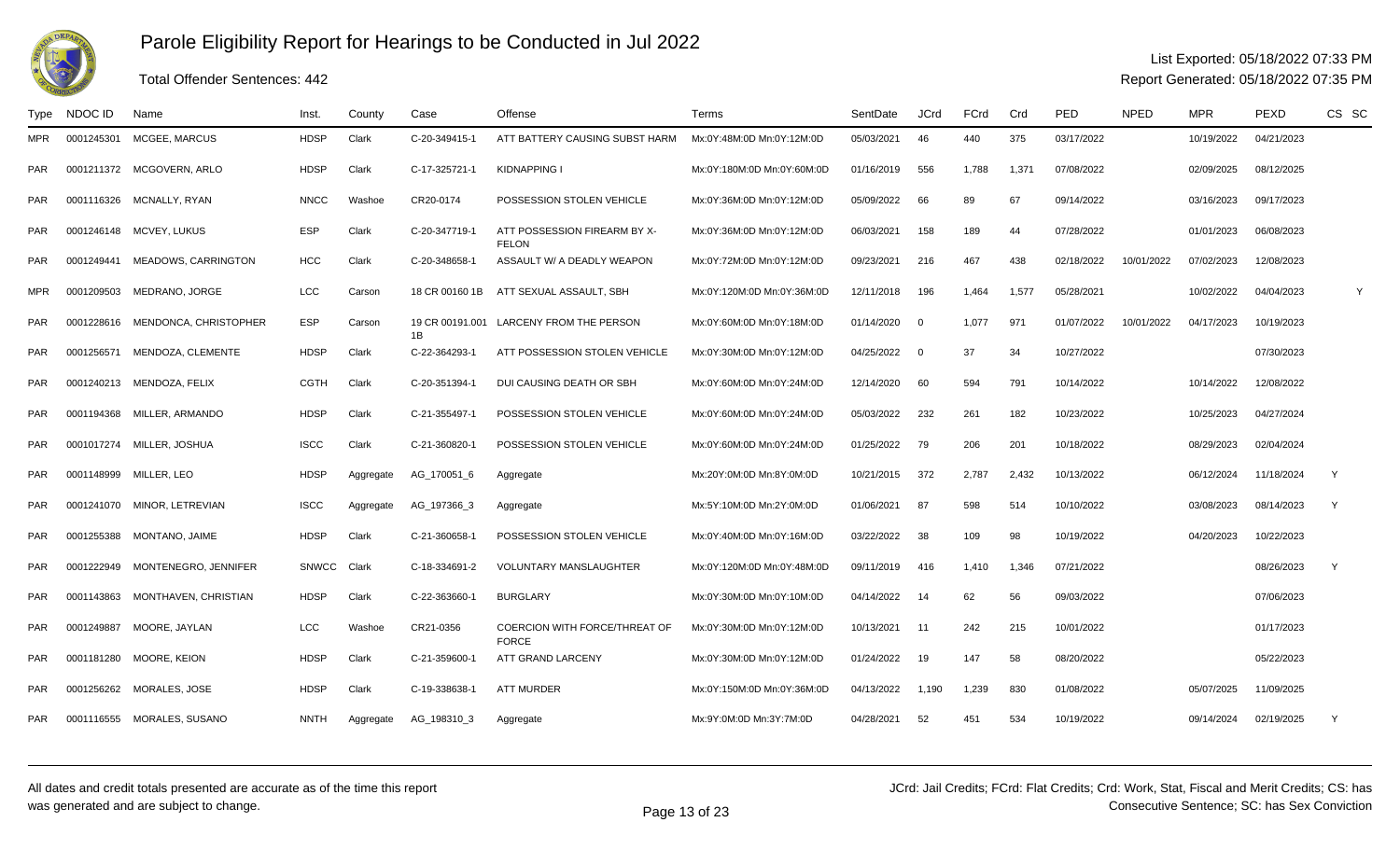# Parole Eligibility Report for Hearings to be Conducted in Jul 2022

Total Offender Sentences: 442

List Exported: 05/18/2022 07:33 PM

Report Generated: 05/18/2022 07:35 PM

| Type | NDOC ID | Name | Inst. | County | Case | Offense | Terms | SentDate | JCrd | FCrd | Crd | PED | NPED | MPR | PEXD | CS | SC |
|---|---|---|---|---|---|---|---|---|---|---|---|---|---|---|---|---|---|
| MPR | 0001245301 | MCGEE, MARCUS | HDSP | Clark | C-20-349415-1 | ATT BATTERY CAUSING SUBST HARM | Mx:0Y:48M:0D Mn:0Y:12M:0D | 05/03/2021 | 46 | 440 | 375 | 03/17/2022 | | 10/19/2022 | 04/21/2023 | | |
| PAR | 0001211372 | MCGOVERN, ARLO | HDSP | Clark | C-17-325721-1 | KIDNAPPING I | Mx:0Y:180M:0D Mn:0Y:60M:0D | 01/16/2019 | 556 | 1,788 | 1,371 | 07/08/2022 | | 02/09/2025 | 08/12/2025 | | |
| PAR | 0001116326 | MCNALLY, RYAN | NNCC | Washoe | CR20-0174 | POSSESSION STOLEN VEHICLE | Mx:0Y:36M:0D Mn:0Y:12M:0D | 05/09/2022 | 66 | 89 | 67 | 09/14/2022 | | 03/16/2023 | 09/17/2023 | | |
| PAR | 0001246148 | MCVEY, LUKUS | ESP | Clark | C-20-347719-1 | ATT POSSESSION FIREARM BY X-FELON | Mx:0Y:36M:0D Mn:0Y:12M:0D | 06/03/2021 | 158 | 189 | 44 | 07/28/2022 | | 01/01/2023 | 06/08/2023 | | |
| PAR | 0001249441 | MEADOWS, CARRINGTON | HCC | Clark | C-20-348658-1 | ASSAULT W/ A DEADLY WEAPON | Mx:0Y:72M:0D Mn:0Y:12M:0D | 09/23/2021 | 216 | 467 | 438 | 02/18/2022 | 10/01/2022 | 07/02/2023 | 12/08/2023 | | |
| MPR | 0001209503 | MEDRANO, JORGE | LCC | Carson | 18 CR 00160 1B | ATT SEXUAL ASSAULT, SBH | Mx:0Y:120M:0D Mn:0Y:36M:0D | 12/11/2018 | 196 | 1,464 | 1,577 | 05/28/2021 | | 10/02/2022 | 04/04/2023 | | Y |
| PAR | 0001228616 | MENDONCA, CHRISTOPHER | ESP | Carson | 19 CR 00191.001 1B | LARCENY FROM THE PERSON | Mx:0Y:60M:0D Mn:0Y:18M:0D | 01/14/2020 | 0 | 1,077 | 971 | 01/07/2022 | 10/01/2022 | 04/17/2023 | 10/19/2023 | | |
| PAR | 0001256571 | MENDOZA, CLEMENTE | HDSP | Clark | C-22-364293-1 | ATT POSSESSION STOLEN VEHICLE | Mx:0Y:30M:0D Mn:0Y:12M:0D | 04/25/2022 | 0 | 37 | 34 | 10/27/2022 | | | 07/30/2023 | | |
| PAR | 0001240213 | MENDOZA, FELIX | CGTH | Clark | C-20-351394-1 | DUI CAUSING DEATH OR SBH | Mx:0Y:60M:0D Mn:0Y:24M:0D | 12/14/2020 | 60 | 594 | 791 | 10/14/2022 | | 10/14/2022 | 12/08/2022 | | |
| PAR | 0001194368 | MILLER, ARMANDO | HDSP | Clark | C-21-355497-1 | POSSESSION STOLEN VEHICLE | Mx:0Y:60M:0D Mn:0Y:24M:0D | 05/03/2022 | 232 | 261 | 182 | 10/23/2022 | | 10/25/2023 | 04/27/2024 | | |
| PAR | 0001017274 | MILLER, JOSHUA | ISCC | Clark | C-21-360820-1 | POSSESSION STOLEN VEHICLE | Mx:0Y:60M:0D Mn:0Y:24M:0D | 01/25/2022 | 79 | 206 | 201 | 10/18/2022 | | 08/29/2023 | 02/04/2024 | | |
| PAR | 0001148999 | MILLER, LEO | HDSP | Aggregate | AG_170051_6 | Aggregate | Mx:20Y:0M:0D Mn:8Y:0M:0D | 10/21/2015 | 372 | 2,787 | 2,432 | 10/13/2022 | | 06/12/2024 | 11/18/2024 | Y | |
| PAR | 0001241070 | MINOR, LETREVIAN | ISCC | Aggregate | AG_197366_3 | Aggregate | Mx:5Y:10M:0D Mn:2Y:0M:0D | 01/06/2021 | 87 | 598 | 514 | 10/10/2022 | | 03/08/2023 | 08/14/2023 | Y | |
| PAR | 0001255388 | MONTANO, JAIME | HDSP | Clark | C-21-360658-1 | POSSESSION STOLEN VEHICLE | Mx:0Y:40M:0D Mn:0Y:16M:0D | 03/22/2022 | 38 | 109 | 98 | 10/19/2022 | | 04/20/2023 | 10/22/2023 | | |
| PAR | 0001222949 | MONTENEGRO, JENNIFER | SNWCC | Clark | C-18-334691-2 | VOLUNTARY MANSLAUGHTER | Mx:0Y:120M:0D Mn:0Y:48M:0D | 09/11/2019 | 416 | 1,410 | 1,346 | 07/21/2022 | | | 08/26/2023 | Y | |
| PAR | 0001143863 | MONTHAVEN, CHRISTIAN | HDSP | Clark | C-22-363660-1 | BURGLARY | Mx:0Y:30M:0D Mn:0Y:10M:0D | 04/14/2022 | 14 | 62 | 56 | 09/03/2022 | | | 07/06/2023 | | |
| PAR | 0001249887 | MOORE, JAYLAN | LCC | Washoe | CR21-0356 | COERCION WITH FORCE/THREAT OF FORCE | Mx:0Y:30M:0D Mn:0Y:12M:0D | 10/13/2021 | 11 | 242 | 215 | 10/01/2022 | | | 01/17/2023 | | |
| PAR | 0001181280 | MOORE, KEION | HDSP | Clark | C-21-359600-1 | ATT GRAND LARCENY | Mx:0Y:30M:0D Mn:0Y:12M:0D | 01/24/2022 | 19 | 147 | 58 | 08/20/2022 | | | 05/22/2023 | | |
| PAR | 0001256262 | MORALES, JOSE | HDSP | Clark | C-19-338638-1 | ATT MURDER | Mx:0Y:150M:0D Mn:0Y:36M:0D | 04/13/2022 | 1,190 | 1,239 | 830 | 01/08/2022 | | 05/07/2025 | 11/09/2025 | | |
| PAR | 0001116555 | MORALES, SUSANO | NNTH | Aggregate | AG_198310_3 | Aggregate | Mx:9Y:0M:0D Mn:3Y:7M:0D | 04/28/2021 | 52 | 451 | 534 | 10/19/2022 | | 09/14/2024 | 02/19/2025 | Y | |

All dates and credit totals presented are accurate as of the time this report was generated and are subject to change.

JCrd: Jail Credits; FCrd: Flat Credits; Crd: Work, Stat, Fiscal and Merit Credits; CS: has Consecutive Sentence; SC: has Sex Conviction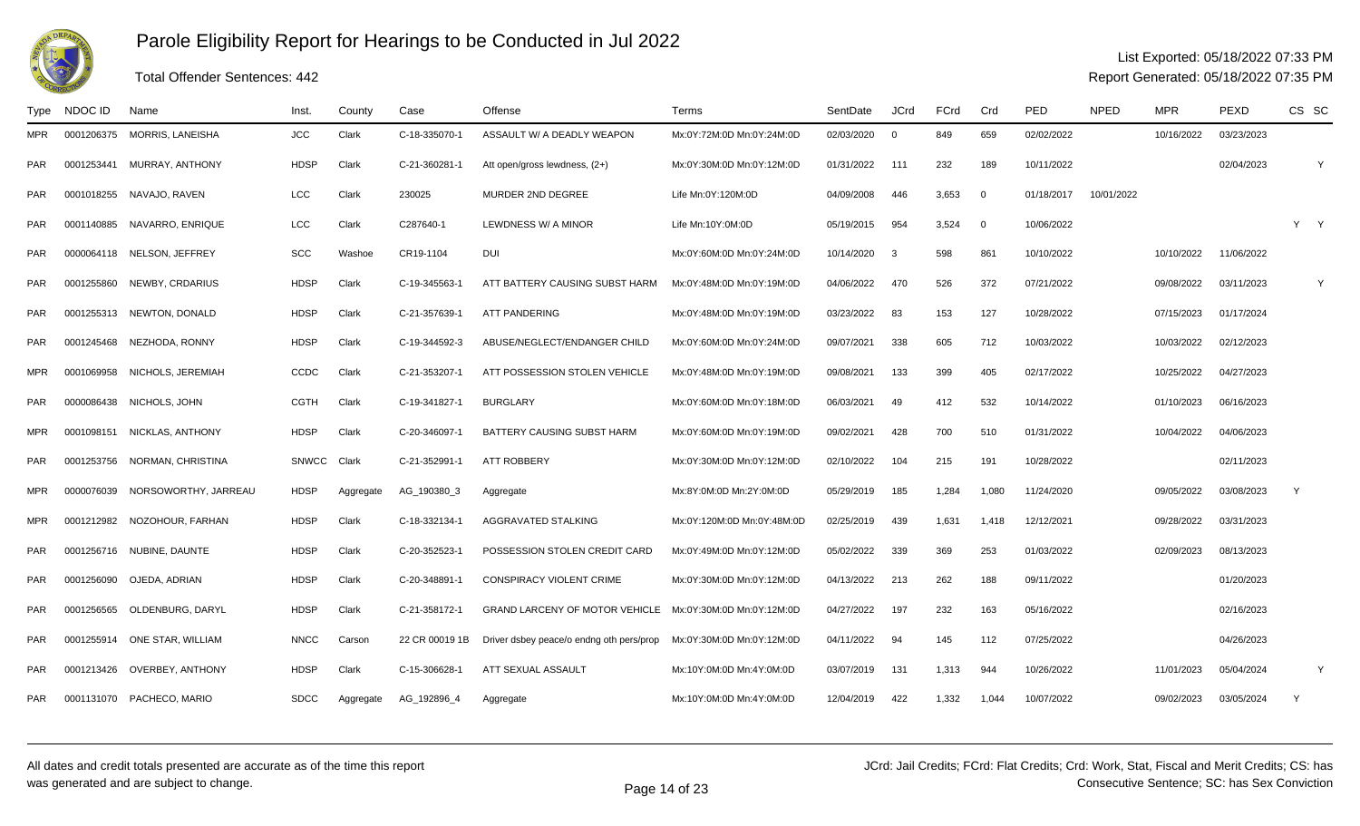# Parole Eligibility Report for Hearings to be Conducted in Jul 2022

Total Offender Sentences: 442

List Exported: 05/18/2022 07:33 PM
Report Generated: 05/18/2022 07:35 PM

| Type | NDOC ID | Name | Inst. | County | Case | Offense | Terms | SentDate | JCrd | FCrd | Crd | PED | NPED | MPR | PEXD | CS | SC |
|---|---|---|---|---|---|---|---|---|---|---|---|---|---|---|---|---|---|
| MPR | 0001206375 | MORRIS, LANEISHA | JCC | Clark | C-18-335070-1 | ASSAULT W/ A DEADLY WEAPON | Mx:0Y:72M:0D Mn:0Y:24M:0D | 02/03/2020 | 0 | 849 | 659 | 02/02/2022 | | 10/16/2022 | 03/23/2023 | | |
| PAR | 0001253441 | MURRAY, ANTHONY | HDSP | Clark | C-21-360281-1 | Att open/gross lewdness, (2+) | Mx:0Y:30M:0D Mn:0Y:12M:0D | 01/31/2022 | 111 | 232 | 189 | 10/11/2022 | | | 02/04/2023 | | Y |
| PAR | 0001018255 | NAVAJO, RAVEN | LCC | Clark | 230025 | MURDER 2ND DEGREE | Life Mn:0Y:120M:0D | 04/09/2008 | 446 | 3,653 | 0 | 01/18/2017 | 10/01/2022 | | | | |
| PAR | 0001140885 | NAVARRO, ENRIQUE | LCC | Clark | C287640-1 | LEWDNESS W/ A MINOR | Life Mn:10Y:0M:0D | 05/19/2015 | 954 | 3,524 | 0 | 10/06/2022 | | | | Y | Y |
| PAR | 0000064118 | NELSON, JEFFREY | SCC | Washoe | CR19-1104 | DUI | Mx:0Y:60M:0D Mn:0Y:24M:0D | 10/14/2020 | 3 | 598 | 861 | 10/10/2022 | | 10/10/2022 | 11/06/2022 | | |
| PAR | 0001255860 | NEWBY, CRDARIUS | HDSP | Clark | C-19-345563-1 | ATT BATTERY CAUSING SUBST HARM | Mx:0Y:48M:0D Mn:0Y:19M:0D | 04/06/2022 | 470 | 526 | 372 | 07/21/2022 | | 09/08/2022 | 03/11/2023 | | Y |
| PAR | 0001255313 | NEWTON, DONALD | HDSP | Clark | C-21-357639-1 | ATT PANDERING | Mx:0Y:48M:0D Mn:0Y:19M:0D | 03/23/2022 | 83 | 153 | 127 | 10/28/2022 | | 07/15/2023 | 01/17/2024 | | |
| PAR | 0001245468 | NEZHODA, RONNY | HDSP | Clark | C-19-344592-3 | ABUSE/NEGLECT/ENDANGER CHILD | Mx:0Y:60M:0D Mn:0Y:24M:0D | 09/07/2021 | 338 | 605 | 712 | 10/03/2022 | | 10/03/2022 | 02/12/2023 | | |
| MPR | 0001069958 | NICHOLS, JEREMIAH | CCDC | Clark | C-21-353207-1 | ATT POSSESSION STOLEN VEHICLE | Mx:0Y:48M:0D Mn:0Y:19M:0D | 09/08/2021 | 133 | 399 | 405 | 02/17/2022 | | 10/25/2022 | 04/27/2023 | | |
| PAR | 0000086438 | NICHOLS, JOHN | CGTH | Clark | C-19-341827-1 | BURGLARY | Mx:0Y:60M:0D Mn:0Y:18M:0D | 06/03/2021 | 49 | 412 | 532 | 10/14/2022 | | 01/10/2023 | 06/16/2023 | | |
| MPR | 0001098151 | NICKLAS, ANTHONY | HDSP | Clark | C-20-346097-1 | BATTERY CAUSING SUBST HARM | Mx:0Y:60M:0D Mn:0Y:19M:0D | 09/02/2021 | 428 | 700 | 510 | 01/31/2022 | | 10/04/2022 | 04/06/2023 | | |
| PAR | 0001253756 | NORMAN, CHRISTINA | SNWCC | Clark | C-21-352991-1 | ATT ROBBERY | Mx:0Y:30M:0D Mn:0Y:12M:0D | 02/10/2022 | 104 | 215 | 191 | 10/28/2022 | | | 02/11/2023 | | |
| MPR | 0000076039 | NORSOWORTHY, JARREAU | HDSP | Aggregate | AG_190380_3 | Aggregate | Mx:8Y:0M:0D Mn:2Y:0M:0D | 05/29/2019 | 185 | 1,284 | 1,080 | 11/24/2020 | | 09/05/2022 | 03/08/2023 | Y | |
| MPR | 0001212982 | NOZOHOUR, FARHAN | HDSP | Clark | C-18-332134-1 | AGGRAVATED STALKING | Mx:0Y:120M:0D Mn:0Y:48M:0D | 02/25/2019 | 439 | 1,631 | 1,418 | 12/12/2021 | | 09/28/2022 | 03/31/2023 | | |
| PAR | 0001256716 | NUBINE, DAUNTE | HDSP | Clark | C-20-352523-1 | POSSESSION STOLEN CREDIT CARD | Mx:0Y:49M:0D Mn:0Y:12M:0D | 05/02/2022 | 339 | 369 | 253 | 01/03/2022 | | 02/09/2023 | 08/13/2023 | | |
| PAR | 0001256090 | OJEDA, ADRIAN | HDSP | Clark | C-20-348891-1 | CONSPIRACY VIOLENT CRIME | Mx:0Y:30M:0D Mn:0Y:12M:0D | 04/13/2022 | 213 | 262 | 188 | 09/11/2022 | | | 01/20/2023 | | |
| PAR | 0001256565 | OLDENBURG, DARYL | HDSP | Clark | C-21-358172-1 | GRAND LARCENY OF MOTOR VEHICLE | Mx:0Y:30M:0D Mn:0Y:12M:0D | 04/27/2022 | 197 | 232 | 163 | 05/16/2022 | | | 02/16/2023 | | |
| PAR | 0001255914 | ONE STAR, WILLIAM | NNCC | Carson | 22 CR 00019 1B | Driver dsbey peace/o endng oth pers/prop | Mx:0Y:30M:0D Mn:0Y:12M:0D | 04/11/2022 | 94 | 145 | 112 | 07/25/2022 | | | 04/26/2023 | | |
| PAR | 0001213426 | OVERBEY, ANTHONY | HDSP | Clark | C-15-306628-1 | ATT SEXUAL ASSAULT | Mx:10Y:0M:0D Mn:4Y:0M:0D | 03/07/2019 | 131 | 1,313 | 944 | 10/26/2022 | | 11/01/2023 | 05/04/2024 | | Y |
| PAR | 0001131070 | PACHECO, MARIO | SDCC | Aggregate | AG_192896_4 | Aggregate | Mx:10Y:0M:0D Mn:4Y:0M:0D | 12/04/2019 | 422 | 1,332 | 1,044 | 10/07/2022 | | 09/02/2023 | 03/05/2024 | Y | |

All dates and credit totals presented are accurate as of the time this report was generated and are subject to change.

JCrd: Jail Credits; FCrd: Flat Credits; Crd: Work, Stat, Fiscal and Merit Credits; CS: has Consecutive Sentence; SC: has Sex Conviction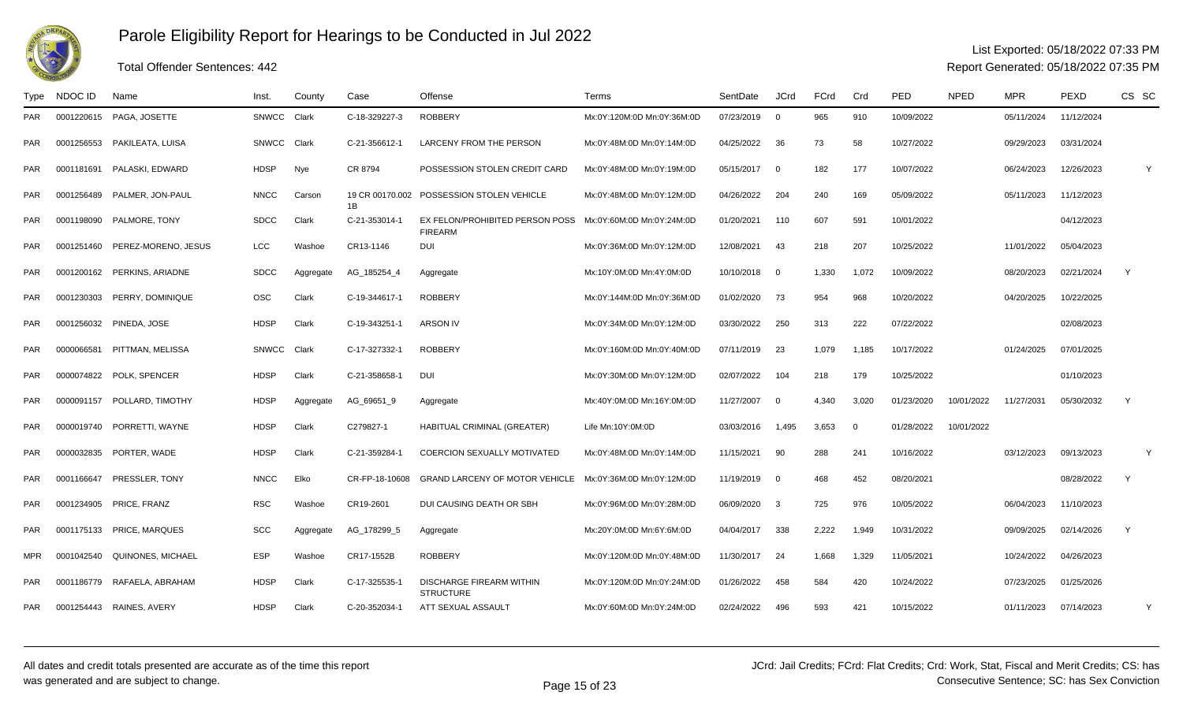# Parole Eligibility Report for Hearings to be Conducted in Jul 2022

Total Offender Sentences: 442

List Exported: 05/18/2022 07:33 PM
Report Generated: 05/18/2022 07:35 PM

| Type | NDOC ID | Name | Inst. | County | Case | Offense | Terms | SentDate | JCrd | FCrd | Crd | PED | NPED | MPR | PEXD | CS | SC |
|---|---|---|---|---|---|---|---|---|---|---|---|---|---|---|---|---|---|
| PAR | 0001220615 | PAGA, JOSETTE | SNWCC | Clark | C-18-329227-3 | ROBBERY | Mx:0Y:120M:0D Mn:0Y:36M:0D | 07/23/2019 | 0 | 965 | 910 | 10/09/2022 | | 05/11/2024 | 11/12/2024 | | |
| PAR | 0001256553 | PAKILEATA, LUISA | SNWCC | Clark | C-21-356612-1 | LARCENY FROM THE PERSON | Mx:0Y:48M:0D Mn:0Y:14M:0D | 04/25/2022 | 36 | 73 | 58 | 10/27/2022 | | 09/29/2023 | 03/31/2024 | | |
| PAR | 0001181691 | PALASKI, EDWARD | HDSP | Nye | CR 8794 | POSSESSION STOLEN CREDIT CARD | Mx:0Y:48M:0D Mn:0Y:19M:0D | 05/15/2017 | 0 | 182 | 177 | 10/07/2022 | | 06/24/2023 | 12/26/2023 | | Y |
| PAR | 0001256489 | PALMER, JON-PAUL | NNCC | Carson | 19 CR 00170.002 1B | POSSESSION STOLEN VEHICLE | Mx:0Y:48M:0D Mn:0Y:12M:0D | 04/26/2022 | 204 | 240 | 169 | 05/09/2022 | | 05/11/2023 | 11/12/2023 | | |
| PAR | 0001198090 | PALMORE, TONY | SDCC | Clark | C-21-353014-1 | EX FELON/PROHIBITED PERSON POSS FIREARM | Mx:0Y:60M:0D Mn:0Y:24M:0D | 01/20/2021 | 110 | 607 | 591 | 10/01/2022 | | | 04/12/2023 | | |
| PAR | 0001251460 | PEREZ-MORENO, JESUS | LCC | Washoe | CR13-1146 | DUI | Mx:0Y:36M:0D Mn:0Y:12M:0D | 12/08/2021 | 43 | 218 | 207 | 10/25/2022 | | 11/01/2022 | 05/04/2023 | | |
| PAR | 0001200162 | PERKINS, ARIADNE | SDCC | Aggregate | AG_185254_4 | Aggregate | Mx:10Y:0M:0D Mn:4Y:0M:0D | 10/10/2018 | 0 | 1,330 | 1,072 | 10/09/2022 | | 08/20/2023 | 02/21/2024 | Y | |
| PAR | 0001230303 | PERRY, DOMINIQUE | OSC | Clark | C-19-344617-1 | ROBBERY | Mx:0Y:144M:0D Mn:0Y:36M:0D | 01/02/2020 | 73 | 954 | 968 | 10/20/2022 | | 04/20/2025 | 10/22/2025 | | |
| PAR | 0001256032 | PINEDA, JOSE | HDSP | Clark | C-19-343251-1 | ARSON IV | Mx:0Y:34M:0D Mn:0Y:12M:0D | 03/30/2022 | 250 | 313 | 222 | 07/22/2022 | | | 02/08/2023 | | |
| PAR | 0000066581 | PITTMAN, MELISSA | SNWCC | Clark | C-17-327332-1 | ROBBERY | Mx:0Y:160M:0D Mn:0Y:40M:0D | 07/11/2019 | 23 | 1,079 | 1,185 | 10/17/2022 | | 01/24/2025 | 07/01/2025 | | |
| PAR | 0000074822 | POLK, SPENCER | HDSP | Clark | C-21-358658-1 | DUI | Mx:0Y:30M:0D Mn:0Y:12M:0D | 02/07/2022 | 104 | 218 | 179 | 10/25/2022 | | | 01/10/2023 | | |
| PAR | 0000091157 | POLLARD, TIMOTHY | HDSP | Aggregate | AG_69651_9 | Aggregate | Mx:40Y:0M:0D Mn:16Y:0M:0D | 11/27/2007 | 0 | 4,340 | 3,020 | 01/23/2020 | 10/01/2022 | 11/27/2031 | 05/30/2032 | Y | |
| PAR | 0000019740 | PORRETTI, WAYNE | HDSP | Clark | C279827-1 | HABITUAL CRIMINAL (GREATER) | Life Mn:10Y:0M:0D | 03/03/2016 | 1,495 | 3,653 | 0 | 01/28/2022 | 10/01/2022 | | | | |
| PAR | 0000032835 | PORTER, WADE | HDSP | Clark | C-21-359284-1 | COERCION SEXUALLY MOTIVATED | Mx:0Y:48M:0D Mn:0Y:14M:0D | 11/15/2021 | 90 | 288 | 241 | 10/16/2022 | | 03/12/2023 | 09/13/2023 | | Y |
| PAR | 0001166647 | PRESSLER, TONY | NNCC | Elko | CR-FP-18-10608 | GRAND LARCENY OF MOTOR VEHICLE | Mx:0Y:36M:0D Mn:0Y:12M:0D | 11/19/2019 | 0 | 468 | 452 | 08/20/2021 | | | 08/28/2022 | Y | |
| PAR | 0001234905 | PRICE, FRANZ | RSC | Washoe | CR19-2601 | DUI CAUSING DEATH OR SBH | Mx:0Y:96M:0D Mn:0Y:28M:0D | 06/09/2020 | 3 | 725 | 976 | 10/05/2022 | | 06/04/2023 | 11/10/2023 | | |
| PAR | 0001175133 | PRICE, MARQUES | SCC | Aggregate | AG_178299_5 | Aggregate | Mx:20Y:0M:0D Mn:6Y:6M:0D | 04/04/2017 | 338 | 2,222 | 1,949 | 10/31/2022 | | 09/09/2025 | 02/14/2026 | Y | |
| MPR | 0001042540 | QUINONES, MICHAEL | ESP | Washoe | CR17-1552B | ROBBERY | Mx:0Y:120M:0D Mn:0Y:48M:0D | 11/30/2017 | 24 | 1,668 | 1,329 | 11/05/2021 | | 10/24/2022 | 04/26/2023 | | |
| PAR | 0001186779 | RAFAELA, ABRAHAM | HDSP | Clark | C-17-325535-1 | DISCHARGE FIREARM WITHIN STRUCTURE | Mx:0Y:120M:0D Mn:0Y:24M:0D | 01/26/2022 | 458 | 584 | 420 | 10/24/2022 | | 07/23/2025 | 01/25/2026 | | |
| PAR | 0001254443 | RAINES, AVERY | HDSP | Clark | C-20-352034-1 | ATT SEXUAL ASSAULT | Mx:0Y:60M:0D Mn:0Y:24M:0D | 02/24/2022 | 496 | 593 | 421 | 10/15/2022 | | 01/11/2023 | 07/14/2023 | | Y |

All dates and credit totals presented are accurate as of the time this report was generated and are subject to change.

JCrd: Jail Credits; FCrd: Flat Credits; Crd: Work, Stat, Fiscal and Merit Credits; CS: has Consecutive Sentence; SC: has Sex Conviction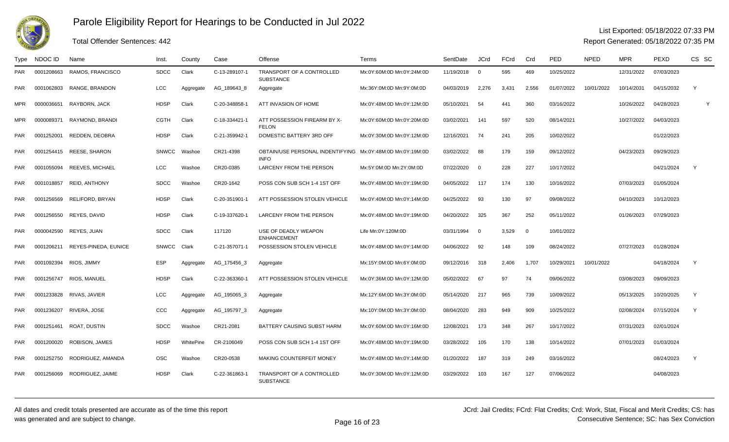# Parole Eligibility Report for Hearings to be Conducted in Jul 2022

Total Offender Sentences: 442

List Exported: 05/18/2022 07:33 PM

Report Generated: 05/18/2022 07:35 PM

| Type | NDOC ID | Name | Inst. | County | Case | Offense | Terms | SentDate | JCrd | FCrd | Crd | PED | NPED | MPR | PEXD | CS | SC |
|---|---|---|---|---|---|---|---|---|---|---|---|---|---|---|---|---|---|
| PAR | 0001208663 | RAMOS, FRANCISCO | SDCC | Clark | C-13-289107-1 | TRANSPORT OF A CONTROLLED SUBSTANCE | Mx:0Y:60M:0D Mn:0Y:24M:0D | 11/19/2018 | 0 | 595 | 469 | 10/25/2022 | | 12/31/2022 | 07/03/2023 | | |
| PAR | 0001062803 | RANGE, BRANDON | LCC | Aggregate | AG_189643_8 | Aggregate | Mx:36Y:0M:0D Mn:9Y:0M:0D | 04/03/2019 | 2,276 | 3,431 | 2,556 | 01/07/2022 | 10/01/2022 | 10/14/2031 | 04/15/2032 | Y | |
| MPR | 0000036651 | RAYBORN, JACK | HDSP | Clark | C-20-348858-1 | ATT INVASION OF HOME | Mx:0Y:48M:0D Mn:0Y:12M:0D | 05/10/2021 | 54 | 441 | 360 | 03/16/2022 | | 10/26/2022 | 04/28/2023 | | Y |
| MPR | 0000089371 | RAYMOND, BRANDI | CGTH | Clark | C-18-334421-1 | ATT POSSESSION FIREARM BY X-FELON | Mx:0Y:60M:0D Mn:0Y:20M:0D | 03/02/2021 | 141 | 597 | 520 | 08/14/2021 | | 10/27/2022 | 04/03/2023 | | |
| PAR | 0001252001 | REDDEN, DEOBRA | HDSP | Clark | C-21-359942-1 | DOMESTIC BATTERY 3RD OFF | Mx:0Y:30M:0D Mn:0Y:12M:0D | 12/16/2021 | 74 | 241 | 205 | 10/02/2022 | | | 01/22/2023 | | |
| PAR | 0001254415 | REESE, SHARON | SNWCC | Washoe | CR21-4398 | OBTAIN/USE PERSONAL INDENTIFYING INFO | Mx:0Y:48M:0D Mn:0Y:19M:0D | 03/02/2022 | 88 | 179 | 159 | 09/12/2022 | | 04/23/2023 | 09/29/2023 | | |
| PAR | 0001055094 | REEVES, MICHAEL | LCC | Washoe | CR20-0385 | LARCENY FROM THE PERSON | Mx:5Y:0M:0D Mn:2Y:0M:0D | 07/22/2020 | 0 | 228 | 227 | 10/17/2022 | | | 04/21/2024 | Y | |
| PAR | 0001018857 | REID, ANTHONY | SDCC | Washoe | CR20-1642 | POSS CON SUB SCH 1-4 1ST OFF | Mx:0Y:48M:0D Mn:0Y:19M:0D | 04/05/2022 | 117 | 174 | 130 | 10/16/2022 | | 07/03/2023 | 01/05/2024 | | |
| PAR | 0001256569 | RELIFORD, BRYAN | HDSP | Clark | C-20-351901-1 | ATT POSSESSION STOLEN VEHICLE | Mx:0Y:40M:0D Mn:0Y:14M:0D | 04/25/2022 | 93 | 130 | 97 | 09/08/2022 | | 04/10/2023 | 10/12/2023 | | |
| PAR | 0001256550 | REYES, DAVID | HDSP | Clark | C-19-337620-1 | LARCENY FROM THE PERSON | Mx:0Y:48M:0D Mn:0Y:19M:0D | 04/20/2022 | 325 | 367 | 252 | 05/11/2022 | | 01/26/2023 | 07/29/2023 | | |
| PAR | 0000042590 | REYES, JUAN | SDCC | Clark | 117120 | USE OF DEADLY WEAPON ENHANCEMENT | Life Mn:0Y:120M:0D | 03/31/1994 | 0 | 3,529 | 0 | 10/01/2022 | | | | | |
| PAR | 0001206211 | REYES-PINEDA, EUNICE | SNWCC | Clark | C-21-357071-1 | POSSESSION STOLEN VEHICLE | Mx:0Y:48M:0D Mn:0Y:14M:0D | 04/06/2022 | 92 | 148 | 109 | 08/24/2022 | | 07/27/2023 | 01/28/2024 | | |
| PAR | 0001092394 | RIOS, JIMMY | ESP | Aggregate | AG_175456_3 | Aggregate | Mx:15Y:0M:0D Mn:6Y:0M:0D | 09/12/2016 | 318 | 2,406 | 1,707 | 10/29/2021 | 10/01/2022 | | 04/18/2024 | Y | |
| PAR | 0001256747 | RIOS, MANUEL | HDSP | Clark | C-22-363360-1 | ATT POSSESSION STOLEN VEHICLE | Mx:0Y:36M:0D Mn:0Y:12M:0D | 05/02/2022 | 67 | 97 | 74 | 09/06/2022 | | 03/08/2023 | 09/09/2023 | | |
| PAR | 0001233828 | RIVAS, JAVIER | LCC | Aggregate | AG_195065_3 | Aggregate | Mx:12Y:6M:0D Mn:3Y:0M:0D | 05/14/2020 | 217 | 965 | 739 | 10/09/2022 | | 05/13/2025 | 10/20/2025 | Y | |
| PAR | 0001236207 | RIVERA, JOSE | CCC | Aggregate | AG_195797_3 | Aggregate | Mx:10Y:0M:0D Mn:3Y:0M:0D | 08/04/2020 | 283 | 949 | 909 | 10/25/2022 | | 02/08/2024 | 07/15/2024 | Y | |
| PAR | 0001251461 | ROAT, DUSTIN | SDCC | Washoe | CR21-2081 | BATTERY CAUSING SUBST HARM | Mx:0Y:60M:0D Mn:0Y:16M:0D | 12/08/2021 | 173 | 348 | 267 | 10/17/2022 | | 07/31/2023 | 02/01/2024 | | |
| PAR | 0001200020 | ROBISON, JAMES | HDSP | WhitePine | CR-2106049 | POSS CON SUB SCH 1-4 1ST OFF | Mx:0Y:48M:0D Mn:0Y:19M:0D | 03/28/2022 | 105 | 170 | 138 | 10/14/2022 | | 07/01/2023 | 01/03/2024 | | |
| PAR | 0001252750 | RODRIGUEZ, AMANDA | OSC | Washoe | CR20-0538 | MAKING COUNTERFEIT MONEY | Mx:0Y:48M:0D Mn:0Y:14M:0D | 01/20/2022 | 187 | 319 | 249 | 03/16/2022 | | | 08/24/2023 | Y | |
| PAR | 0001256069 | RODRIGUEZ, JAIME | HDSP | Clark | C-22-361863-1 | TRANSPORT OF A CONTROLLED SUBSTANCE | Mx:0Y:30M:0D Mn:0Y:12M:0D | 03/29/2022 | 103 | 167 | 127 | 07/06/2022 | | | 04/08/2023 | | |

All dates and credit totals presented are accurate as of the time this report was generated and are subject to change.

JCrd: Jail Credits; FCrd: Flat Credits; Crd: Work, Stat, Fiscal and Merit Credits; CS: has Consecutive Sentence; SC: has Sex Conviction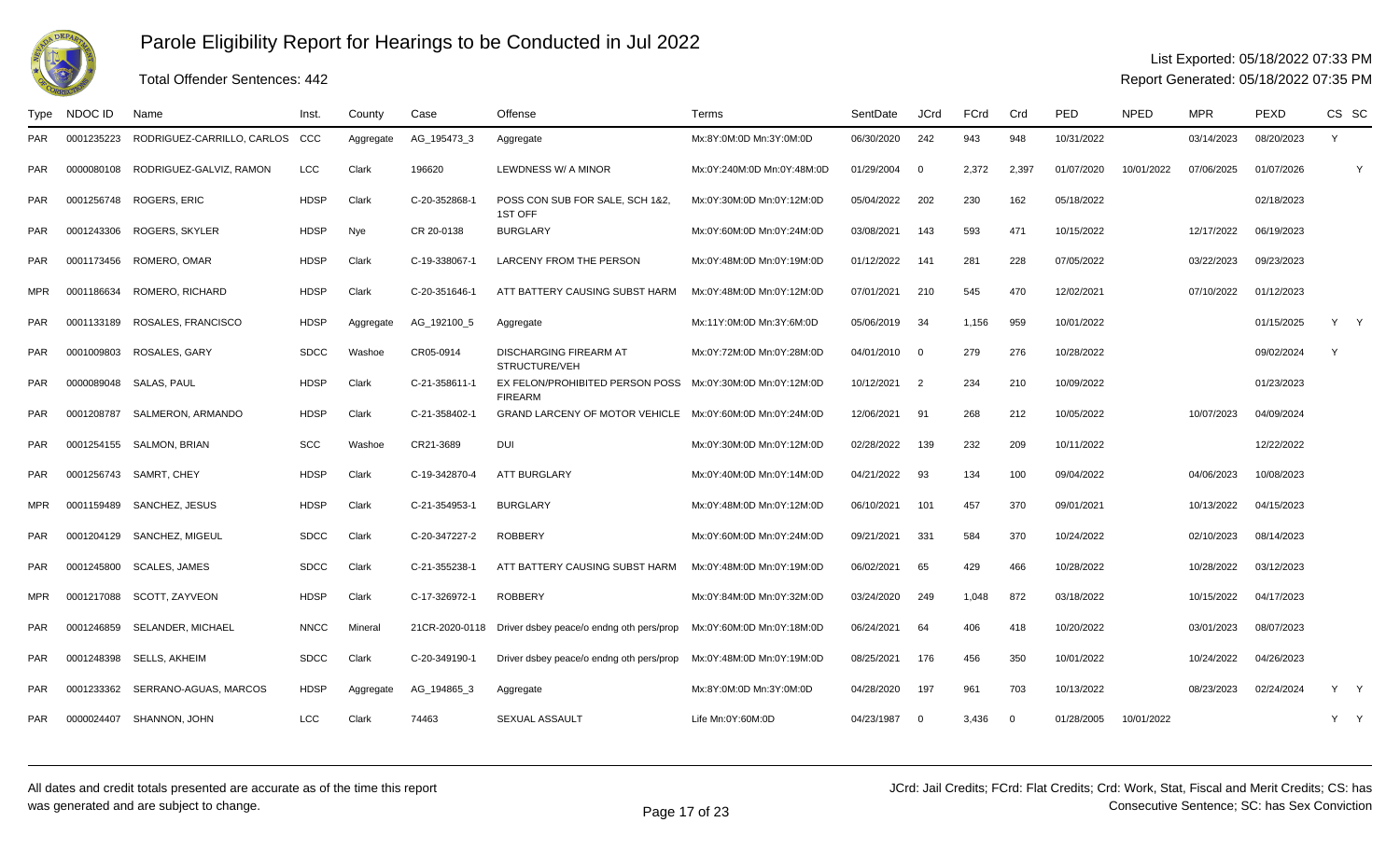# Parole Eligibility Report for Hearings to be Conducted in Jul 2022

Total Offender Sentences: 442

List Exported: 05/18/2022 07:33 PM

Report Generated: 05/18/2022 07:35 PM

| Type | NDOC ID | Name | Inst. | County | Case | Offense | Terms | SentDate | JCrd | FCrd | Crd | PED | NPED | MPR | PEXD | CS | SC |
|---|---|---|---|---|---|---|---|---|---|---|---|---|---|---|---|---|---|
| PAR | 0001235223 | RODRIGUEZ-CARRILLO, CARLOS | CCC | Aggregate | AG_195473_3 | Aggregate | Mx:8Y:0M:0D Mn:3Y:0M:0D | 06/30/2020 | 242 | 943 | 948 | 10/31/2022 | | 03/14/2023 | 08/20/2023 | Y | |
| PAR | 0000080108 | RODRIGUEZ-GALVIZ, RAMON | LCC | Clark | 196620 | LEWDNESS W/ A MINOR | Mx:0Y:240M:0D Mn:0Y:48M:0D | 01/29/2004 | 0 | 2,372 | 2,397 | 01/07/2020 | 10/01/2022 | 07/06/2025 | 01/07/2026 | | Y |
| PAR | 0001256748 | ROGERS, ERIC | HDSP | Clark | C-20-352868-1 | POSS CON SUB FOR SALE, SCH 1&2, 1ST OFF | Mx:0Y:30M:0D Mn:0Y:12M:0D | 05/04/2022 | 202 | 230 | 162 | 05/18/2022 | | | 02/18/2023 | | |
| PAR | 0001243306 | ROGERS, SKYLER | HDSP | Nye | CR 20-0138 | BURGLARY | Mx:0Y:60M:0D Mn:0Y:24M:0D | 03/08/2021 | 143 | 593 | 471 | 10/15/2022 | | 12/17/2022 | 06/19/2023 | | |
| PAR | 0001173456 | ROMERO, OMAR | HDSP | Clark | C-19-338067-1 | LARCENY FROM THE PERSON | Mx:0Y:48M:0D Mn:0Y:19M:0D | 01/12/2022 | 141 | 281 | 228 | 07/05/2022 | | 03/22/2023 | 09/23/2023 | | |
| MPR | 0001186634 | ROMERO, RICHARD | HDSP | Clark | C-20-351646-1 | ATT BATTERY CAUSING SUBST HARM | Mx:0Y:48M:0D Mn:0Y:12M:0D | 07/01/2021 | 210 | 545 | 470 | 12/02/2021 | | 07/10/2022 | 01/12/2023 | | |
| PAR | 0001133189 | ROSALES, FRANCISCO | HDSP | Aggregate | AG_192100_5 | Aggregate | Mx:11Y:0M:0D Mn:3Y:6M:0D | 05/06/2019 | 34 | 1,156 | 959 | 10/01/2022 | | | 01/15/2025 | Y | Y |
| PAR | 0001009803 | ROSALES, GARY | SDCC | Washoe | CR05-0914 | DISCHARGING FIREARM AT STRUCTURE/VEH | Mx:0Y:72M:0D Mn:0Y:28M:0D | 04/01/2010 | 0 | 279 | 276 | 10/28/2022 | | | 09/02/2024 | Y | |
| PAR | 0000089048 | SALAS, PAUL | HDSP | Clark | C-21-358611-1 | EX FELON/PROHIBITED PERSON POSS FIREARM | Mx:0Y:30M:0D Mn:0Y:12M:0D | 10/12/2021 | 2 | 234 | 210 | 10/09/2022 | | | 01/23/2023 | | |
| PAR | 0001208787 | SALMERON, ARMANDO | HDSP | Clark | C-21-358402-1 | GRAND LARCENY OF MOTOR VEHICLE | Mx:0Y:60M:0D Mn:0Y:24M:0D | 12/06/2021 | 91 | 268 | 212 | 10/05/2022 | | 10/07/2023 | 04/09/2024 | | |
| PAR | 0001254155 | SALMON, BRIAN | SCC | Washoe | CR21-3689 | DUI | Mx:0Y:30M:0D Mn:0Y:12M:0D | 02/28/2022 | 139 | 232 | 209 | 10/11/2022 | | | 12/22/2022 | | |
| PAR | 0001256743 | SAMRT, CHEY | HDSP | Clark | C-19-342870-4 | ATT BURGLARY | Mx:0Y:40M:0D Mn:0Y:14M:0D | 04/21/2022 | 93 | 134 | 100 | 09/04/2022 | | 04/06/2023 | 10/08/2023 | | |
| MPR | 0001159489 | SANCHEZ, JESUS | HDSP | Clark | C-21-354953-1 | BURGLARY | Mx:0Y:48M:0D Mn:0Y:12M:0D | 06/10/2021 | 101 | 457 | 370 | 09/01/2021 | | 10/13/2022 | 04/15/2023 | | |
| PAR | 0001204129 | SANCHEZ, MIGEUL | SDCC | Clark | C-20-347227-2 | ROBBERY | Mx:0Y:60M:0D Mn:0Y:24M:0D | 09/21/2021 | 331 | 584 | 370 | 10/24/2022 | | 02/10/2023 | 08/14/2023 | | |
| PAR | 0001245800 | SCALES, JAMES | SDCC | Clark | C-21-355238-1 | ATT BATTERY CAUSING SUBST HARM | Mx:0Y:48M:0D Mn:0Y:19M:0D | 06/02/2021 | 65 | 429 | 466 | 10/28/2022 | | 10/28/2022 | 03/12/2023 | | |
| MPR | 0001217088 | SCOTT, ZAYVEON | HDSP | Clark | C-17-326972-1 | ROBBERY | Mx:0Y:84M:0D Mn:0Y:32M:0D | 03/24/2020 | 249 | 1,048 | 872 | 03/18/2022 | | 10/15/2022 | 04/17/2023 | | |
| PAR | 0001246859 | SELANDER, MICHAEL | NNCC | Mineral | 21CR-2020-0118 | Driver dsbey peace/o endng oth pers/prop | Mx:0Y:60M:0D Mn:0Y:18M:0D | 06/24/2021 | 64 | 406 | 418 | 10/20/2022 | | 03/01/2023 | 08/07/2023 | | |
| PAR | 0001248398 | SELLS, AKHEIM | SDCC | Clark | C-20-349190-1 | Driver dsbey peace/o endng oth pers/prop | Mx:0Y:48M:0D Mn:0Y:19M:0D | 08/25/2021 | 176 | 456 | 350 | 10/01/2022 | | 10/24/2022 | 04/26/2023 | | |
| PAR | 0001233362 | SERRANO-AGUAS, MARCOS | HDSP | Aggregate | AG_194865_3 | Aggregate | Mx:8Y:0M:0D Mn:3Y:0M:0D | 04/28/2020 | 197 | 961 | 703 | 10/13/2022 | | 08/23/2023 | 02/24/2024 | Y | Y |
| PAR | 0000024407 | SHANNON, JOHN | LCC | Clark | 74463 | SEXUAL ASSAULT | Life Mn:0Y:60M:0D | 04/23/1987 | 0 | 3,436 | 0 | 01/28/2005 | 10/01/2022 | | | Y | Y |

All dates and credit totals presented are accurate as of the time this report was generated and are subject to change.

JCrd: Jail Credits; FCrd: Flat Credits; Crd: Work, Stat, Fiscal and Merit Credits; CS: has Consecutive Sentence; SC: has Sex Conviction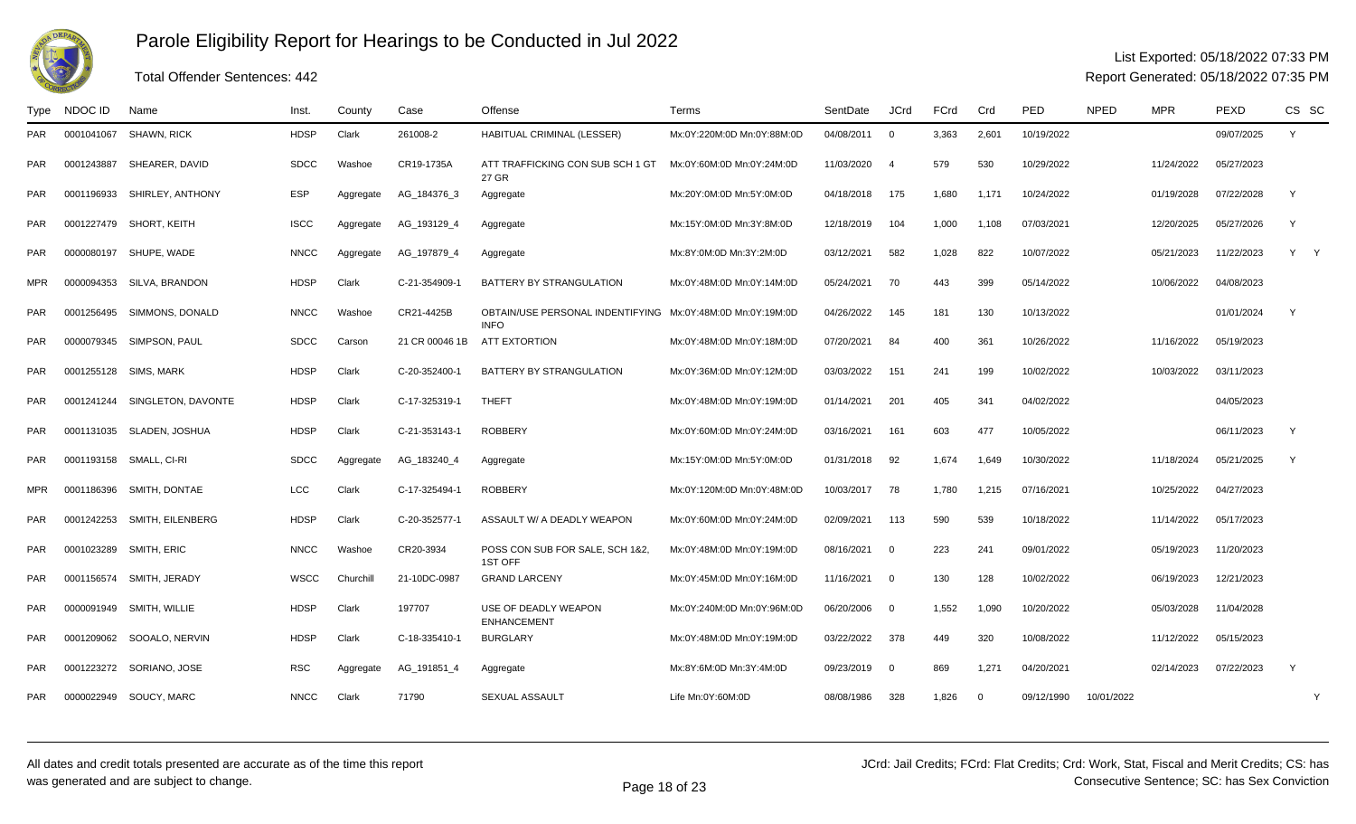# Parole Eligibility Report for Hearings to be Conducted in Jul 2022

Total Offender Sentences: 442

List Exported: 05/18/2022 07:33 PM

Report Generated: 05/18/2022 07:35 PM

| Type | NDOC ID | Name | Inst. | County | Case | Offense | Terms | SentDate | JCrd | FCrd | Crd | PED | NPED | MPR | PEXD | CS | SC |
|---|---|---|---|---|---|---|---|---|---|---|---|---|---|---|---|---|---|
| PAR | 0001041067 | SHAWN, RICK | HDSP | Clark | 261008-2 | HABITUAL CRIMINAL (LESSER) | Mx:0Y:220M:0D Mn:0Y:88M:0D | 04/08/2011 | 0 | 3,363 | 2,601 | 10/19/2022 | | | 09/07/2025 | Y | |
| PAR | 0001243887 | SHEARER, DAVID | SDCC | Washoe | CR19-1735A | ATT TRAFFICKING CON SUB SCH 1 GT 27 GR | Mx:0Y:60M:0D Mn:0Y:24M:0D | 11/03/2020 | 4 | 579 | 530 | 10/29/2022 | | 11/24/2022 | 05/27/2023 | | |
| PAR | 0001196933 | SHIRLEY, ANTHONY | ESP | Aggregate | AG_184376_3 | Aggregate | Mx:20Y:0M:0D Mn:5Y:0M:0D | 04/18/2018 | 175 | 1,680 | 1,171 | 10/24/2022 | | 01/19/2028 | 07/22/2028 | Y | |
| PAR | 0001227479 | SHORT, KEITH | ISCC | Aggregate | AG_193129_4 | Aggregate | Mx:15Y:0M:0D Mn:3Y:8M:0D | 12/18/2019 | 104 | 1,000 | 1,108 | 07/03/2021 | | 12/20/2025 | 05/27/2026 | Y | |
| PAR | 0000080197 | SHUPE, WADE | NNCC | Aggregate | AG_197879_4 | Aggregate | Mx:8Y:0M:0D Mn:3Y:2M:0D | 03/12/2021 | 582 | 1,028 | 822 | 10/07/2022 | | 05/21/2023 | 11/22/2023 | Y | Y |
| MPR | 0000094353 | SILVA, BRANDON | HDSP | Clark | C-21-354909-1 | BATTERY BY STRANGULATION | Mx:0Y:48M:0D Mn:0Y:14M:0D | 05/24/2021 | 70 | 443 | 399 | 05/14/2022 | | 10/06/2022 | 04/08/2023 | | |
| PAR | 0001256495 | SIMMONS, DONALD | NNCC | Washoe | CR21-4425B | OBTAIN/USE PERSONAL INDENTIFYING INFO | Mx:0Y:48M:0D Mn:0Y:19M:0D | 04/26/2022 | 145 | 181 | 130 | 10/13/2022 | | | 01/01/2024 | Y | |
| PAR | 0000079345 | SIMPSON, PAUL | SDCC | Carson | 21 CR 00046 1B | ATT EXTORTION | Mx:0Y:48M:0D Mn:0Y:18M:0D | 07/20/2021 | 84 | 400 | 361 | 10/26/2022 | | 11/16/2022 | 05/19/2023 | | |
| PAR | 0001255128 | SIMS, MARK | HDSP | Clark | C-20-352400-1 | BATTERY BY STRANGULATION | Mx:0Y:36M:0D Mn:0Y:12M:0D | 03/03/2022 | 151 | 241 | 199 | 10/02/2022 | | 10/03/2022 | 03/11/2023 | | |
| PAR | 0001241244 | SINGLETON, DAVONTE | HDSP | Clark | C-17-325319-1 | THEFT | Mx:0Y:48M:0D Mn:0Y:19M:0D | 01/14/2021 | 201 | 405 | 341 | 04/02/2022 | | | 04/05/2023 | | |
| PAR | 0001131035 | SLADEN, JOSHUA | HDSP | Clark | C-21-353143-1 | ROBBERY | Mx:0Y:60M:0D Mn:0Y:24M:0D | 03/16/2021 | 161 | 603 | 477 | 10/05/2022 | | | 06/11/2023 | Y | |
| PAR | 0001193158 | SMALL, CI-RI | SDCC | Aggregate | AG_183240_4 | Aggregate | Mx:15Y:0M:0D Mn:5Y:0M:0D | 01/31/2018 | 92 | 1,674 | 1,649 | 10/30/2022 | | 11/18/2024 | 05/21/2025 | Y | |
| MPR | 0001186396 | SMITH, DONTAE | LCC | Clark | C-17-325494-1 | ROBBERY | Mx:0Y:120M:0D Mn:0Y:48M:0D | 10/03/2017 | 78 | 1,780 | 1,215 | 07/16/2021 | | 10/25/2022 | 04/27/2023 | | |
| PAR | 0001242253 | SMITH, EILENBERG | HDSP | Clark | C-20-352577-1 | ASSAULT W/ A DEADLY WEAPON | Mx:0Y:60M:0D Mn:0Y:24M:0D | 02/09/2021 | 113 | 590 | 539 | 10/18/2022 | | 11/14/2022 | 05/17/2023 | | |
| PAR | 0001023289 | SMITH, ERIC | NNCC | Washoe | CR20-3934 | POSS CON SUB FOR SALE, SCH 1&2, 1ST OFF | Mx:0Y:48M:0D Mn:0Y:19M:0D | 08/16/2021 | 0 | 223 | 241 | 09/01/2022 | | 05/19/2023 | 11/20/2023 | | |
| PAR | 0001156574 | SMITH, JERADY | WSCC | Churchill | 21-10DC-0987 | GRAND LARCENY | Mx:0Y:45M:0D Mn:0Y:16M:0D | 11/16/2021 | 0 | 130 | 128 | 10/02/2022 | | 06/19/2023 | 12/21/2023 | | |
| PAR | 0000091949 | SMITH, WILLIE | HDSP | Clark | 197707 | USE OF DEADLY WEAPON ENHANCEMENT | Mx:0Y:240M:0D Mn:0Y:96M:0D | 06/20/2006 | 0 | 1,552 | 1,090 | 10/20/2022 | | 05/03/2028 | 11/04/2028 | | |
| PAR | 0001209062 | SOOALO, NERVIN | HDSP | Clark | C-18-335410-1 | BURGLARY | Mx:0Y:48M:0D Mn:0Y:19M:0D | 03/22/2022 | 378 | 449 | 320 | 10/08/2022 | | 11/12/2022 | 05/15/2023 | | |
| PAR | 0001223272 | SORIANO, JOSE | RSC | Aggregate | AG_191851_4 | Aggregate | Mx:8Y:6M:0D Mn:3Y:4M:0D | 09/23/2019 | 0 | 869 | 1,271 | 04/20/2021 | | 02/14/2023 | 07/22/2023 | Y | |
| PAR | 0000022949 | SOUCY, MARC | NNCC | Clark | 71790 | SEXUAL ASSAULT | Life Mn:0Y:60M:0D | 08/08/1986 | 328 | 1,826 | 0 | 09/12/1990 | 10/01/2022 | | | | Y |

All dates and credit totals presented are accurate as of the time this report was generated and are subject to change.

JCrd: Jail Credits; FCrd: Flat Credits; Crd: Work, Stat, Fiscal and Merit Credits; CS: has Consecutive Sentence; SC: has Sex Conviction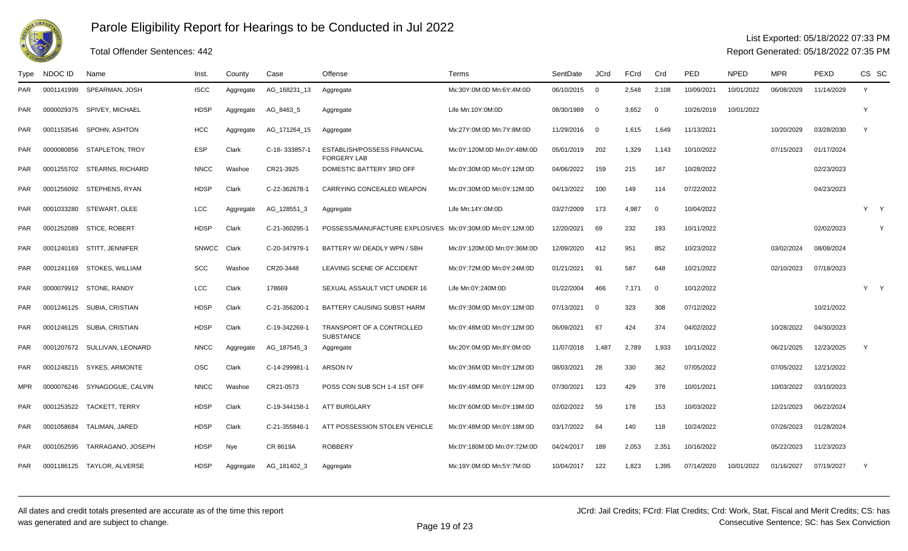# Parole Eligibility Report for Hearings to be Conducted in Jul 2022

Total Offender Sentences: 442

List Exported: 05/18/2022 07:33 PM
Report Generated: 05/18/2022 07:35 PM

| Type | NDOC ID | Name | Inst. | County | Case | Offense | Terms | SentDate | JCrd | FCrd | Crd | PED | NPED | MPR | PEXD | CS | SC |
|---|---|---|---|---|---|---|---|---|---|---|---|---|---|---|---|---|---|
| PAR | 0001141999 | SPEARMAN, JOSH | ISCC | Aggregate | AG_168231_13 | Aggregate | Mx:30Y:0M:0D Mn:6Y:4M:0D | 06/10/2015 | 0 | 2,548 | 2,108 | 10/09/2021 | 10/01/2022 | 06/08/2029 | 11/14/2029 | Y | |
| PAR | 0000029375 | SPIVEY, MICHAEL | HDSP | Aggregate | AG_8463_5 | Aggregate | Life Mn:10Y:0M:0D | 08/30/1989 | 0 | 3,652 | 0 | 10/26/2019 | 10/01/2022 | | | Y | |
| PAR | 0001153546 | SPOHN, ASHTON | HCC | Aggregate | AG_171264_15 | Aggregate | Mx:27Y:0M:0D Mn:7Y:8M:0D | 11/29/2016 | 0 | 1,615 | 1,649 | 11/13/2021 | | 10/20/2029 | 03/28/2030 | Y | |
| PAR | 0000080856 | STAPLETON, TROY | ESP | Clark | C-18- 333857-1 | ESTABLISH/POSSESS FINANCIAL FORGERY LAB | Mx:0Y:120M:0D Mn:0Y:48M:0D | 05/01/2019 | 202 | 1,329 | 1,143 | 10/10/2022 | | 07/15/2023 | 01/17/2024 | | |
| PAR | 0001255702 | STEARNS, RICHARD | NNCC | Washoe | CR21-3925 | DOMESTIC BATTERY 3RD OFF | Mx:0Y:30M:0D Mn:0Y:12M:0D | 04/06/2022 | 159 | 215 | 167 | 10/28/2022 | | | 02/23/2023 | | |
| PAR | 0001256092 | STEPHENS, RYAN | HDSP | Clark | C-22-362678-1 | CARRYING CONCEALED WEAPON | Mx:0Y:30M:0D Mn:0Y:12M:0D | 04/13/2022 | 100 | 149 | 114 | 07/22/2022 | | | 04/23/2023 | | |
| PAR | 0001033280 | STEWART, OLEE | LCC | Aggregate | AG_128551_3 | Aggregate | Life Mn:14Y:0M:0D | 03/27/2009 | 173 | 4,987 | 0 | 10/04/2022 | | | | Y | Y |
| PAR | 0001252089 | STICE, ROBERT | HDSP | Clark | C-21-360295-1 | POSSESS/MANUFACTURE EXPLOSIVES | Mx:0Y:30M:0D Mn:0Y:12M:0D | 12/20/2021 | 69 | 232 | 193 | 10/11/2022 | | | 02/02/2023 | | Y |
| PAR | 0001240183 | STITT, JENNIFER | SNWCC | Clark | C-20-347979-1 | BATTERY W/ DEADLY WPN / SBH | Mx:0Y:120M:0D Mn:0Y:36M:0D | 12/09/2020 | 412 | 951 | 852 | 10/23/2022 | | 03/02/2024 | 08/08/2024 | | |
| PAR | 0001241169 | STOKES, WILLIAM | SCC | Washoe | CR20-3448 | LEAVING SCENE OF ACCIDENT | Mx:0Y:72M:0D Mn:0Y:24M:0D | 01/21/2021 | 91 | 587 | 648 | 10/21/2022 | | 02/10/2023 | 07/18/2023 | | |
| PAR | 0000079912 | STONE, RANDY | LCC | Clark | 178669 | SEXUAL ASSAULT VICT UNDER 16 | Life Mn:0Y:240M:0D | 01/22/2004 | 466 | 7,171 | 0 | 10/12/2022 | | | | Y | Y |
| PAR | 0001246125 | SUBIA, CRISTIAN | HDSP | Clark | C-21-356200-1 | BATTERY CAUSING SUBST HARM | Mx:0Y:30M:0D Mn:0Y:12M:0D | 07/13/2021 | 0 | 323 | 308 | 07/12/2022 | | | 10/21/2022 | | |
| PAR | 0001246125 | SUBIA, CRISTIAN | HDSP | Clark | C-19-342269-1 | TRANSPORT OF A CONTROLLED SUBSTANCE | Mx:0Y:48M:0D Mn:0Y:12M:0D | 06/09/2021 | 67 | 424 | 374 | 04/02/2022 | | 10/28/2022 | 04/30/2023 | | |
| PAR | 0001207672 | SULLIVAN, LEONARD | NNCC | Aggregate | AG_187545_3 | Aggregate | Mx:20Y:0M:0D Mn:8Y:0M:0D | 11/07/2018 | 1,487 | 2,789 | 1,933 | 10/11/2022 | | 06/21/2025 | 12/23/2025 | Y | |
| PAR | 0001248215 | SYKES, ARMONTE | OSC | Clark | C-14-299981-1 | ARSON IV | Mx:0Y:36M:0D Mn:0Y:12M:0D | 08/03/2021 | 28 | 330 | 362 | 07/05/2022 | | 07/05/2022 | 12/21/2022 | | |
| MPR | 0000076246 | SYNAGOGUE, CALVIN | NNCC | Washoe | CR21-0573 | POSS CON SUB SCH 1-4 1ST OFF | Mx:0Y:48M:0D Mn:0Y:12M:0D | 07/30/2021 | 123 | 429 | 378 | 10/01/2021 | | 10/03/2022 | 03/10/2023 | | |
| PAR | 0001253522 | TACKETT, TERRY | HDSP | Clark | C-19-344158-1 | ATT BURGLARY | Mx:0Y:60M:0D Mn:0Y:19M:0D | 02/02/2022 | 59 | 178 | 153 | 10/03/2022 | | 12/21/2023 | 06/22/2024 | | |
| PAR | 0001058684 | TALIMAN, JARED | HDSP | Clark | C-21-355846-1 | ATT POSSESSION STOLEN VEHICLE | Mx:0Y:48M:0D Mn:0Y:18M:0D | 03/17/2022 | 64 | 140 | 118 | 10/24/2022 | | 07/26/2023 | 01/28/2024 | | |
| PAR | 0001052595 | TARRAGANO, JOSEPH | HDSP | Nye | CR 8619A | ROBBERY | Mx:0Y:180M:0D Mn:0Y:72M:0D | 04/24/2017 | 189 | 2,053 | 2,351 | 10/16/2022 | | 05/22/2023 | 11/23/2023 | | |
| PAR | 0001186125 | TAYLOR, ALVERSE | HDSP | Aggregate | AG_181402_3 | Aggregate | Mx:19Y:0M:0D Mn:5Y:7M:0D | 10/04/2017 | 122 | 1,823 | 1,395 | 07/14/2020 | 10/01/2022 | 01/16/2027 | 07/19/2027 | Y | |

All dates and credit totals presented are accurate as of the time this report was generated and are subject to change.

JCrd: Jail Credits; FCrd: Flat Credits; Crd: Work, Stat, Fiscal and Merit Credits; CS: has Consecutive Sentence; SC: has Sex Conviction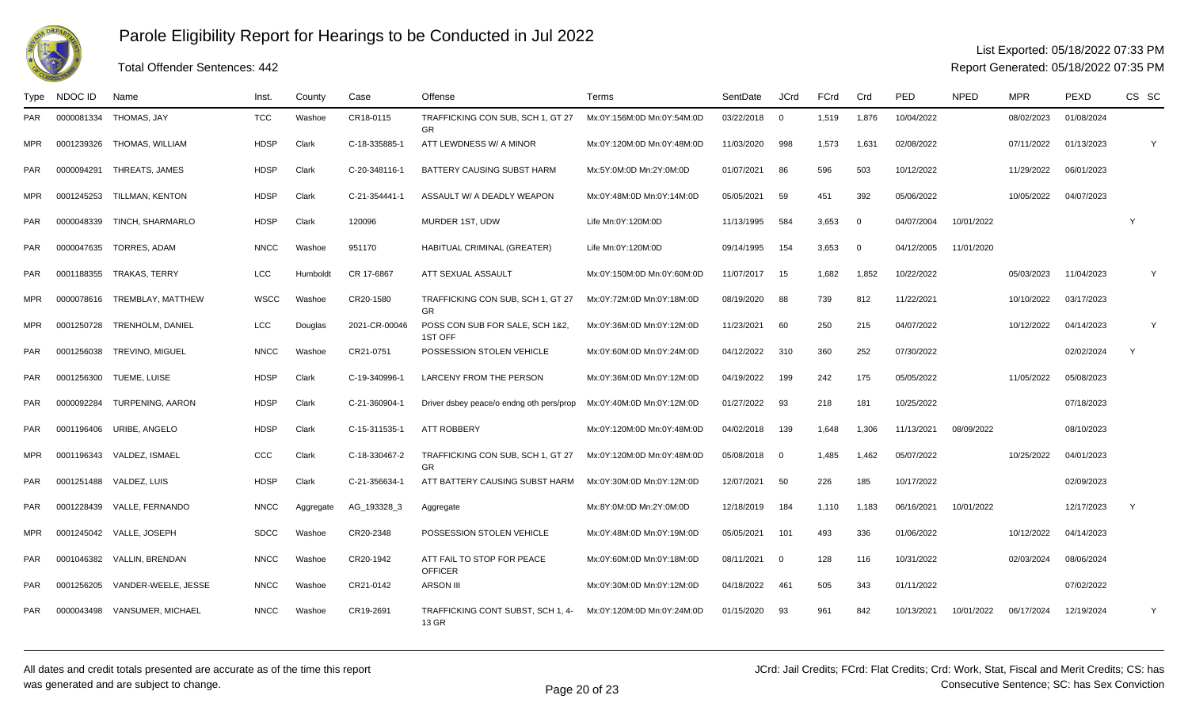# Parole Eligibility Report for Hearings to be Conducted in Jul 2022

Total Offender Sentences: 442

List Exported: 05/18/2022 07:33 PM

Report Generated: 05/18/2022 07:35 PM

| Type | NDOC ID | Name | Inst. | County | Case | Offense | Terms | SentDate | JCrd | FCrd | Crd | PED | NPED | MPR | PEXD | CS | SC |
|---|---|---|---|---|---|---|---|---|---|---|---|---|---|---|---|---|---|
| PAR | 0000081334 | THOMAS, JAY | TCC | Washoe | CR18-0115 | TRAFFICKING CON SUB, SCH 1, GT 27 GR | Mx:0Y:156M:0D Mn:0Y:54M:0D | 03/22/2018 | 0 | 1,519 | 1,876 | 10/04/2022 | | 08/02/2023 | 01/08/2024 | | |
| MPR | 0001239326 | THOMAS, WILLIAM | HDSP | Clark | C-18-335885-1 | ATT LEWDNESS W/ A MINOR | Mx:0Y:120M:0D Mn:0Y:48M:0D | 11/03/2020 | 998 | 1,573 | 1,631 | 02/08/2022 | | 07/11/2022 | 01/13/2023 | | Y |
| PAR | 0000094291 | THREATS, JAMES | HDSP | Clark | C-20-348116-1 | BATTERY CAUSING SUBST HARM | Mx:5Y:0M:0D Mn:2Y:0M:0D | 01/07/2021 | 86 | 596 | 503 | 10/12/2022 | | 11/29/2022 | 06/01/2023 | | |
| MPR | 0001245253 | TILLMAN, KENTON | HDSP | Clark | C-21-354441-1 | ASSAULT W/ A DEADLY WEAPON | Mx:0Y:48M:0D Mn:0Y:14M:0D | 05/05/2021 | 59 | 451 | 392 | 05/06/2022 | | 10/05/2022 | 04/07/2023 | | |
| PAR | 0000048339 | TINCH, SHARMARLO | HDSP | Clark | 120096 | MURDER 1ST, UDW | Life Mn:0Y:120M:0D | 11/13/1995 | 584 | 3,653 | 0 | 04/07/2004 | 10/01/2022 | | | Y | |
| PAR | 0000047635 | TORRES, ADAM | NNCC | Washoe | 951170 | HABITUAL CRIMINAL (GREATER) | Life Mn:0Y:120M:0D | 09/14/1995 | 154 | 3,653 | 0 | 04/12/2005 | 11/01/2020 | | | | |
| PAR | 0001188355 | TRAKAS, TERRY | LCC | Humboldt | CR 17-6867 | ATT SEXUAL ASSAULT | Mx:0Y:150M:0D Mn:0Y:60M:0D | 11/07/2017 | 15 | 1,682 | 1,852 | 10/22/2022 | | 05/03/2023 | 11/04/2023 | | Y |
| MPR | 0000078616 | TREMBLAY, MATTHEW | WSCC | Washoe | CR20-1580 | TRAFFICKING CON SUB, SCH 1, GT 27 GR | Mx:0Y:72M:0D Mn:0Y:18M:0D | 08/19/2020 | 88 | 739 | 812 | 11/22/2021 | | 10/10/2022 | 03/17/2023 | | |
| MPR | 0001250728 | TRENHOLM, DANIEL | LCC | Douglas | 2021-CR-00046 | POSS CON SUB FOR SALE, SCH 1&2, 1ST OFF | Mx:0Y:36M:0D Mn:0Y:12M:0D | 11/23/2021 | 60 | 250 | 215 | 04/07/2022 | | 10/12/2022 | 04/14/2023 | | Y |
| PAR | 0001256038 | TREVINO, MIGUEL | NNCC | Washoe | CR21-0751 | POSSESSION STOLEN VEHICLE | Mx:0Y:60M:0D Mn:0Y:24M:0D | 04/12/2022 | 310 | 360 | 252 | 07/30/2022 | | | 02/02/2024 | Y | |
| PAR | 0001256300 | TUEME, LUISE | HDSP | Clark | C-19-340996-1 | LARCENY FROM THE PERSON | Mx:0Y:36M:0D Mn:0Y:12M:0D | 04/19/2022 | 199 | 242 | 175 | 05/05/2022 | | 11/05/2022 | 05/08/2023 | | |
| PAR | 0000092284 | TURPENING, AARON | HDSP | Clark | C-21-360904-1 | Driver dsbey peace/o endng oth pers/prop | Mx:0Y:40M:0D Mn:0Y:12M:0D | 01/27/2022 | 93 | 218 | 181 | 10/25/2022 | | | 07/18/2023 | | |
| PAR | 0001196406 | URIBE, ANGELO | HDSP | Clark | C-15-311535-1 | ATT ROBBERY | Mx:0Y:120M:0D Mn:0Y:48M:0D | 04/02/2018 | 139 | 1,648 | 1,306 | 11/13/2021 | 08/09/2022 | | 08/10/2023 | | |
| MPR | 0001196343 | VALDEZ, ISMAEL | CCC | Clark | C-18-330467-2 | TRAFFICKING CON SUB, SCH 1, GT 27 GR | Mx:0Y:120M:0D Mn:0Y:48M:0D | 05/08/2018 | 0 | 1,485 | 1,462 | 05/07/2022 | | 10/25/2022 | 04/01/2023 | | |
| PAR | 0001251488 | VALDEZ, LUIS | HDSP | Clark | C-21-356634-1 | ATT BATTERY CAUSING SUBST HARM | Mx:0Y:30M:0D Mn:0Y:12M:0D | 12/07/2021 | 50 | 226 | 185 | 10/17/2022 | | | 02/09/2023 | | |
| PAR | 0001228439 | VALLE, FERNANDO | NNCC | Aggregate | AG_193328_3 | Aggregate | Mx:8Y:0M:0D Mn:2Y:0M:0D | 12/18/2019 | 184 | 1,110 | 1,183 | 06/16/2021 | 10/01/2022 | | 12/17/2023 | Y | |
| MPR | 0001245042 | VALLE, JOSEPH | SDCC | Washoe | CR20-2348 | POSSESSION STOLEN VEHICLE | Mx:0Y:48M:0D Mn:0Y:19M:0D | 05/05/2021 | 101 | 493 | 336 | 01/06/2022 | | 10/12/2022 | 04/14/2023 | | |
| PAR | 0001046382 | VALLIN, BRENDAN | NNCC | Washoe | CR20-1942 | ATT FAIL TO STOP FOR PEACE OFFICER | Mx:0Y:60M:0D Mn:0Y:18M:0D | 08/11/2021 | 0 | 128 | 116 | 10/31/2022 | | 02/03/2024 | 08/06/2024 | | |
| PAR | 0001256205 | VANDER-WEELE, JESSE | NNCC | Washoe | CR21-0142 | ARSON III | Mx:0Y:30M:0D Mn:0Y:12M:0D | 04/18/2022 | 461 | 505 | 343 | 01/11/2022 | | | 07/02/2022 | | |
| PAR | 0000043498 | VANSUMER, MICHAEL | NNCC | Washoe | CR19-2691 | TRAFFICKING CONT SUBST, SCH 1, 4-13 GR | Mx:0Y:120M:0D Mn:0Y:24M:0D | 01/15/2020 | 93 | 961 | 842 | 10/13/2021 | 10/01/2022 | 06/17/2024 | 12/19/2024 | | Y |

All dates and credit totals presented are accurate as of the time this report was generated and are subject to change.

JCrd: Jail Credits; FCrd: Flat Credits; Crd: Work, Stat, Fiscal and Merit Credits; CS: has Consecutive Sentence; SC: has Sex Conviction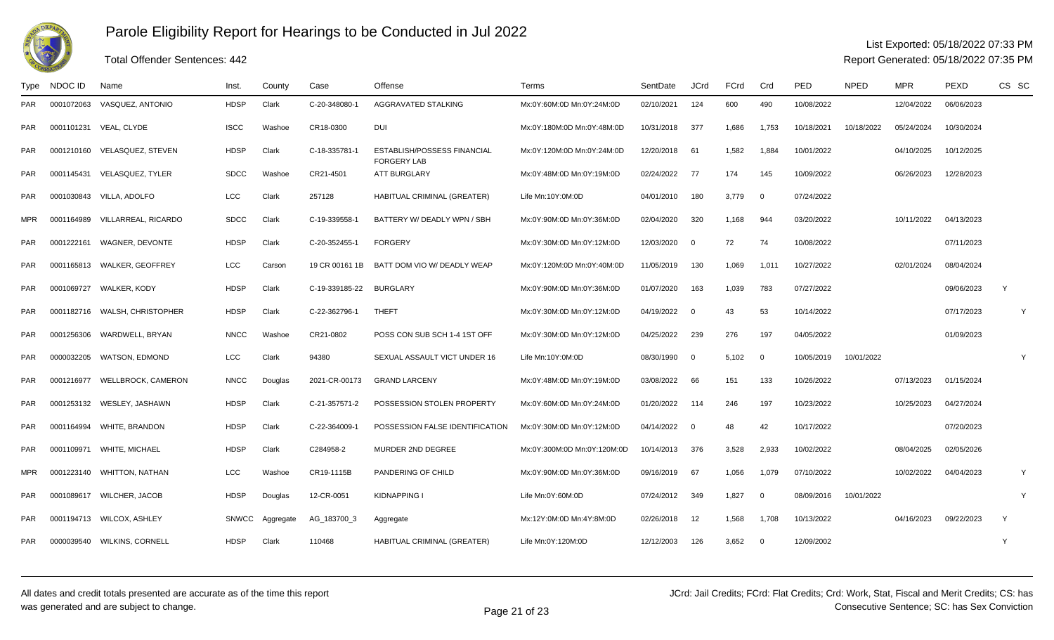# Parole Eligibility Report for Hearings to be Conducted in Jul 2022

Total Offender Sentences: 442

List Exported: 05/18/2022 07:33 PM
Report Generated: 05/18/2022 07:35 PM

| Type | NDOC ID | Name | Inst. | County | Case | Offense | Terms | SentDate | JCrd | FCrd | Crd | PED | NPED | MPR | PEXD | CS | SC |
|---|---|---|---|---|---|---|---|---|---|---|---|---|---|---|---|---|---|
| PAR | 0001072063 | VASQUEZ, ANTONIO | HDSP | Clark | C-20-348080-1 | AGGRAVATED STALKING | Mx:0Y:60M:0D Mn:0Y:24M:0D | 02/10/2021 | 124 | 600 | 490 | 10/08/2022 | | 12/04/2022 | 06/06/2023 | | |
| PAR | 0001101231 | VEAL, CLYDE | ISCC | Washoe | CR18-0300 | DUI | Mx:0Y:180M:0D Mn:0Y:48M:0D | 10/31/2018 | 377 | 1,686 | 1,753 | 10/18/2021 | 10/18/2022 | 05/24/2024 | 10/30/2024 | | |
| PAR | 0001210160 | VELASQUEZ, STEVEN | HDSP | Clark | C-18-335781-1 | ESTABLISH/POSSESS FINANCIAL FORGERY LAB | Mx:0Y:120M:0D Mn:0Y:24M:0D | 12/20/2018 | 61 | 1,582 | 1,884 | 10/01/2022 | | 04/10/2025 | 10/12/2025 | | |
| PAR | 0001145431 | VELASQUEZ, TYLER | SDCC | Washoe | CR21-4501 | ATT BURGLARY | Mx:0Y:48M:0D Mn:0Y:19M:0D | 02/24/2022 | 77 | 174 | 145 | 10/09/2022 | | 06/26/2023 | 12/28/2023 | | |
| PAR | 0001030843 | VILLA, ADOLFO | LCC | Clark | 257128 | HABITUAL CRIMINAL (GREATER) | Life Mn:10Y:0M:0D | 04/01/2010 | 180 | 3,779 | 0 | 07/24/2022 | | | | | |
| MPR | 0001164989 | VILLARREAL, RICARDO | SDCC | Clark | C-19-339558-1 | BATTERY W/ DEADLY WPN / SBH | Mx:0Y:90M:0D Mn:0Y:36M:0D | 02/04/2020 | 320 | 1,168 | 944 | 03/20/2022 | | 10/11/2022 | 04/13/2023 | | |
| PAR | 0001222161 | WAGNER, DEVONTE | HDSP | Clark | C-20-352455-1 | FORGERY | Mx:0Y:30M:0D Mn:0Y:12M:0D | 12/03/2020 | 0 | 72 | 74 | 10/08/2022 | | | 07/11/2023 | | |
| PAR | 0001165813 | WALKER, GEOFFREY | LCC | Carson | 19 CR 00161 1B | BATT DOM VIO W/ DEADLY WEAP | Mx:0Y:120M:0D Mn:0Y:40M:0D | 11/05/2019 | 130 | 1,069 | 1,011 | 10/27/2022 | | 02/01/2024 | 08/04/2024 | | |
| PAR | 0001069727 | WALKER, KODY | HDSP | Clark | C-19-339185-22 | BURGLARY | Mx:0Y:90M:0D Mn:0Y:36M:0D | 01/07/2020 | 163 | 1,039 | 783 | 07/27/2022 | | | 09/06/2023 | Y | |
| PAR | 0001182716 | WALSH, CHRISTOPHER | HDSP | Clark | C-22-362796-1 | THEFT | Mx:0Y:30M:0D Mn:0Y:12M:0D | 04/19/2022 | 0 | 43 | 53 | 10/14/2022 | | | 07/17/2023 | | Y |
| PAR | 0001256306 | WARDWELL, BRYAN | NNCC | Washoe | CR21-0802 | POSS CON SUB SCH 1-4 1ST OFF | Mx:0Y:30M:0D Mn:0Y:12M:0D | 04/25/2022 | 239 | 276 | 197 | 04/05/2022 | | | 01/09/2023 | | |
| PAR | 0000032205 | WATSON, EDMOND | LCC | Clark | 94380 | SEXUAL ASSAULT VICT UNDER 16 | Life Mn:10Y:0M:0D | 08/30/1990 | 0 | 5,102 | 0 | 10/05/2019 | 10/01/2022 | | | | Y |
| PAR | 0001216977 | WELLBROCK, CAMERON | NNCC | Douglas | 2021-CR-00173 | GRAND LARCENY | Mx:0Y:48M:0D Mn:0Y:19M:0D | 03/08/2022 | 66 | 151 | 133 | 10/26/2022 | | 07/13/2023 | 01/15/2024 | | |
| PAR | 0001253132 | WESLEY, JASHAWN | HDSP | Clark | C-21-357571-2 | POSSESSION STOLEN PROPERTY | Mx:0Y:60M:0D Mn:0Y:24M:0D | 01/20/2022 | 114 | 246 | 197 | 10/23/2022 | | 10/25/2023 | 04/27/2024 | | |
| PAR | 0001164994 | WHITE, BRANDON | HDSP | Clark | C-22-364009-1 | POSSESSION FALSE IDENTIFICATION | Mx:0Y:30M:0D Mn:0Y:12M:0D | 04/14/2022 | 0 | 48 | 42 | 10/17/2022 | | | 07/20/2023 | | |
| PAR | 0001109971 | WHITE, MICHAEL | HDSP | Clark | C284958-2 | MURDER 2ND DEGREE | Mx:0Y:300M:0D Mn:0Y:120M:0D | 10/14/2013 | 376 | 3,528 | 2,933 | 10/02/2022 | | 08/04/2025 | 02/05/2026 | | |
| MPR | 0001223140 | WHITTON, NATHAN | LCC | Washoe | CR19-1115B | PANDERING OF CHILD | Mx:0Y:90M:0D Mn:0Y:36M:0D | 09/16/2019 | 67 | 1,056 | 1,079 | 07/10/2022 | | 10/02/2022 | 04/04/2023 | | Y |
| PAR | 0001089617 | WILCHER, JACOB | HDSP | Douglas | 12-CR-0051 | KIDNAPPING I | Life Mn:0Y:60M:0D | 07/24/2012 | 349 | 1,827 | 0 | 08/09/2016 | 10/01/2022 | | | | Y |
| PAR | 0001194713 | WILCOX, ASHLEY | SNWCC | Aggregate | AG_183700_3 | Aggregate | Mx:12Y:0M:0D Mn:4Y:8M:0D | 02/26/2018 | 12 | 1,568 | 1,708 | 10/13/2022 | | 04/16/2023 | 09/22/2023 | Y | |
| PAR | 0000039540 | WILKINS, CORNELL | HDSP | Clark | 110468 | HABITUAL CRIMINAL (GREATER) | Life Mn:0Y:120M:0D | 12/12/2003 | 126 | 3,652 | 0 | 12/09/2002 | | | | Y | |

All dates and credit totals presented are accurate as of the time this report was generated and are subject to change.

JCrd: Jail Credits; FCrd: Flat Credits; Crd: Work, Stat, Fiscal and Merit Credits; CS: has Consecutive Sentence; SC: has Sex Conviction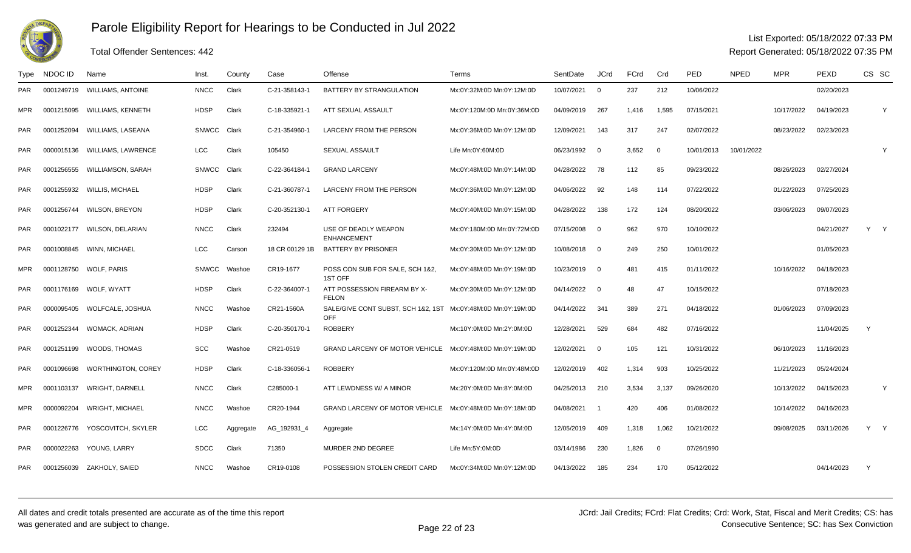# Parole Eligibility Report for Hearings to be Conducted in Jul 2022

Total Offender Sentences: 442

List Exported: 05/18/2022 07:33 PM

Report Generated: 05/18/2022 07:35 PM

| Type | NDOC ID | Name | Inst. | County | Case | Offense | Terms | SentDate | JCrd | FCrd | Crd | PED | NPED | MPR | PEXD | CS | SC |
|---|---|---|---|---|---|---|---|---|---|---|---|---|---|---|---|---|---|
| PAR | 0001249719 | WILLIAMS, ANTOINE | NNCC | Clark | C-21-358143-1 | BATTERY BY STRANGULATION | Mx:0Y:32M:0D Mn:0Y:12M:0D | 10/07/2021 | 0 | 237 | 212 | 10/06/2022 | | | 02/20/2023 | | |
| MPR | 0001215095 | WILLIAMS, KENNETH | HDSP | Clark | C-18-335921-1 | ATT SEXUAL ASSAULT | Mx:0Y:120M:0D Mn:0Y:36M:0D | 04/09/2019 | 267 | 1,416 | 1,595 | 07/15/2021 | | 10/17/2022 | 04/19/2023 | | Y |
| PAR | 0001252094 | WILLIAMS, LASEANA | SNWCC | Clark | C-21-354960-1 | LARCENY FROM THE PERSON | Mx:0Y:36M:0D Mn:0Y:12M:0D | 12/09/2021 | 143 | 317 | 247 | 02/07/2022 | | 08/23/2022 | 02/23/2023 | | |
| PAR | 0000015136 | WILLIAMS, LAWRENCE | LCC | Clark | 105450 | SEXUAL ASSAULT | Life Mn:0Y:60M:0D | 06/23/1992 | 0 | 3,652 | 0 | 10/01/2013 | 10/01/2022 | | | | Y |
| PAR | 0001256555 | WILLIAMSON, SARAH | SNWCC | Clark | C-22-364184-1 | GRAND LARCENY | Mx:0Y:48M:0D Mn:0Y:14M:0D | 04/28/2022 | 78 | 112 | 85 | 09/23/2022 | | 08/26/2023 | 02/27/2024 | | |
| PAR | 0001255932 | WILLIS, MICHAEL | HDSP | Clark | C-21-360787-1 | LARCENY FROM THE PERSON | Mx:0Y:36M:0D Mn:0Y:12M:0D | 04/06/2022 | 92 | 148 | 114 | 07/22/2022 | | 01/22/2023 | 07/25/2023 | | |
| PAR | 0001256744 | WILSON, BREYON | HDSP | Clark | C-20-352130-1 | ATT FORGERY | Mx:0Y:40M:0D Mn:0Y:15M:0D | 04/28/2022 | 138 | 172 | 124 | 08/20/2022 | | 03/06/2023 | 09/07/2023 | | |
| PAR | 0001022177 | WILSON, DELARIAN | NNCC | Clark | 232494 | USE OF DEADLY WEAPON ENHANCEMENT | Mx:0Y:180M:0D Mn:0Y:72M:0D | 07/15/2008 | 0 | 962 | 970 | 10/10/2022 | | | 04/21/2027 | Y | Y |
| PAR | 0001008845 | WINN, MICHAEL | LCC | Carson | 18 CR 00129 1B | BATTERY BY PRISONER | Mx:0Y:30M:0D Mn:0Y:12M:0D | 10/08/2018 | 0 | 249 | 250 | 10/01/2022 | | | 01/05/2023 | | |
| MPR | 0001128750 | WOLF, PARIS | SNWCC | Washoe | CR19-1677 | POSS CON SUB FOR SALE, SCH 1&2, 1ST OFF | Mx:0Y:48M:0D Mn:0Y:19M:0D | 10/23/2019 | 0 | 481 | 415 | 01/11/2022 | | 10/16/2022 | 04/18/2023 | | |
| PAR | 0001176169 | WOLF, WYATT | HDSP | Clark | C-22-364007-1 | ATT POSSESSION FIREARM BY X-FELON | Mx:0Y:30M:0D Mn:0Y:12M:0D | 04/14/2022 | 0 | 48 | 47 | 10/15/2022 | | | 07/18/2023 | | |
| PAR | 0000095405 | WOLFCALE, JOSHUA | NNCC | Washoe | CR21-1560A | SALE/GIVE CONT SUBST, SCH 1&2, 1ST OFF | Mx:0Y:48M:0D Mn:0Y:19M:0D | 04/14/2022 | 341 | 389 | 271 | 04/18/2022 | | 01/06/2023 | 07/09/2023 | | |
| PAR | 0001252344 | WOMACK, ADRIAN | HDSP | Clark | C-20-350170-1 | ROBBERY | Mx:10Y:0M:0D Mn:2Y:0M:0D | 12/28/2021 | 529 | 684 | 482 | 07/16/2022 | | | 11/04/2025 | Y | |
| PAR | 0001251199 | WOODS, THOMAS | SCC | Washoe | CR21-0519 | GRAND LARCENY OF MOTOR VEHICLE | Mx:0Y:48M:0D Mn:0Y:19M:0D | 12/02/2021 | 0 | 105 | 121 | 10/31/2022 | | 06/10/2023 | 11/16/2023 | | |
| PAR | 0001096698 | WORTHINGTON, COREY | HDSP | Clark | C-18-336056-1 | ROBBERY | Mx:0Y:120M:0D Mn:0Y:48M:0D | 12/02/2019 | 402 | 1,314 | 903 | 10/25/2022 | | 11/21/2023 | 05/24/2024 | | |
| MPR | 0001103137 | WRIGHT, DARNELL | NNCC | Clark | C285000-1 | ATT LEWDNESS W/ A MINOR | Mx:20Y:0M:0D Mn:8Y:0M:0D | 04/25/2013 | 210 | 3,534 | 3,137 | 09/26/2020 | | 10/13/2022 | 04/15/2023 | | Y |
| MPR | 0000092204 | WRIGHT, MICHAEL | NNCC | Washoe | CR20-1944 | GRAND LARCENY OF MOTOR VEHICLE | Mx:0Y:48M:0D Mn:0Y:18M:0D | 04/08/2021 | 1 | 420 | 406 | 01/08/2022 | | 10/14/2022 | 04/16/2023 | | |
| PAR | 0001226776 | YOSCOVITCH, SKYLER | LCC | Aggregate | AG_192931_4 | Aggregate | Mx:14Y:0M:0D Mn:4Y:0M:0D | 12/05/2019 | 409 | 1,318 | 1,062 | 10/21/2022 | | 09/08/2025 | 03/11/2026 | Y | Y |
| PAR | 0000022263 | YOUNG, LARRY | SDCC | Clark | 71350 | MURDER 2ND DEGREE | Life Mn:5Y:0M:0D | 03/14/1986 | 230 | 1,826 | 0 | 07/26/1990 | | | | | |
| PAR | 0001256039 | ZAKHOLY, SAIED | NNCC | Washoe | CR19-0108 | POSSESSION STOLEN CREDIT CARD | Mx:0Y:34M:0D Mn:0Y:12M:0D | 04/13/2022 | 185 | 234 | 170 | 05/12/2022 | | | 04/14/2023 | Y | |

All dates and credit totals presented are accurate as of the time this report was generated and are subject to change.

JCrd: Jail Credits; FCrd: Flat Credits; Crd: Work, Stat, Fiscal and Merit Credits; CS: has Consecutive Sentence; SC: has Sex Conviction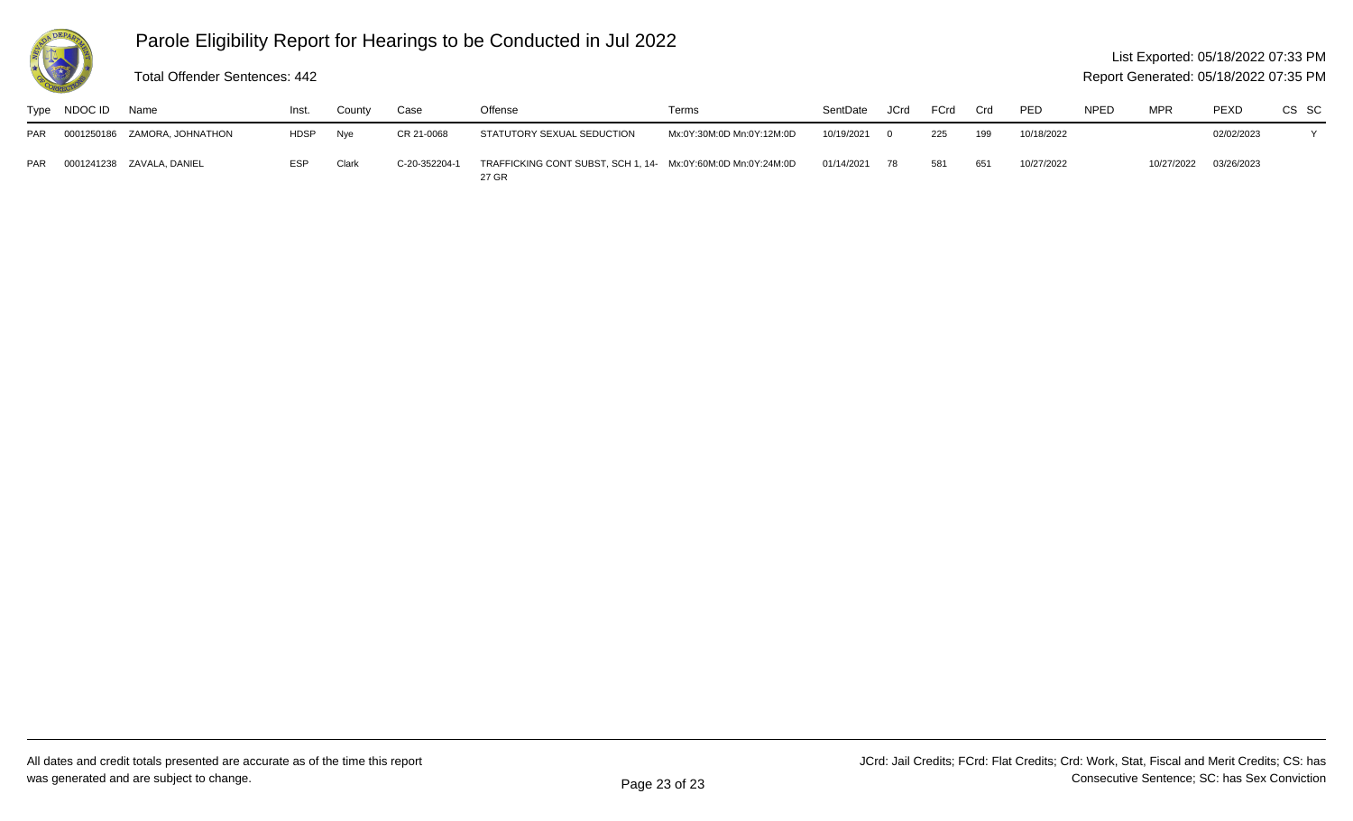# Parole Eligibility Report for Hearings to be Conducted in Jul 2022

Total Offender Sentences: 442

List Exported: 05/18/2022 07:33 PM
Report Generated: 05/18/2022 07:35 PM

| Type | NDOC ID | Name | Inst. | County | Case | Offense | Terms | SentDate | JCrd | FCrd | Crd | PED | NPED | MPR | PEXD | CS | SC |
|---|---|---|---|---|---|---|---|---|---|---|---|---|---|---|---|---|---|
| PAR | 0001250186 | ZAMORA, JOHNATHON | HDSP | Nye | CR 21-0068 | STATUTORY SEXUAL SEDUCTION | Mx:0Y:30M:0D Mn:0Y:12M:0D | 10/19/2021 | 0 | 225 | 199 | 10/18/2022 | | | 02/02/2023 | | Y |
| PAR | 0001241238 | ZAVALA, DANIEL | ESP | Clark | C-20-352204-1 | TRAFFICKING CONT SUBST, SCH 1, 14-27 GR | Mx:0Y:60M:0D Mn:0Y:24M:0D | 01/14/2021 | 78 | 581 | 651 | 10/27/2022 | | 10/27/2022 | 03/26/2023 | | |

All dates and credit totals presented are accurate as of the time this report was generated and are subject to change.

JCrd: Jail Credits; FCrd: Flat Credits; Crd: Work, Stat, Fiscal and Merit Credits; CS: has Consecutive Sentence; SC: has Sex Conviction